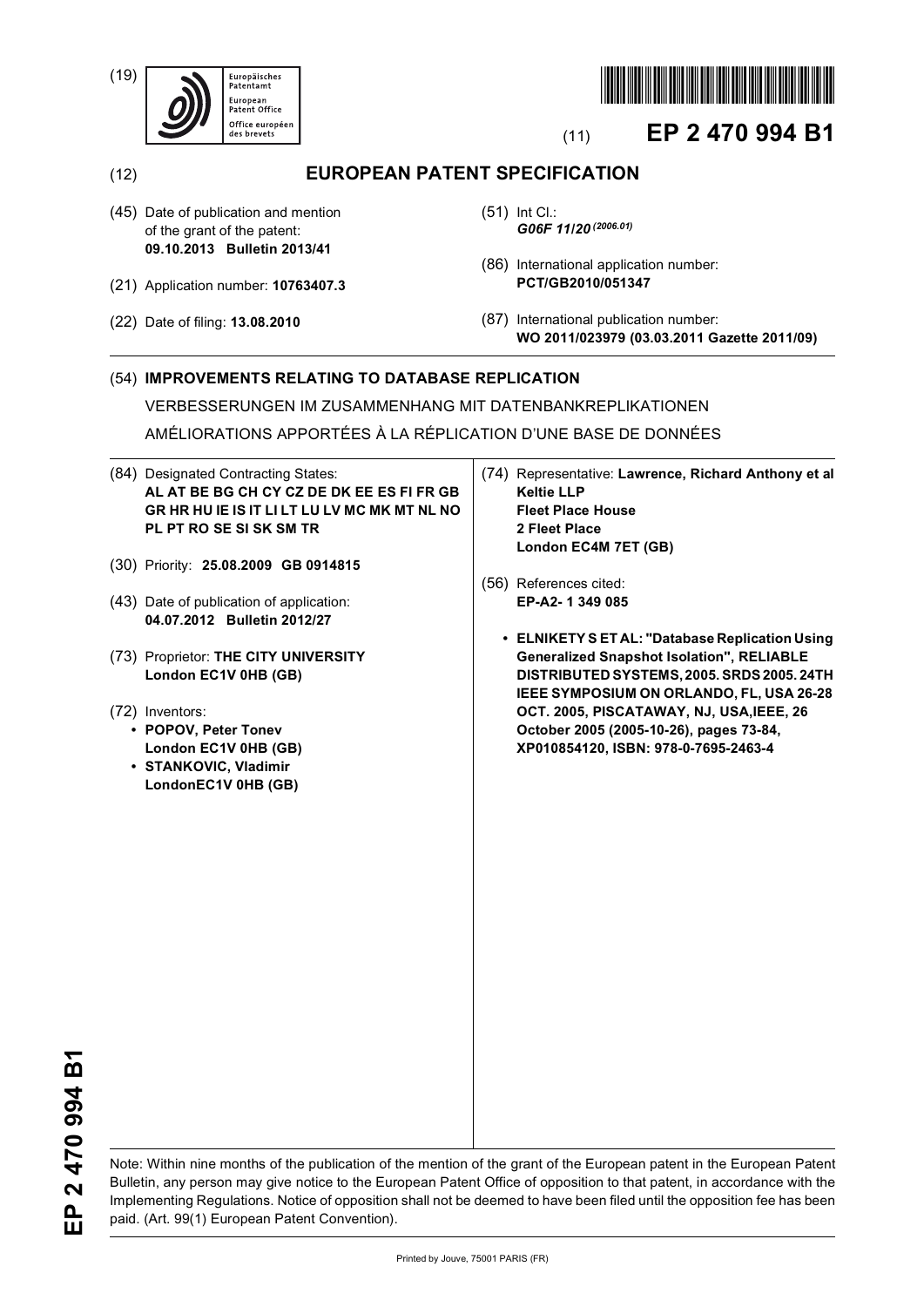(19) Europäisches Patentamt
European Patent Office
Office européen des brevets

(11) **EP 2 470 994 B1**

(12) **EUROPEAN PATENT SPECIFICATION**

(45) Date of publication and mention of the grant of the patent:
**09.10.2013 Bulletin 2013/41**

(21) Application number: **10763407.3**

(22) Date of filing: **13.08.2010**

(51) Int Cl.:
***G06F 11/20*** *(2006.01)*

(86) International application number:
**PCT/GB2010/051347**

(87) International publication number:
**WO 2011/023979 (03.03.2011 Gazette 2011/09)**

(54) **IMPROVEMENTS RELATING TO DATABASE REPLICATION**

VERBESSERUNGEN IM ZUSAMMENHANG MIT DATENBANKREPLIKATIONEN

AMÉLIORATIONS APPORTÉES À LA RÉPLICATION D'UNE BASE DE DONNÉES

(84) Designated Contracting States:
**AL AT BE BG CH CY CZ DE DK EE ES FI FR GB GR HR HU IE IS IT LI LT LU LV MC MK MT NL NO PL PT RO SE SI SK SM TR**

(30) Priority: **25.08.2009 GB 0914815**

(43) Date of publication of application:
**04.07.2012 Bulletin 2012/27**

(73) Proprietor: **THE CITY UNIVERSITY**
**London EC1V 0HB (GB)**

(72) Inventors:
- **POPOV, Peter Tonev**
  **London EC1V 0HB (GB)**
- **STANKOVIC, Vladimir**
  **LondonEC1V 0HB (GB)**

(74) Representative: **Lawrence, Richard Anthony et al**
**Keltie LLP**
**Fleet Place House**
**2 Fleet Place**
**London EC4M 7ET (GB)**

(56) References cited:
**EP-A2- 1 349 085**

- **ELNIKETY S ET AL: "Database Replication Using Generalized Snapshot Isolation", RELIABLE DISTRIBUTED SYSTEMS, 2005. SRDS 2005. 24TH IEEE SYMPOSIUM ON ORLANDO, FL, USA 26-28 OCT. 2005, PISCATAWAY, NJ, USA,IEEE, 26 October 2005 (2005-10-26), pages 73-84, XP010854120, ISBN: 978-0-7695-2463-4**

Note: Within nine months of the publication of the mention of the grant of the European patent in the European Patent Bulletin, any person may give notice to the European Patent Office of opposition to that patent, in accordance with the Implementing Regulations. Notice of opposition shall not be deemed to have been filed until the opposition fee has been paid. (Art. 99(1) European Patent Convention).

Printed by Jouve, 75001 PARIS (FR)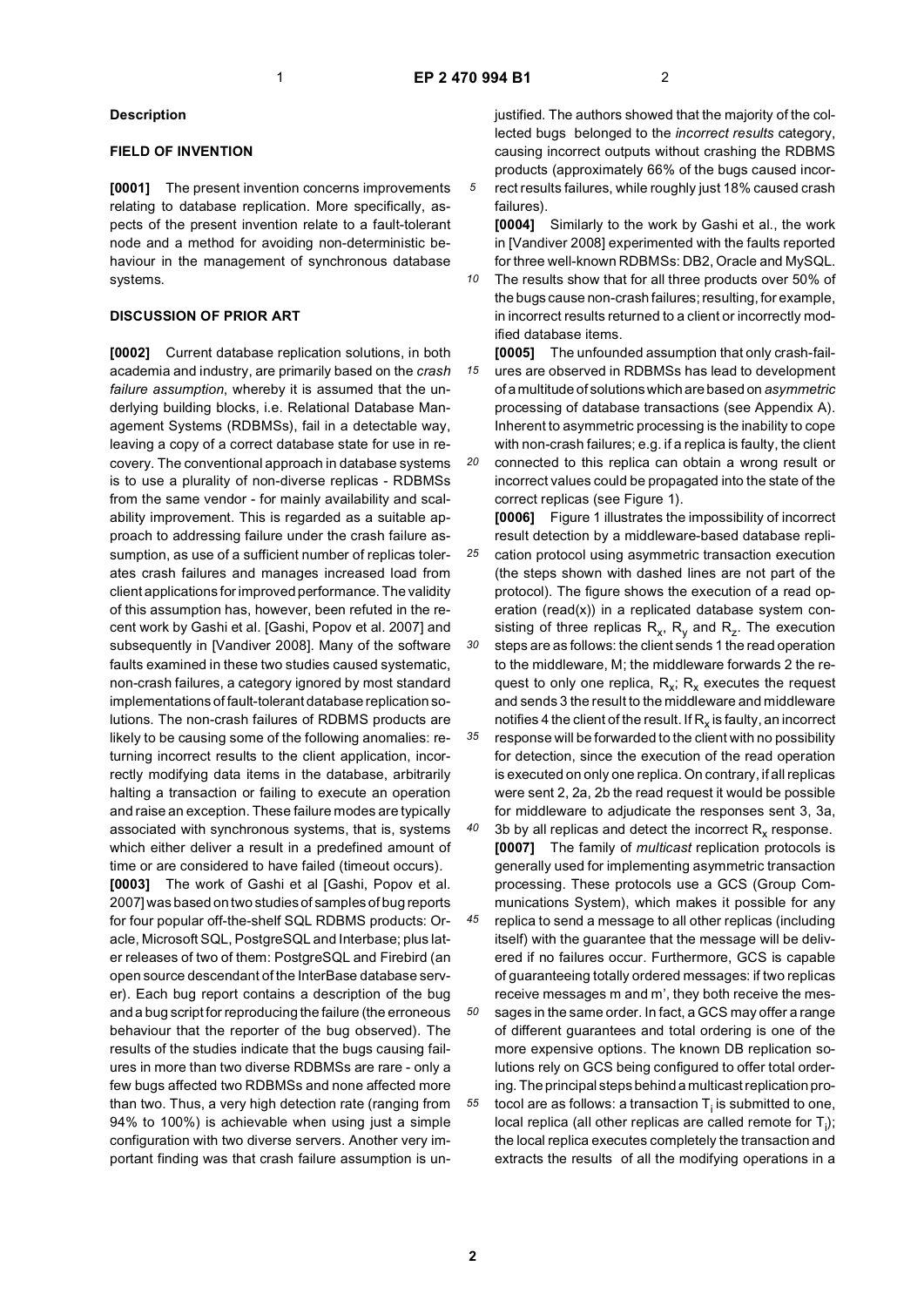## Description

### FIELD OF INVENTION

**[0001]** The present invention concerns improvements relating to database replication. More specifically, aspects of the present invention relate to a fault-tolerant node and a method for avoiding non-deterministic behaviour in the management of synchronous database systems.

### DISCUSSION OF PRIOR ART

**[0002]** Current database replication solutions, in both academia and industry, are primarily based on the *crash failure assumption*, whereby it is assumed that the underlying building blocks, i.e. Relational Database Management Systems (RDBMSs), fail in a detectable way, leaving a copy of a correct database state for use in recovery. The conventional approach in database systems is to use a plurality of non-diverse replicas - RDBMSs from the same vendor - for mainly availability and scalability improvement. This is regarded as a suitable approach to addressing failure under the crash failure assumption, as use of a sufficient number of replicas tolerates crash failures and manages increased load from client applications for improved performance. The validity of this assumption has, however, been refuted in the recent work by Gashi et al. [Gashi, Popov et al. 2007] and subsequently in [Vandiver 2008]. Many of the software faults examined in these two studies caused systematic, non-crash failures, a category ignored by most standard implementations of fault-tolerant database replication solutions. The non-crash failures of RDBMS products are likely to be causing some of the following anomalies: returning incorrect results to the client application, incorrectly modifying data items in the database, arbitrarily halting a transaction or failing to execute an operation and raise an exception. These failure modes are typically associated with synchronous systems, that is, systems which either deliver a result in a predefined amount of time or are considered to have failed (timeout occurs).

**[0003]** The work of Gashi et al [Gashi, Popov et al. 2007] was based on two studies of samples of bug reports for four popular off-the-shelf SQL RDBMS products: Oracle, Microsoft SQL, PostgreSQL and Interbase; plus later releases of two of them: PostgreSQL and Firebird (an open source descendant of the InterBase database server). Each bug report contains a description of the bug and a bug script for reproducing the failure (the erroneous behaviour that the reporter of the bug observed). The results of the studies indicate that the bugs causing failures in more than two diverse RDBMSs are rare - only a few bugs affected two RDBMSs and none affected more than two. Thus, a very high detection rate (ranging from 94% to 100%) is achievable when using just a simple configuration with two diverse servers. Another very important finding was that crash failure assumption is unjustified. The authors showed that the majority of the collected bugs belonged to the *incorrect results* category, causing incorrect outputs without crashing the RDBMS products (approximately 66% of the bugs caused incorrect results failures, while roughly just 18% caused crash failures).

**[0004]** Similarly to the work by Gashi et al., the work in [Vandiver 2008] experimented with the faults reported for three well-known RDBMSs: DB2, Oracle and MySQL. The results show that for all three products over 50% of the bugs cause non-crash failures; resulting, for example, in incorrect results returned to a client or incorrectly modified database items.

**[0005]** The unfounded assumption that only crash-failures are observed in RDBMSs has lead to development of a multitude of solutions which are based on *asymmetric* processing of database transactions (see Appendix A). Inherent to asymmetric processing is the inability to cope with non-crash failures; e.g. if a replica is faulty, the client connected to this replica can obtain a wrong result or incorrect values could be propagated into the state of the correct replicas (see Figure 1).

**[0006]** Figure 1 illustrates the impossibility of incorrect result detection by a middleware-based database replication protocol using asymmetric transaction execution (the steps shown with dashed lines are not part of the protocol). The figure shows the execution of a read operation (read(x)) in a replicated database system consisting of three replicas $R_x$, $R_y$ and $R_z$. The execution steps are as follows: the client sends 1 the read operation to the middleware, M; the middleware forwards 2 the request to only one replica, $R_x$; $R_x$ executes the request and sends 3 the result to the middleware and middleware notifies 4 the client of the result. If $R_x$ is faulty, an incorrect response will be forwarded to the client with no possibility for detection, since the execution of the read operation is executed on only one replica. On contrary, if all replicas were sent 2, 2a, 2b the read request it would be possible for middleware to adjudicate the responses sent 3, 3a, 3b by all replicas and detect the incorrect $R_x$ response.

**[0007]** The family of *multicast* replication protocols is generally used for implementing asymmetric transaction processing. These protocols use a GCS (Group Communications System), which makes it possible for any replica to send a message to all other replicas (including itself) with the guarantee that the message will be delivered if no failures occur. Furthermore, GCS is capable of guaranteeing totally ordered messages: if two replicas receive messages m and m', they both receive the messages in the same order. In fact, a GCS may offer a range of different guarantees and total ordering is one of the more expensive options. The known DB replication solutions rely on GCS being configured to offer total ordering. The principal steps behind a multicast replication protocol are as follows: a transaction $T_i$ is submitted to one, local replica (all other replicas are called remote for $T_i$); the local replica executes completely the transaction and extracts the results of all the modifying operations in a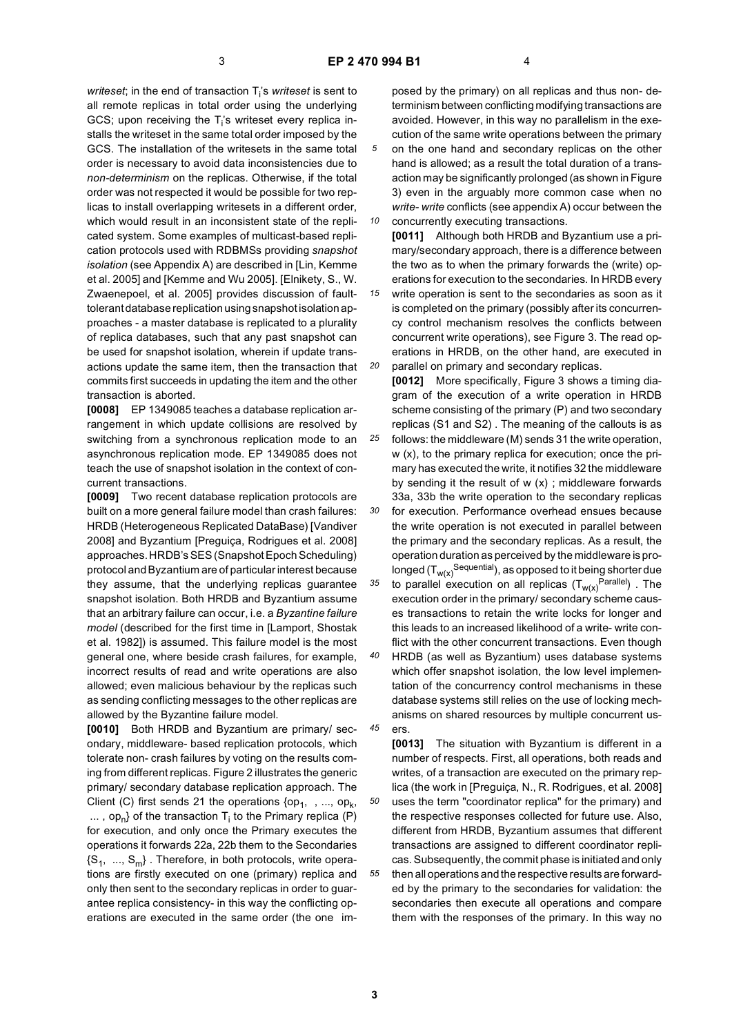*writeset*; in the end of transaction $T_i$'s *writeset* is sent to all remote replicas in total order using the underlying GCS; upon receiving the $T_i$'s writeset every replica installs the writeset in the same total order imposed by the GCS. The installation of the writesets in the same total order is necessary to avoid data inconsistencies due to *non-determinism* on the replicas. Otherwise, if the total order was not respected it would be possible for two replicas to install overlapping writesets in a different order, which would result in an inconsistent state of the replicated system. Some examples of multicast-based replication protocols used with RDBMSs providing *snapshot isolation* (see Appendix A) are described in [Lin, Kemme et al. 2005] and [Kemme and Wu 2005]. [Elnikety, S., W. Zwaenepoel, et al. 2005] provides discussion of fault-tolerant database replication using snapshot isolation approaches - a master database is replicated to a plurality of replica databases, such that any past snapshot can be used for snapshot isolation, wherein if update transactions update the same item, then the transaction that commits first succeeds in updating the item and the other transaction is aborted.

**[0008]** EP 1349085 teaches a database replication arrangement in which update collisions are resolved by switching from a synchronous replication mode to an asynchronous replication mode. EP 1349085 does not teach the use of snapshot isolation in the context of concurrent transactions.

**[0009]** Two recent database replication protocols are built on a more general failure model than crash failures: HRDB (Heterogeneous Replicated DataBase) [Vandiver 2008] and Byzantium [Preguiça, Rodrigues et al. 2008] approaches. HRDB's SES (Snapshot Epoch Scheduling) protocol and Byzantium are of particular interest because they assume, that the underlying replicas guarantee snapshot isolation. Both HRDB and Byzantium assume that an arbitrary failure can occur, i.e. a *Byzantine failure model* (described for the first time in [Lamport, Shostak et al. 1982]) is assumed. This failure model is the most general one, where beside crash failures, for example, incorrect results of read and write operations are also allowed; even malicious behaviour by the replicas such as sending conflicting messages to the other replicas are allowed by the Byzantine failure model.

**[0010]** Both HRDB and Byzantium are primary/ secondary, middleware- based replication protocols, which tolerate non- crash failures by voting on the results coming from different replicas. Figure 2 illustrates the generic primary/ secondary database replication approach. The Client (C) first sends 21 the operations $\{op_1, , ..., op_k, ..., op_n\}$ of the transaction $T_i$ to the Primary replica (P) for execution, and only once the Primary executes the operations it forwards 22a, 22b them to the Secondaries $\{S_1, ..., S_m\}$. Therefore, in both protocols, write operations are firstly executed on one (primary) replica and only then sent to the secondary replicas in order to guarantee replica consistency- in this way the conflicting operations are executed in the same order (the one imposed by the primary) on all replicas and thus non- determinism between conflicting modifying transactions are avoided. However, in this way no parallelism in the execution of the same write operations between the primary on the one hand and secondary replicas on the other hand is allowed; as a result the total duration of a transaction may be significantly prolonged (as shown in Figure 3) even in the arguably more common case when no *write- write* conflicts (see appendix A) occur between the concurrently executing transactions.

**[0011]** Although both HRDB and Byzantium use a primary/secondary approach, there is a difference between the two as to when the primary forwards the (write) operations for execution to the secondaries. In HRDB every write operation is sent to the secondaries as soon as it is completed on the primary (possibly after its concurrency control mechanism resolves the conflicts between concurrent write operations), see Figure 3. The read operations in HRDB, on the other hand, are executed in parallel on primary and secondary replicas.

**[0012]** More specifically, Figure 3 shows a timing diagram of the execution of a write operation in HRDB scheme consisting of the primary (P) and two secondary replicas (S1 and S2) . The meaning of the callouts is as follows: the middleware (M) sends 31 the write operation, w (x), to the primary replica for execution; once the primary has executed the write, it notifies 32 the middleware by sending it the result of w (x) ; middleware forwards 33a, 33b the write operation to the secondary replicas for execution. Performance overhead ensues because the write operation is not executed in parallel between the primary and the secondary replicas. As a result, the operation duration as perceived by the middleware is prolonged ($T_{w(x)}^{Sequential}$), as opposed to it being shorter due to parallel execution on all replicas ($T_{w(x)}^{Parallel}$) . The execution order in the primary/ secondary scheme causes transactions to retain the write locks for longer and this leads to an increased likelihood of a write- write conflict with the other concurrent transactions. Even though HRDB (as well as Byzantium) uses database systems which offer snapshot isolation, the low level implementation of the concurrency control mechanisms in these database systems still relies on the use of locking mechanisms on shared resources by multiple concurrent users.

**[0013]** The situation with Byzantium is different in a number of respects. First, all operations, both reads and writes, of a transaction are executed on the primary replica (the work in [Preguiça, N., R. Rodrigues, et al. 2008] uses the term "coordinator replica" for the primary) and the respective responses collected for future use. Also, different from HRDB, Byzantium assumes that different transactions are assigned to different coordinator replicas. Subsequently, the commit phase is initiated and only then all operations and the respective results are forwarded by the primary to the secondaries for validation: the secondaries then execute all operations and compare them with the responses of the primary. In this way no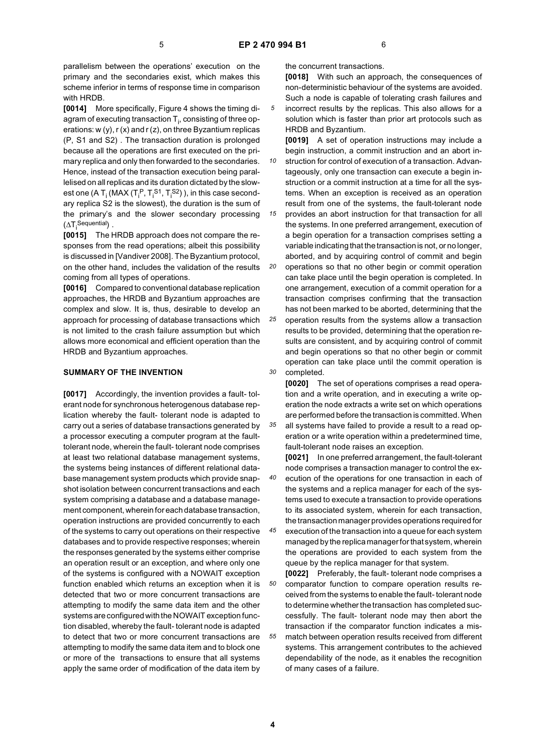parallelism between the operations' execution on the primary and the secondaries exist, which makes this scheme inferior in terms of response time in comparison with HRDB.

**[0014]** More specifically, Figure 4 shows the timing diagram of executing transaction $T_i$, consisting of three operations: w (y), r (x) and r (z), on three Byzantium replicas (P, S1 and S2). The transaction duration is prolonged because all the operations are first executed on the primary replica and only then forwarded to the secondaries. Hence, instead of the transaction execution being parallelised on all replicas and its duration dictated by the slowest one ($\Delta T_i$ (MAX ($T_i^P$, $T_i^{S1}$, $T_i^{S2}$)), in this case secondary replica S2 is the slowest), the duration is the sum of the primary's and the slower secondary processing ($\Delta T_i^{Sequential}$).

**[0015]** The HRDB approach does not compare the responses from the read operations; albeit this possibility is discussed in [Vandiver 2008]. The Byzantium protocol, on the other hand, includes the validation of the results coming from all types of operations.

**[0016]** Compared to conventional database replication approaches, the HRDB and Byzantium approaches are complex and slow. It is, thus, desirable to develop an approach for processing of database transactions which is not limited to the crash failure assumption but which allows more economical and efficient operation than the HRDB and Byzantium approaches.

## SUMMARY OF THE INVENTION

**[0017]** Accordingly, the invention provides a fault- tolerant node for synchronous heterogenous database replication whereby the fault- tolerant node is adapted to carry out a series of database transactions generated by a processor executing a computer program at the fault-tolerant node, wherein the fault- tolerant node comprises at least two relational database management systems, the systems being instances of different relational database management system products which provide snapshot isolation between concurrent transactions and each system comprising a database and a database management component, wherein for each database transaction, operation instructions are provided concurrently to each of the systems to carry out operations on their respective databases and to provide respective responses; wherein the responses generated by the systems either comprise an operation result or an exception, and where only one of the systems is configured with a NOWAIT exception function enabled which returns an exception when it is detected that two or more concurrent transactions are attempting to modify the same data item and the other systems are configured with the NOWAIT exception function disabled, whereby the fault- tolerant node is adapted to detect that two or more concurrent transactions are attempting to modify the same data item and to block one or more of the transactions to ensure that all systems apply the same order of modification of the data item by the concurrent transactions.

**[0018]** With such an approach, the consequences of non-deterministic behaviour of the systems are avoided. Such a node is capable of tolerating crash failures and incorrect results by the replicas. This also allows for a solution which is faster than prior art protocols such as HRDB and Byzantium.

**[0019]** A set of operation instructions may include a begin instruction, a commit instruction and an abort instruction for control of execution of a transaction. Advantageously, only one transaction can execute a begin instruction or a commit instruction at a time for all the systems. When an exception is received as an operation result from one of the systems, the fault-tolerant node provides an abort instruction for that transaction for all the systems. In one preferred arrangement, execution of a begin operation for a transaction comprises setting a variable indicating that the transaction is not, or no longer, aborted, and by acquiring control of commit and begin operations so that no other begin or commit operation can take place until the begin operation is completed. In one arrangement, execution of a commit operation for a transaction comprises confirming that the transaction has not been marked to be aborted, determining that the operation results from the systems allow a transaction results to be provided, determining that the operation results are consistent, and by acquiring control of commit and begin operations so that no other begin or commit operation can take place until the commit operation is completed.

**[0020]** The set of operations comprises a read operation and a write operation, and in executing a write operation the node extracts a write set on which operations are performed before the transaction is committed. When all systems have failed to provide a result to a read operation or a write operation within a predetermined time, fault-tolerant node raises an exception.

**[0021]** In one preferred arrangement, the fault-tolerant node comprises a transaction manager to control the execution of the operations for one transaction in each of the systems and a replica manager for each of the systems used to execute a transaction to provide operations to its associated system, wherein for each transaction, the transaction manager provides operations required for execution of the transaction into a queue for each system managed by the replica manager for that system, wherein the operations are provided to each system from the queue by the replica manager for that system.

**[0022]** Preferably, the fault- tolerant node comprises a comparator function to compare operation results received from the systems to enable the fault- tolerant node to determine whether the transaction has completed successfully. The fault- tolerant node may then abort the transaction if the comparator function indicates a mismatch between operation results received from different systems. This arrangement contributes to the achieved dependability of the node, as it enables the recognition of many cases of a failure.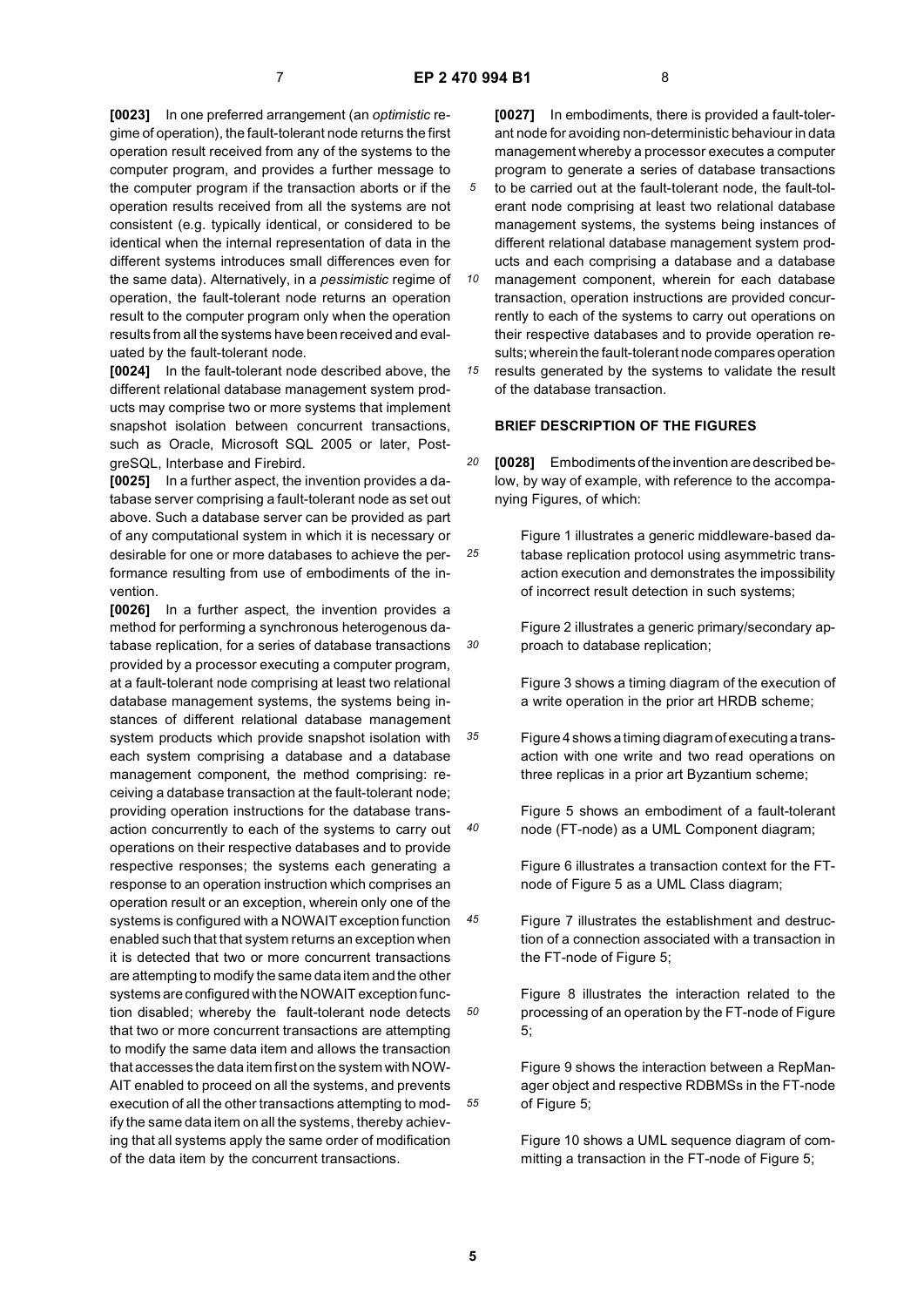**[0023]** In one preferred arrangement (an *optimistic* regime of operation), the fault-tolerant node returns the first operation result received from any of the systems to the computer program, and provides a further message to the computer program if the transaction aborts or if the operation results received from all the systems are not consistent (e.g. typically identical, or considered to be identical when the internal representation of data in the different systems introduces small differences even for the same data). Alternatively, in a *pessimistic* regime of operation, the fault-tolerant node returns an operation result to the computer program only when the operation results from all the systems have been received and evaluated by the fault-tolerant node.

**[0024]** In the fault-tolerant node described above, the different relational database management system products may comprise two or more systems that implement snapshot isolation between concurrent transactions, such as Oracle, Microsoft SQL 2005 or later, PostgreSQL, Interbase and Firebird.

**[0025]** In a further aspect, the invention provides a database server comprising a fault-tolerant node as set out above. Such a database server can be provided as part of any computational system in which it is necessary or desirable for one or more databases to achieve the performance resulting from use of embodiments of the invention.

**[0026]** In a further aspect, the invention provides a method for performing a synchronous heterogenous database replication, for a series of database transactions provided by a processor executing a computer program, at a fault-tolerant node comprising at least two relational database management systems, the systems being instances of different relational database management system products which provide snapshot isolation with each system comprising a database and a database management component, the method comprising: receiving a database transaction at the fault-tolerant node; providing operation instructions for the database transaction concurrently to each of the systems to carry out operations on their respective databases and to provide respective responses; the systems each generating a response to an operation instruction which comprises an operation result or an exception, wherein only one of the systems is configured with a NOWAIT exception function enabled such that that system returns an exception when it is detected that two or more concurrent transactions are attempting to modify the same data item and the other systems are configured with the NOWAIT exception function disabled; whereby the fault-tolerant node detects that two or more concurrent transactions are attempting to modify the same data item and allows the transaction that accesses the data item first on the system with NOWAIT enabled to proceed on all the systems, and prevents execution of all the other transactions attempting to modify the same data item on all the systems, thereby achieving that all systems apply the same order of modification of the data item by the concurrent transactions.

**[0027]** In embodiments, there is provided a fault-tolerant node for avoiding non-deterministic behaviour in data management whereby a processor executes a computer program to generate a series of database transactions to be carried out at the fault-tolerant node, the fault-tolerant node comprising at least two relational database management systems, the systems being instances of different relational database management system products and each comprising a database and a database management component, wherein for each database transaction, operation instructions are provided concurrently to each of the systems to carry out operations on their respective databases and to provide operation results; wherein the fault-tolerant node compares operation results generated by the systems to validate the result of the database transaction.

## BRIEF DESCRIPTION OF THE FIGURES

**[0028]** Embodiments of the invention are described below, by way of example, with reference to the accompanying Figures, of which:

Figure 1 illustrates a generic middleware-based database replication protocol using asymmetric transaction execution and demonstrates the impossibility of incorrect result detection in such systems;

Figure 2 illustrates a generic primary/secondary approach to database replication;

Figure 3 shows a timing diagram of the execution of a write operation in the prior art HRDB scheme;

Figure 4 shows a timing diagram of executing a transaction with one write and two read operations on three replicas in a prior art Byzantium scheme;

Figure 5 shows an embodiment of a fault-tolerant node (FT-node) as a UML Component diagram;

Figure 6 illustrates a transaction context for the FT-node of Figure 5 as a UML Class diagram;

Figure 7 illustrates the establishment and destruction of a connection associated with a transaction in the FT-node of Figure 5;

Figure 8 illustrates the interaction related to the processing of an operation by the FT-node of Figure 5;

Figure 9 shows the interaction between a RepManager object and respective RDBMSs in the FT-node of Figure 5;

Figure 10 shows a UML sequence diagram of committing a transaction in the FT-node of Figure 5;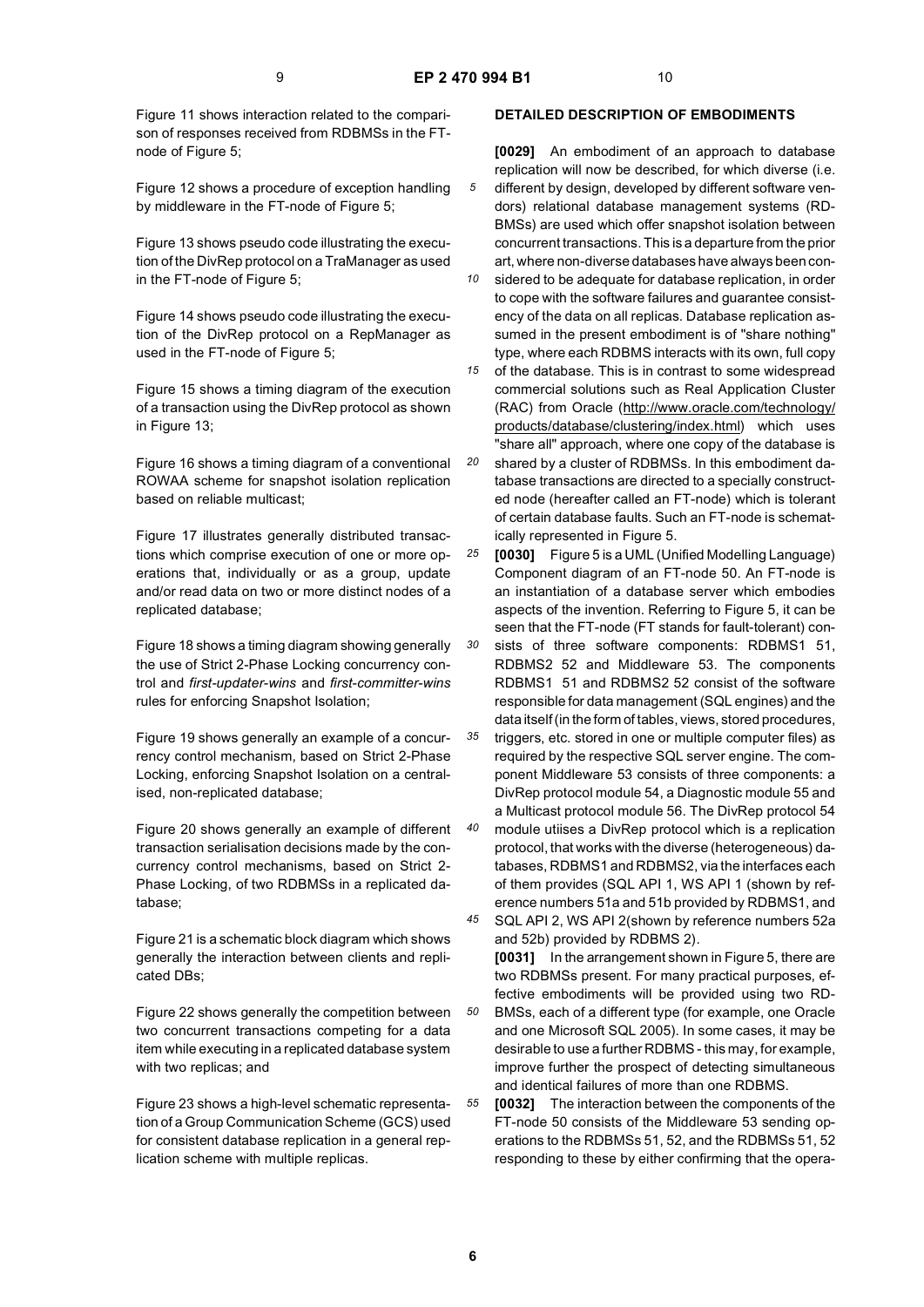Figure 11 shows interaction related to the comparison of responses received from RDBMSs in the FT-node of Figure 5;

Figure 12 shows a procedure of exception handling by middleware in the FT-node of Figure 5;

Figure 13 shows pseudo code illustrating the execution of the DivRep protocol on a TraManager as used in the FT-node of Figure 5;

Figure 14 shows pseudo code illustrating the execution of the DivRep protocol on a RepManager as used in the FT-node of Figure 5;

Figure 15 shows a timing diagram of the execution of a transaction using the DivRep protocol as shown in Figure 13;

Figure 16 shows a timing diagram of a conventional ROWAA scheme for snapshot isolation replication based on reliable multicast;

Figure 17 illustrates generally distributed transactions which comprise execution of one or more operations that, individually or as a group, update and/or read data on two or more distinct nodes of a replicated database;

Figure 18 shows a timing diagram showing generally the use of Strict 2-Phase Locking concurrency control and *first-updater-wins* and *first-committer-wins* rules for enforcing Snapshot Isolation;

Figure 19 shows generally an example of a concurrency control mechanism, based on Strict 2-Phase Locking, enforcing Snapshot Isolation on a centralised, non-replicated database;

Figure 20 shows generally an example of different transaction serialisation decisions made by the concurrency control mechanisms, based on Strict 2-Phase Locking, of two RDBMSs in a replicated database;

Figure 21 is a schematic block diagram which shows generally the interaction between clients and replicated DBs;

Figure 22 shows generally the competition between two concurrent transactions competing for a data item while executing in a replicated database system with two replicas; and

Figure 23 shows a high-level schematic representation of a Group Communication Scheme (GCS) used for consistent database replication in a general replication scheme with multiple replicas.

## DETAILED DESCRIPTION OF EMBODIMENTS

**[0029]** An embodiment of an approach to database replication will now be described, for which diverse (i.e. different by design, developed by different software vendors) relational database management systems (RDBMSs) are used which offer snapshot isolation between concurrent transactions. This is a departure from the prior art, where non-diverse databases have always been considered to be adequate for database replication, in order to cope with the software failures and guarantee consistency of the data on all replicas. Database replication assumed in the present embodiment is of "share nothing" type, where each RDBMS interacts with its own, full copy of the database. This is in contrast to some widespread commercial solutions such as Real Application Cluster (RAC) from Oracle (http://www.oracle.com/technology/products/database/clustering/index.html) which uses "share all" approach, where one copy of the database is shared by a cluster of RDBMSs. In this embodiment database transactions are directed to a specially constructed node (hereafter called an FT-node) which is tolerant of certain database faults. Such an FT-node is schematically represented in Figure 5.

**[0030]** Figure 5 is a UML (Unified Modelling Language) Component diagram of an FT-node 50. An FT-node is an instantiation of a database server which embodies aspects of the invention. Referring to Figure 5, it can be seen that the FT-node (FT stands for fault-tolerant) consists of three software components: RDBMS1 51, RDBMS2 52 and Middleware 53. The components RDBMS1 51 and RDBMS2 52 consist of the software responsible for data management (SQL engines) and the data itself (in the form of tables, views, stored procedures, triggers, etc. stored in one or multiple computer files) as required by the respective SQL server engine. The component Middleware 53 consists of three components: a DivRep protocol module 54, a Diagnostic module 55 and a Multicast protocol module 56. The DivRep protocol 54 module utiises a DivRep protocol which is a replication protocol, that works with the diverse (heterogeneous) databases, RDBMS1 and RDBMS2, via the interfaces each of them provides (SQL API 1, WS API 1 (shown by reference numbers 51a and 51b provided by RDBMS1, and SQL API 2, WS API 2(shown by reference numbers 52a and 52b) provided by RDBMS 2).

**[0031]** In the arrangement shown in Figure 5, there are two RDBMSs present. For many practical purposes, effective embodiments will be provided using two RDBMSs, each of a different type (for example, one Oracle and one Microsoft SQL 2005). In some cases, it may be desirable to use a further RDBMS - this may, for example, improve further the prospect of detecting simultaneous and identical failures of more than one RDBMS.

**[0032]** The interaction between the components of the FT-node 50 consists of the Middleware 53 sending operations to the RDBMSs 51, 52, and the RDBMSs 51, 52 responding to these by either confirming that the opera-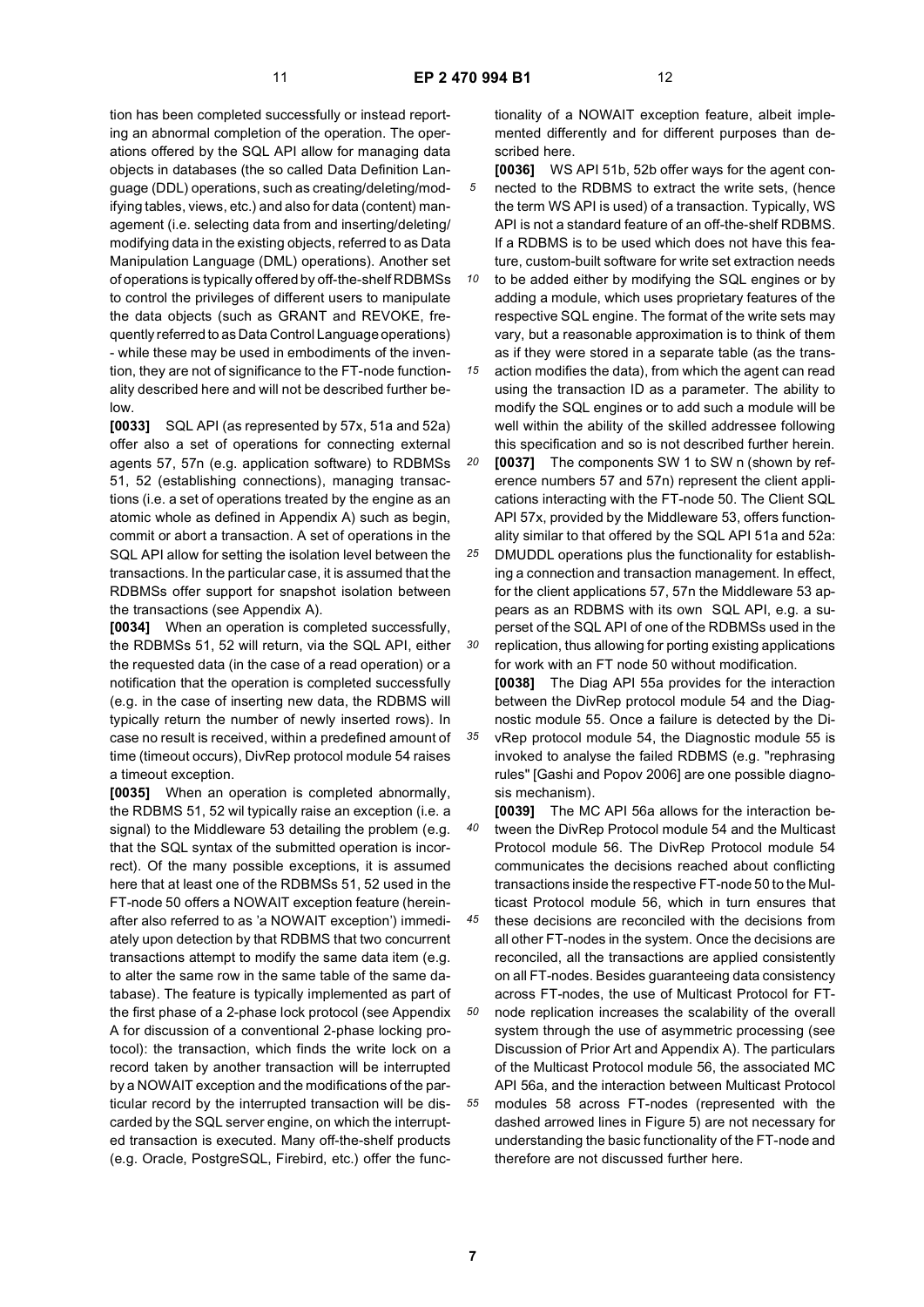tion has been completed successfully or instead reporting an abnormal completion of the operation. The operations offered by the SQL API allow for managing data objects in databases (the so called Data Definition Language (DDL) operations, such as creating/deleting/modifying tables, views, etc.) and also for data (content) management (i.e. selecting data from and inserting/deleting/modifying data in the existing objects, referred to as Data Manipulation Language (DML) operations). Another set of operations is typically offered by off-the-shelf RDBMSs to control the privileges of different users to manipulate the data objects (such as GRANT and REVOKE, frequently referred to as Data Control Language operations) - while these may be used in embodiments of the invention, they are not of significance to the FT-node functionality described here and will not be described further below.

**[0033]** SQL API (as represented by 57x, 51a and 52a) offer also a set of operations for connecting external agents 57, 57n (e.g. application software) to RDBMSs 51, 52 (establishing connections), managing transactions (i.e. a set of operations treated by the engine as an atomic whole as defined in Appendix A) such as begin, commit or abort a transaction. A set of operations in the SQL API allow for setting the isolation level between the transactions. In the particular case, it is assumed that the RDBMSs offer support for snapshot isolation between the transactions (see Appendix A).

**[0034]** When an operation is completed successfully, the RDBMSs 51, 52 will return, via the SQL API, either the requested data (in the case of a read operation) or a notification that the operation is completed successfully (e.g. in the case of inserting new data, the RDBMS will typically return the number of newly inserted rows). In case no result is received, within a predefined amount of time (timeout occurs), DivRep protocol module 54 raises a timeout exception.

**[0035]** When an operation is completed abnormally, the RDBMS 51, 52 wil typically raise an exception (i.e. a signal) to the Middleware 53 detailing the problem (e.g. that the SQL syntax of the submitted operation is incorrect). Of the many possible exceptions, it is assumed here that at least one of the RDBMSs 51, 52 used in the FT-node 50 offers a NOWAIT exception feature (hereinafter also referred to as 'a NOWAIT exception') immediately upon detection by that RDBMS that two concurrent transactions attempt to modify the same data item (e.g. to alter the same row in the same table of the same database). The feature is typically implemented as part of the first phase of a 2-phase lock protocol (see Appendix A for discussion of a conventional 2-phase locking protocol): the transaction, which finds the write lock on a record taken by another transaction will be interrupted by a NOWAIT exception and the modifications of the particular record by the interrupted transaction will be discarded by the SQL server engine, on which the interrupted transaction is executed. Many off-the-shelf products (e.g. Oracle, PostgreSQL, Firebird, etc.) offer the functionality of a NOWAIT exception feature, albeit implemented differently and for different purposes than described here.

**[0036]** WS API 51b, 52b offer ways for the agent connected to the RDBMS to extract the write sets, (hence the term WS API is used) of a transaction. Typically, WS API is not a standard feature of an off-the-shelf RDBMS. If a RDBMS is to be used which does not have this feature, custom-built software for write set extraction needs to be added either by modifying the SQL engines or by adding a module, which uses proprietary features of the respective SQL engine. The format of the write sets may vary, but a reasonable approximation is to think of them as if they were stored in a separate table (as the transaction modifies the data), from which the agent can read using the transaction ID as a parameter. The ability to modify the SQL engines or to add such a module will be well within the ability of the skilled addressee following this specification and so is not described further herein.

**[0037]** The components SW 1 to SW n (shown by reference numbers 57 and 57n) represent the client applications interacting with the FT-node 50. The Client SQL API 57x, provided by the Middleware 53, offers functionality similar to that offered by the SQL API 51a and 52a: DMUDDL operations plus the functionality for establishing a connection and transaction management. In effect, for the client applications 57, 57n the Middleware 53 appears as an RDBMS with its own SQL API, e.g. a superset of the SQL API of one of the RDBMSs used in the replication, thus allowing for porting existing applications for work with an FT node 50 without modification.

**[0038]** The Diag API 55a provides for the interaction between the DivRep protocol module 54 and the Diagnostic module 55. Once a failure is detected by the DivRep protocol module 54, the Diagnostic module 55 is invoked to analyse the failed RDBMS (e.g. "rephrasing rules" [Gashi and Popov 2006] are one possible diagnosis mechanism).

**[0039]** The MC API 56a allows for the interaction between the DivRep Protocol module 54 and the Multicast Protocol module 56. The DivRep Protocol module 54 communicates the decisions reached about conflicting transactions inside the respective FT-node 50 to the Multicast Protocol module 56, which in turn ensures that these decisions are reconciled with the decisions from all other FT-nodes in the system. Once the decisions are reconciled, all the transactions are applied consistently on all FT-nodes. Besides guaranteeing data consistency across FT-nodes, the use of Multicast Protocol for FT-node replication increases the scalability of the overall system through the use of asymmetric processing (see Discussion of Prior Art and Appendix A). The particulars of the Multicast Protocol module 56, the associated MC API 56a, and the interaction between Multicast Protocol modules 58 across FT-nodes (represented with the dashed arrowed lines in Figure 5) are not necessary for understanding the basic functionality of the FT-node and therefore are not discussed further here.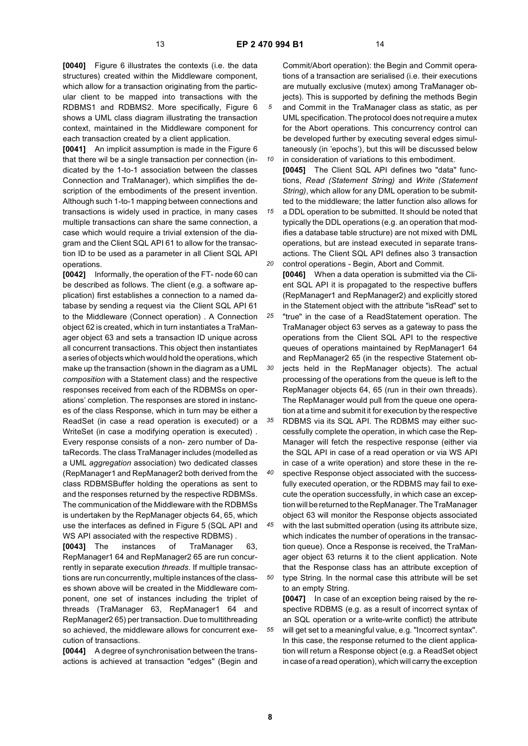**[0040]** Figure 6 illustrates the contexts (i.e. the data structures) created within the Middleware component, which allow for a transaction originating from the particular client to be mapped into transactions with the RDBMS1 and RDBMS2. More specifically, Figure 6 shows a UML class diagram illustrating the transaction context, maintained in the Middleware component for each transaction created by a client application.

**[0041]** An implicit assumption is made in the Figure 6 that there wil be a single transaction per connection (indicated by the 1-to-1 association between the classes Connection and TraManager), which simplifies the description of the embodiments of the present invention. Although such 1-to-1 mapping between connections and transactions is widely used in practice, in many cases multiple transactions can share the same connection, a case which would require a trivial extension of the diagram and the Client SQL API 61 to allow for the transaction ID to be used as a parameter in all Client SQL API operations.

**[0042]** Informally, the operation of the FT- node 60 can be described as follows. The client (e.g. a software application) first establishes a connection to a named database by sending a request via the Client SQL API 61 to the Middleware (Connect operation) . A Connection object 62 is created, which in turn instantiates a TraManager object 63 and sets a transaction ID unique across all concurrent transactions. This object then instantiates a series of objects which would hold the operations, which make up the transaction (shown in the diagram as a UML *composition* with a Statement class) and the respective responses received from each of the RDBMSs on operations' completion. The responses are stored in instances of the class Response, which in turn may be either a ReadSet (in case a read operation is executed) or a WriteSet (in case a modifying operation is executed) . Every response consists of a non- zero number of DataRecords. The class TraManager includes (modelled as a UML *aggregation* association) two dedicated classes (RepManager1 and RepManager2 both derived from the class RDBMSBuffer holding the operations as sent to and the responses returned by the respective RDBMSs. The communication of the Middleware with the RDBMSs is undertaken by the RepManager objects 64, 65, which use the interfaces as defined in Figure 5 (SQL API and WS API associated with the respective RDBMS) .

**[0043]** The instances of TraManager 63, RepManager1 64 and RepManager2 65 are run concurrently in separate execution *threads.* If multiple transactions are run concurrently, multiple instances of the classes shown above will be created in the Middleware component, one set of instances including the triplet of threads (TraManager 63, RepManager1 64 and RepManager2 65) per transaction. Due to multithreading so achieved, the middleware allows for concurrent execution of transactions.

**[0044]** A degree of synchronisation between the transactions is achieved at transaction "edges" (Begin and Commit/Abort operation): the Begin and Commit operations of a transaction are serialised (i.e. their executions are mutually exclusive (mutex) among TraManager objects). This is supported by defining the methods Begin and Commit in the TraManager class as static, as per UML specification. The protocol does not require a mutex for the Abort operations. This concurrency control can be developed further by executing several edges simultaneously (in 'epochs'), but this will be discussed below in consideration of variations to this embodiment.

**[0045]** The Client SQL API defines two "data" functions, *Read (Statement String)* and *Write (Statement String)*, which allow for any DML operation to be submitted to the middleware; the latter function also allows for a DDL operation to be submitted. It should be noted that typically the DDL operations (e.g. an operation that modifies a database table structure) are not mixed with DML operations, but are instead executed in separate transactions. The Client SQL API defines also 3 transaction control operations - Begin, Abort and Commit.

**[0046]** When a data operation is submitted via the Client SQL API it is propagated to the respective buffers (RepManager1 and RepManager2) and explicitly stored in the Statement object with the attribute "isRead" set to "true" in the case of a ReadStatement operation. The TraManager object 63 serves as a gateway to pass the operations from the Client SQL API to the respective queues of operations maintained by RepManager1 64 and RepManager2 65 (in the respective Statement objects held in the RepManager objects). The actual processing of the operations from the queue is left to the RepManager objects 64, 65 (run in their own threads). The RepManager would pull from the queue one operation at a time and submit it for execution by the respective RDBMS via its SQL API. The RDBMS may either successfully complete the operation, in which case the RepManager will fetch the respective response (either via the SQL API in case of a read operation or via WS API in case of a write operation) and store these in the respective Response object associated with the successfully executed operation, or the RDBMS may fail to execute the operation successfully, in which case an exception will be returned to the RepManager. The TraManager object 63 will monitor the Response objects associated with the last submitted operation (using its attribute size, which indicates the number of operations in the transaction queue). Once a Response is received, the TraManager object 63 returns it to the client application. Note that the Response class has an attribute exception of type String. In the normal case this attribute will be set to an empty String.

**[0047]** In case of an exception being raised by the respective RDBMS (e.g. as a result of incorrect syntax of an SQL operation or a write-write conflict) the attribute will get set to a meaningful value, e.g. "Incorrect syntax". In this case, the response returned to the client application will return a Response object (e.g. a ReadSet object in case of a read operation), which will carry the exception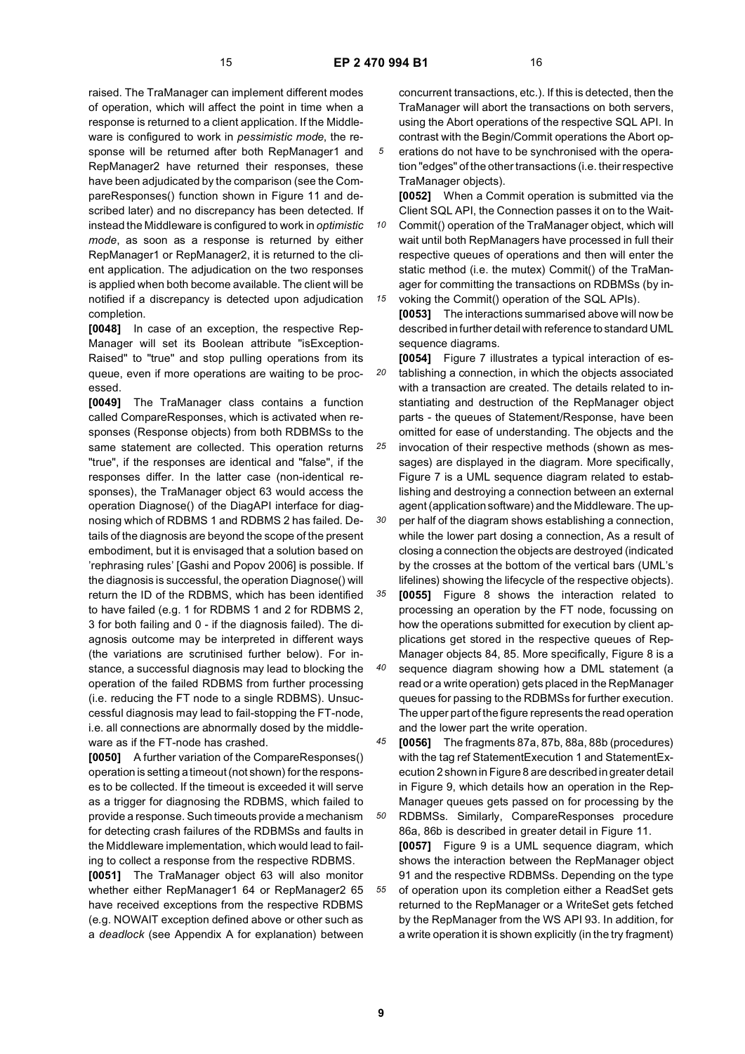raised. The TraManager can implement different modes of operation, which will affect the point in time when a response is returned to a client application. If the Middleware is configured to work in *pessimistic mode*, the response will be returned after both RepManager1 and RepManager2 have returned their responses, these have been adjudicated by the comparison (see the CompareResponses() function shown in Figure 11 and described later) and no discrepancy has been detected. If instead the Middleware is configured to work in *optimistic mode*, as soon as a response is returned by either RepManager1 or RepManager2, it is returned to the client application. The adjudication on the two responses is applied when both become available. The client will be notified if a discrepancy is detected upon adjudication completion.

**[0048]** In case of an exception, the respective RepManager will set its Boolean attribute "isExceptionRaised" to "true" and stop pulling operations from its queue, even if more operations are waiting to be processed.

**[0049]** The TraManager class contains a function called CompareResponses, which is activated when responses (Response objects) from both RDBMSs to the same statement are collected. This operation returns "true", if the responses are identical and "false", if the responses differ. In the latter case (non-identical responses), the TraManager object 63 would access the operation Diagnose() of the DiagAPI interface for diagnosing which of RDBMS 1 and RDBMS 2 has failed. Details of the diagnosis are beyond the scope of the present embodiment, but it is envisaged that a solution based on 'rephrasing rules' [Gashi and Popov 2006] is possible. If the diagnosis is successful, the operation Diagnose() will return the ID of the RDBMS, which has been identified to have failed (e.g. 1 for RDBMS 1 and 2 for RDBMS 2, 3 for both failing and 0 - if the diagnosis failed). The diagnosis outcome may be interpreted in different ways (the variations are scrutinised further below). For instance, a successful diagnosis may lead to blocking the operation of the failed RDBMS from further processing (i.e. reducing the FT node to a single RDBMS). Unsuccessful diagnosis may lead to fail-stopping the FT-node, i.e. all connections are abnormally dosed by the middleware as if the FT-node has crashed.

**[0050]** A further variation of the CompareResponses() operation is setting a timeout (not shown) for the responses to be collected. If the timeout is exceeded it will serve as a trigger for diagnosing the RDBMS, which failed to provide a response. Such timeouts provide a mechanism for detecting crash failures of the RDBMSs and faults in the Middleware implementation, which would lead to failing to collect a response from the respective RDBMS.

**[0051]** The TraManager object 63 will also monitor whether either RepManager1 64 or RepManager2 65 have received exceptions from the respective RDBMS (e.g. NOWAIT exception defined above or other such as a *deadlock* (see Appendix A for explanation) between concurrent transactions, etc.). If this is detected, then the TraManager will abort the transactions on both servers, using the Abort operations of the respective SQL API. In contrast with the Begin/Commit operations the Abort operations do not have to be synchronised with the operation "edges" of the other transactions (i.e. their respective TraManager objects).

**[0052]** When a Commit operation is submitted via the Client SQL API, the Connection passes it on to the WaitCommit() operation of the TraManager object, which will wait until both RepManagers have processed in full their respective queues of operations and then will enter the static method (i.e. the mutex) Commit() of the TraManager for committing the transactions on RDBMSs (by invoking the Commit() operation of the SQL APIs).

**[0053]** The interactions summarised above will now be described in further detail with reference to standard UML sequence diagrams.

**[0054]** Figure 7 illustrates a typical interaction of establishing a connection, in which the objects associated with a transaction are created. The details related to instantiating and destruction of the RepManager object parts - the queues of Statement/Response, have been omitted for ease of understanding. The objects and the invocation of their respective methods (shown as messages) are displayed in the diagram. More specifically, Figure 7 is a UML sequence diagram related to establishing and destroying a connection between an external agent (application software) and the Middleware. The upper half of the diagram shows establishing a connection, while the lower part dosing a connection, As a result of closing a connection the objects are destroyed (indicated by the crosses at the bottom of the vertical bars (UML's lifelines) showing the lifecycle of the respective objects).

**[0055]** Figure 8 shows the interaction related to processing an operation by the FT node, focussing on how the operations submitted for execution by client applications get stored in the respective queues of RepManager objects 84, 85. More specifically, Figure 8 is a sequence diagram showing how a DML statement (a read or a write operation) gets placed in the RepManager queues for passing to the RDBMSs for further execution. The upper part of the figure represents the read operation and the lower part the write operation.

**[0056]** The fragments 87a, 87b, 88a, 88b (procedures) with the tag ref StatementExecution 1 and StatementExecution 2 shown in Figure 8 are described in greater detail in Figure 9, which details how an operation in the RepManager queues gets passed on for processing by the RDBMSs. Similarly, CompareResponses procedure 86a, 86b is described in greater detail in Figure 11.

**[0057]** Figure 9 is a UML sequence diagram, which shows the interaction between the RepManager object 91 and the respective RDBMSs. Depending on the type of operation upon its completion either a ReadSet gets returned to the RepManager or a WriteSet gets fetched by the RepManager from the WS API 93. In addition, for a write operation it is shown explicitly (in the try fragment)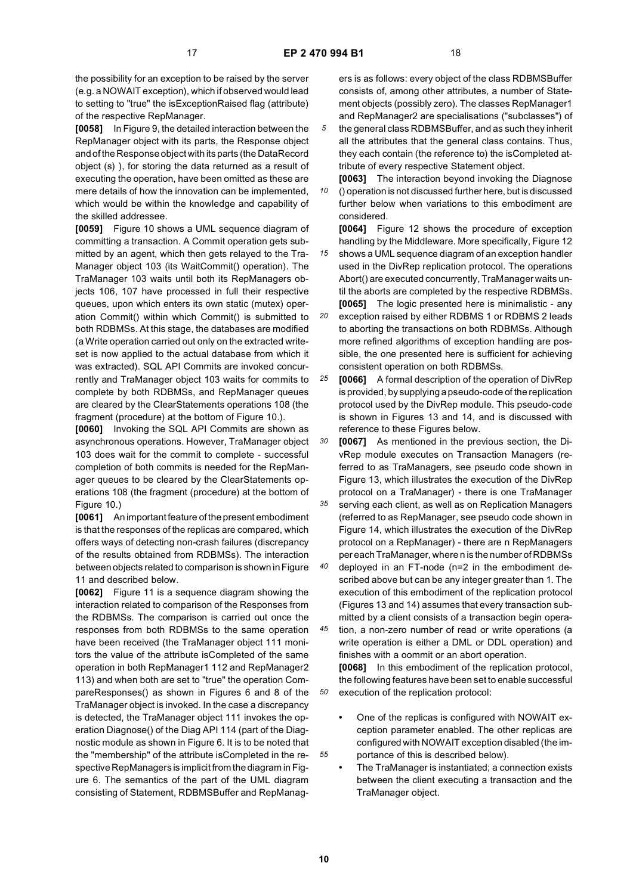the possibility for an exception to be raised by the server (e.g. a NOWAIT exception), which if observed would lead to setting to "true" the isExceptionRaised flag (attribute) of the respective RepManager.

**[0058]** In Figure 9, the detailed interaction between the RepManager object with its parts, the Response object and of the Response object with its parts (the DataRecord object (s) ), for storing the data returned as a result of executing the operation, have been omitted as these are mere details of how the innovation can be implemented, which would be within the knowledge and capability of the skilled addressee.

**[0059]** Figure 10 shows a UML sequence diagram of committing a transaction. A Commit operation gets submitted by an agent, which then gets relayed to the TraManager object 103 (its WaitCommit() operation). The TraManager 103 waits until both its RepManagers objects 106, 107 have processed in full their respective queues, upon which enters its own static (mutex) operation Commit() within which Commit() is submitted to both RDBMSs. At this stage, the databases are modified (a Write operation carried out only on the extracted writeset is now applied to the actual database from which it was extracted). SQL API Commits are invoked concurrently and TraManager object 103 waits for commits to complete by both RDBMSs, and RepManager queues are cleared by the ClearStatements operations 108 (the fragment (procedure) at the bottom of Figure 10.).

**[0060]** Invoking the SQL API Commits are shown as asynchronous operations. However, TraManager object 103 does wait for the commit to complete - successful completion of both commits is needed for the RepManager queues to be cleared by the ClearStatements operations 108 (the fragment (procedure) at the bottom of Figure 10.)

**[0061]** An important feature of the present embodiment is that the responses of the replicas are compared, which offers ways of detecting non-crash failures (discrepancy of the results obtained from RDBMSs). The interaction between objects related to comparison is shown in Figure 11 and described below.

**[0062]** Figure 11 is a sequence diagram showing the interaction related to comparison of the Responses from the RDBMSs. The comparison is carried out once the responses from both RDBMSs to the same operation have been received (the TraManager object 111 monitors the value of the attribute isCompleted of the same operation in both RepManager1 112 and RepManager2 113) and when both are set to "true" the operation CompareResponses() as shown in Figures 6 and 8 of the TraManager object is invoked. In the case a discrepancy is detected, the TraManager object 111 invokes the operation Diagnose() of the Diag API 114 (part of the Diagnostic module as shown in Figure 6. It is to be noted that the "membership" of the attribute isCompleted in the respective RepManagers is implicit from the diagram in Figure 6. The semantics of the part of the UML diagram consisting of Statement, RDBMSBuffer and RepManagers is as follows: every object of the class RDBMSBuffer consists of, among other attributes, a number of Statement objects (possibly zero). The classes RepManager1 and RepManager2 are specialisations ("subclasses") of the general class RDBMSBuffer, and as such they inherit all the attributes that the general class contains. Thus, they each contain (the reference to) the isCompleted attribute of every respective Statement object.

**[0063]** The interaction beyond invoking the Diagnose () operation is not discussed further here, but is discussed further below when variations to this embodiment are considered.

**[0064]** Figure 12 shows the procedure of exception handling by the Middleware. More specifically, Figure 12 shows a UML sequence diagram of an exception handler used in the DivRep replication protocol. The operations Abort() are executed concurrently, TraManager waits until the aborts are completed by the respective RDBMSs.

**[0065]** The logic presented here is minimalistic - any exception raised by either RDBMS 1 or RDBMS 2 leads to aborting the transactions on both RDBMSs. Although more refined algorithms of exception handling are possible, the one presented here is sufficient for achieving consistent operation on both RDBMSs.

**[0066]** A formal description of the operation of DivRep is provided, by supplying a pseudo-code of the replication protocol used by the DivRep module. This pseudo-code is shown in Figures 13 and 14, and is discussed with reference to these Figures below.

**[0067]** As mentioned in the previous section, the DivRep module executes on Transaction Managers (referred to as TraManagers, see pseudo code shown in Figure 13, which illustrates the execution of the DivRep protocol on a TraManager) - there is one TraManager serving each client, as well as on Replication Managers (referred to as RepManager, see pseudo code shown in Figure 14, which illustrates the execution of the DivRep protocol on a RepManager) - there are n RepManagers per each TraManager, where n is the number of RDBMSs deployed in an FT-node (n=2 in the embodiment described above but can be any integer greater than 1. The execution of this embodiment of the replication protocol (Figures 13 and 14) assumes that every transaction submitted by a client consists of a transaction begin operation, a non-zero number of read or write operations (a write operation is either a DML or DDL operation) and finishes with a oommit or an abort operation.

**[0068]** In this embodiment of the replication protocol, the following features have been set to enable successful execution of the replication protocol:

- One of the replicas is configured with NOWAIT exception parameter enabled. The other replicas are configured with NOWAIT exception disabled (the importance of this is described below).
- The TraManager is instantiated; a connection exists between the client executing a transaction and the TraManager object.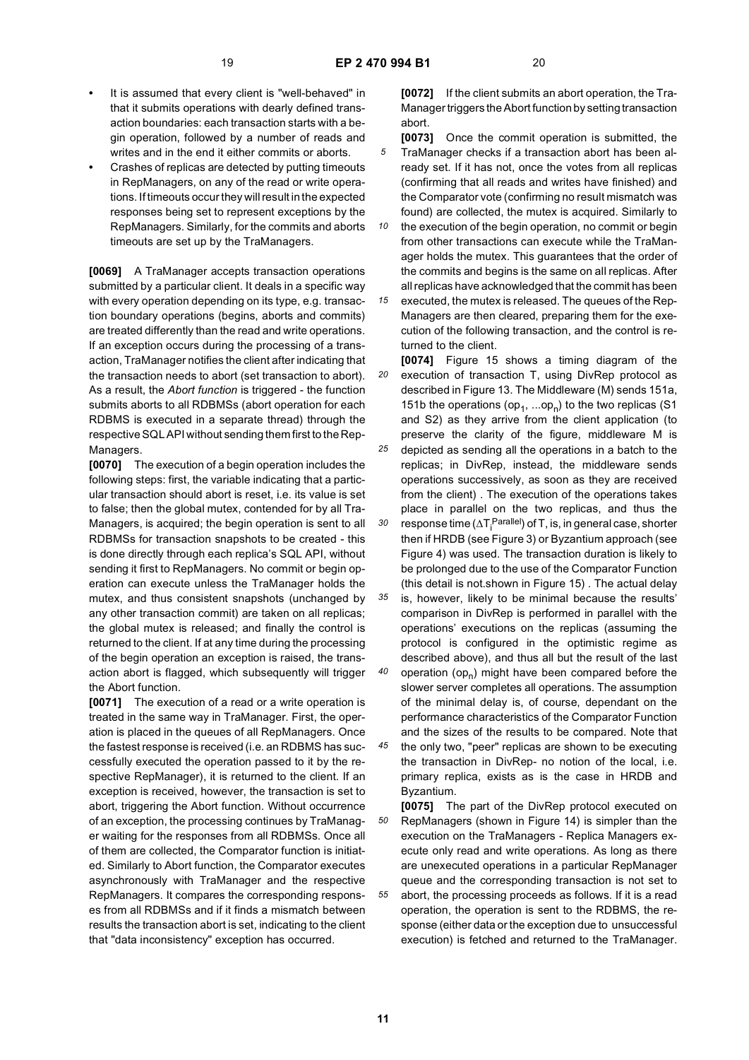- It is assumed that every client is "well-behaved" in that it submits operations with dearly defined transaction boundaries: each transaction starts with a begin operation, followed by a number of reads and writes and in the end it either commits or aborts.
- Crashes of replicas are detected by putting timeouts in RepManagers, on any of the read or write operations. If timeouts occur they will result in the expected responses being set to represent exceptions by the RepManagers. Similarly, for the commits and aborts timeouts are set up by the TraManagers.

**[0069]** A TraManager accepts transaction operations submitted by a particular client. It deals in a specific way with every operation depending on its type, e.g. transaction boundary operations (begins, aborts and commits) are treated differently than the read and write operations. If an exception occurs during the processing of a transaction, TraManager notifies the client after indicating that the transaction needs to abort (set transaction to abort). As a result, the *Abort function* is triggered - the function submits aborts to all RDBMSs (abort operation for each RDBMS is executed in a separate thread) through the respective SQL API without sending them first to the RepManagers.

**[0070]** The execution of a begin operation includes the following steps: first, the variable indicating that a particular transaction should abort is reset, i.e. its value is set to false; then the global mutex, contended for by all TraManagers, is acquired; the begin operation is sent to all RDBMSs for transaction snapshots to be created - this is done directly through each replica's SQL API, without sending it first to RepManagers. No commit or begin operation can execute unless the TraManager holds the mutex, and thus consistent snapshots (unchanged by any other transaction commit) are taken on all replicas; the global mutex is released; and finally the control is returned to the client. If at any time during the processing of the begin operation an exception is raised, the transaction abort is flagged, which subsequently will trigger the Abort function.

**[0071]** The execution of a read or a write operation is treated in the same way in TraManager. First, the operation is placed in the queues of all RepManagers. Once the fastest response is received (i.e. an RDBMS has successfully executed the operation passed to it by the respective RepManager), it is returned to the client. If an exception is received, however, the transaction is set to abort, triggering the Abort function. Without occurrence of an exception, the processing continues by TraManager waiting for the responses from all RDBMSs. Once all of them are collected, the Comparator function is initiated. Similarly to Abort function, the Comparator executes asynchronously with TraManager and the respective RepManagers. It compares the corresponding responses from all RDBMSs and if it finds a mismatch between results the transaction abort is set, indicating to the client that "data inconsistency" exception has occurred.

**[0072]** If the client submits an abort operation, the TraManager triggers the Abort function by setting transaction abort.

**[0073]** Once the commit operation is submitted, the TraManager checks if a transaction abort has been already set. If it has not, once the votes from all replicas (confirming that all reads and writes have finished) and the Comparator vote (confirming no result mismatch was found) are collected, the mutex is acquired. Similarly to the execution of the begin operation, no commit or begin from other transactions can execute while the TraManager holds the mutex. This guarantees that the order of the commits and begins is the same on all replicas. After all replicas have acknowledged that the commit has been executed, the mutex is released. The queues of the RepManagers are then cleared, preparing them for the execution of the following transaction, and the control is returned to the client.

**[0074]** Figure 15 shows a timing diagram of the execution of transaction T, using DivRep protocol as described in Figure 13. The Middleware (M) sends 151a, 151b the operations ($op_1$, ...$op_n$) to the two replicas (S1 and S2) as they arrive from the client application (to preserve the clarity of the figure, middleware M is depicted as sending all the operations in a batch to the replicas; in DivRep, instead, the middleware sends operations successively, as soon as they are received from the client) . The execution of the operations takes place in parallel on the two replicas, and thus the response time ($\Delta T_i^{Parallel}$) of T, is, in general case, shorter then if HRDB (see Figure 3) or Byzantium approach (see Figure 4) was used. The transaction duration is likely to be prolonged due to the use of the Comparator Function (this detail is not.shown in Figure 15) . The actual delay is, however, likely to be minimal because the results' comparison in DivRep is performed in parallel with the operations' executions on the replicas (assuming the protocol is configured in the optimistic regime as described above), and thus all but the result of the last operation ($op_n$) might have been compared before the slower server completes all operations. The assumption of the minimal delay is, of course, dependant on the performance characteristics of the Comparator Function and the sizes of the results to be compared. Note that the only two, "peer" replicas are shown to be executing the transaction in DivRep- no notion of the local, i.e. primary replica, exists as is the case in HRDB and Byzantium.

**[0075]** The part of the DivRep protocol executed on RepManagers (shown in Figure 14) is simpler than the execution on the TraManagers - Replica Managers execute only read and write operations. As long as there are unexecuted operations in a particular RepManager queue and the corresponding transaction is not set to abort, the processing proceeds as follows. If it is a read operation, the operation is sent to the RDBMS, the response (either data or the exception due to unsuccessful execution) is fetched and returned to the TraManager.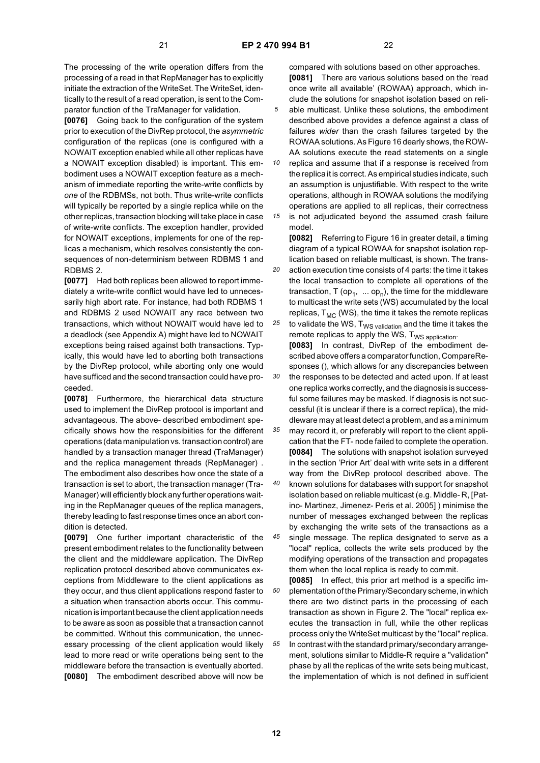The processing of the write operation differs from the processing of a read in that RepManager has to explicitly initiate the extraction of the WriteSet. The WriteSet, identically to the result of a read operation, is sent to the Comparator function of the TraManager for validation.

**[0076]** Going back to the configuration of the system prior to execution of the DivRep protocol, the *asymmetric* configuration of the replicas (one is configured with a NOWAIT exception enabled while all other replicas have a NOWAIT exception disabled) is important. This embodiment uses a NOWAIT exception feature as a mechanism of immediate reporting the write-write conflicts by *one* of the RDBMSs, not both. Thus write-write conflicts will typically be reported by a single replica while on the other replicas, transaction blocking will take place in case of write-write conflicts. The exception handler, provided for NOWAIT exceptions, implements for one of the replicas a mechanism, which resolves consistently the consequences of non-determinism between RDBMS 1 and RDBMS 2.

**[0077]** Had both replicas been allowed to report immediately a write-write conflict would have led to unnecessarily high abort rate. For instance, had both RDBMS 1 and RDBMS 2 used NOWAIT any race between two transactions, which without NOWAIT would have led to a deadlock (see Appendix A) might have led to NOWAIT exceptions being raised against both transactions. Typically, this would have led to aborting both transactions by the DivRep protocol, while aborting only one would have sufficed and the second transaction could have proceeded.

**[0078]** Furthermore, the hierarchical data structure used to implement the DivRep protocol is important and advantageous. The above- described embodiment specifically shows how the responsibilities for the different operations (data manipulation vs. transaction control) are handled by a transaction manager thread (TraManager) and the replica management threads (RepManager) . The embodiment also describes how once the state of a transaction is set to abort, the transaction manager (TraManager) will efficiently block any further operations waiting in the RepManager queues of the replica managers, thereby leading to fast response times once an abort condition is detected.

**[0079]** One further important characteristic of the present embodiment relates to the functionality between the client and the middleware application. The DivRep replication protocol described above communicates exceptions from Middleware to the client applications as they occur, and thus client applications respond faster to a situation when transaction aborts occur. This communication is important because the client application needs to be aware as soon as possible that a transaction cannot be committed. Without this communication, the unnecessary processing of the client application would likely lead to more read or write operations being sent to the middleware before the transaction is eventually aborted.

**[0080]** The embodiment described above will now be compared with solutions based on other approaches.

**[0081]** There are various solutions based on the 'read once write all available' (ROWAA) approach, which include the solutions for snapshot isolation based on reliable multicast. Unlike these solutions, the embodiment described above provides a defence against a class of failures *wider* than the crash failures targeted by the ROWAA solutions. As Figure 16 clearly shows, the ROWAA solutions execute the read statements on a single replica and assume that if a response is received from the replica it is correct. As empirical studies indicate, such an assumption is unjustifiable. With respect to the write operations, although in ROWAA solutions the modifying operations are applied to all replicas, their correctness is not adjudicated beyond the assumed crash failure model.

**[0082]** Referring to Figure 16 in greater detail, a timing diagram of a typical ROWAA for snapshot isolation replication based on reliable multicast, is shown. The transaction execution time consists of 4 parts: the time it takes the local transaction to complete all operations of the transaction, T ($op_1$, ... $op_n$), the time for the middleware to multicast the write sets (WS) accumulated by the local replicas, $T_{MC}$ (WS), the time it takes the remote replicas to validate the WS, $T_{WS\ validation}$ and the time it takes the remote replicas to apply the WS, $T_{WS\ application}$.

**[0083]** In contrast, DivRep of the embodiment described above offers a comparator function, CompareResponses (), which allows for any discrepancies between the responses to be detected and acted upon. If at least one replica works correctly, and the diagnosis is successful some failures may be masked. If diagnosis is not successful (it is unclear if there is a correct replica), the middleware may at least detect a problem, and as a minimum may record it, or preferably will report to the client application that the FT- node failed to complete the operation.

**[0084]** The solutions with snapshot isolation surveyed in the section 'Prior Art' deal with write sets in a different way from the DivRep protocol described above. The known solutions for databases with support for snapshot isolation based on reliable multicast (e.g. Middle- R, [Patino- Martinez, Jimenez- Peris et al. 2005] ) minimise the number of messages exchanged between the replicas by exchanging the write sets of the transactions as a single message. The replica designated to serve as a "local" replica, collects the write sets produced by the modifying operations of the transaction and propagates them when the local replica is ready to commit.

**[0085]** In effect, this prior art method is a specific implementation of the Primary/Secondary scheme, in which there are two distinct parts in the processing of each transaction as shown in Figure 2. The "local" replica executes the transaction in full, while the other replicas process only the WriteSet multicast by the "local" replica. In contrast with the standard primary/secondary arrangement, solutions similar to Middle-R require a "validation" phase by all the replicas of the write sets being multicast, the implementation of which is not defined in sufficient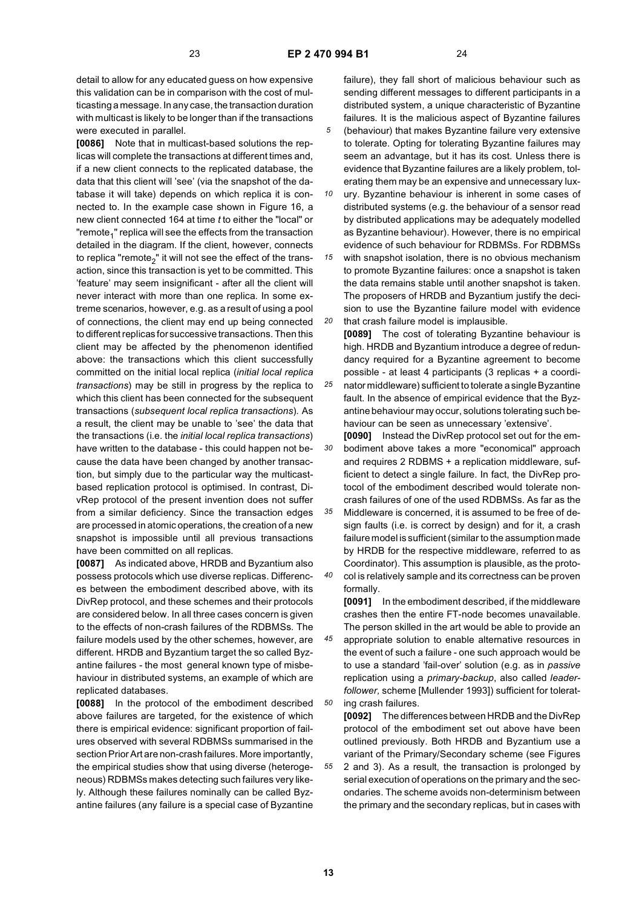detail to allow for any educated guess on how expensive this validation can be in comparison with the cost of multicasting a message. In any case, the transaction duration with multicast is likely to be longer than if the transactions were executed in parallel.

**[0086]** Note that in multicast-based solutions the replicas will complete the transactions at different times and, if a new client connects to the replicated database, the data that this client will 'see' (via the snapshot of the database it will take) depends on which replica it is connected to. In the example case shown in Figure 16, a new client connected 164 at time *t* to either the "local" or "$remote_1$" replica will see the effects from the transaction detailed in the diagram. If the client, however, connects to replica "$remote_2$" it will not see the effect of the transaction, since this transaction is yet to be committed. This 'feature' may seem insignificant - after all the client will never interact with more than one replica. In some extreme scenarios, however, e.g. as a result of using a pool of connections, the client may end up being connected to different replicas for successive transactions. Then this client may be affected by the phenomenon identified above: the transactions which this client successfully committed on the initial local replica (*initial local replica transactions*) may be still in progress by the replica to which this client has been connected for the subsequent transactions (*subsequent local replica transactions*). As a result, the client may be unable to 'see' the data that the transactions (i.e. the *initial local replica transactions*) have written to the database - this could happen not because the data have been changed by another transaction, but simply due to the particular way the multicast-based replication protocol is optimised. In contrast, DivRep protocol of the present invention does not suffer from a similar deficiency. Since the transaction edges are processed in atomic operations, the creation of a new snapshot is impossible until all previous transactions have been committed on all replicas.

**[0087]** As indicated above, HRDB and Byzantium also possess protocols which use diverse replicas. Differences between the embodiment described above, with its DivRep protocol, and these schemes and their protocols are considered below. In all three cases concern is given to the effects of non-crash failures of the RDBMSs. The failure models used by the other schemes, however, are different. HRDB and Byzantium target the so called Byzantine failures - the most general known type of misbehaviour in distributed systems, an example of which are replicated databases.

**[0088]** In the protocol of the embodiment described above failures are targeted, for the existence of which there is empirical evidence: significant proportion of failures observed with several RDBMSs summarised in the section Prior Art are non-crash failures. More importantly, the empirical studies show that using diverse (heterogeneous) RDBMSs makes detecting such failures very likely. Although these failures nominally can be called Byzantine failures (any failure is a special case of Byzantine failure), they fall short of malicious behaviour such as sending different messages to different participants in a distributed system, a unique characteristic of Byzantine failures. It is the malicious aspect of Byzantine failures (behaviour) that makes Byzantine failure very extensive to tolerate. Opting for tolerating Byzantine failures may seem an advantage, but it has its cost. Unless there is evidence that Byzantine failures are a likely problem, tolerating them may be an expensive and unnecessary luxury. Byzantine behaviour is inherent in some cases of distributed systems (e.g. the behaviour of a sensor read by distributed applications may be adequately modelled as Byzantine behaviour). However, there is no empirical evidence of such behaviour for RDBMSs. For RDBMSs with snapshot isolation, there is no obvious mechanism to promote Byzantine failures: once a snapshot is taken the data remains stable until another snapshot is taken. The proposers of HRDB and Byzantium justify the decision to use the Byzantine failure model with evidence that crash failure model is implausible.

**[0089]** The cost of tolerating Byzantine behaviour is high. HRDB and Byzantium introduce a degree of redundancy required for a Byzantine agreement to become possible - at least 4 participants (3 replicas + a coordinator middleware) sufficient to tolerate a single Byzantine fault. In the absence of empirical evidence that the Byzantine behaviour may occur, solutions tolerating such behaviour can be seen as unnecessary 'extensive'.

**[0090]** Instead the DivRep protocol set out for the embodiment above takes a more "economical" approach and requires 2 RDBMS + a replication middleware, sufficient to detect a single failure. In fact, the DivRep protocol of the embodiment described would tolerate non-crash failures of one of the used RDBMSs. As far as the Middleware is concerned, it is assumed to be free of design faults (i.e. is correct by design) and for it, a crash failure model is sufficient (similar to the assumption made by HRDB for the respective middleware, referred to as Coordinator). This assumption is plausible, as the protocol is relatively sample and its correctness can be proven formally.

**[0091]** In the embodiment described, if the middleware crashes then the entire FT-node becomes unavailable. The person skilled in the art would be able to provide an appropriate solution to enable alternative resources in the event of such a failure - one such approach would be to use a standard 'fail-over' solution (e.g. as in *passive* replication using a *primary-backup*, also called *leader-follower,* scheme [Mullender 1993]) sufficient for tolerating crash failures.

**[0092]** The differences between HRDB and the DivRep protocol of the embodiment set out above have been outlined previously. Both HRDB and Byzantium use a variant of the Primary/Secondary scheme (see Figures 2 and 3). As a result, the transaction is prolonged by serial execution of operations on the primary and the secondaries. The scheme avoids non-determinism between the primary and the secondary replicas, but in cases with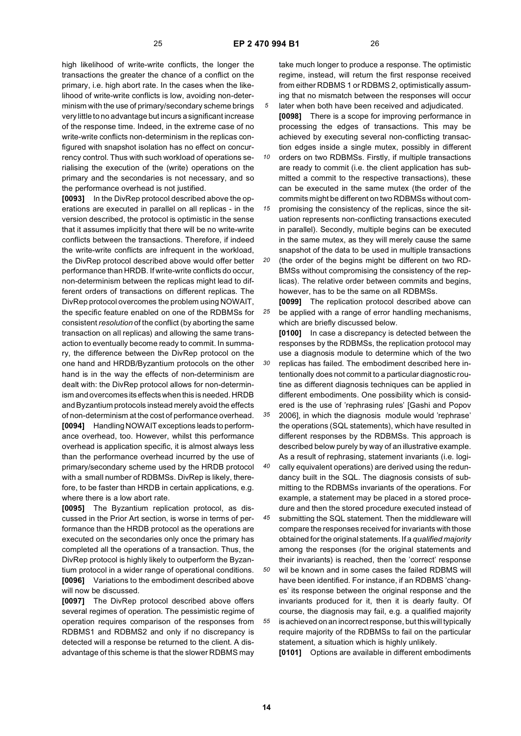high likelihood of write-write conflicts, the longer the transactions the greater the chance of a conflict on the primary, i.e. high abort rate. In the cases when the likelihood of write-write conflicts is low, avoiding non-determinism with the use of primary/secondary scheme brings very little to no advantage but incurs a significant increase of the response time. Indeed, in the extreme case of no write-write conflicts non-determinism in the replicas configured with snapshot isolation has no effect on concurrency control. Thus with such workload of operations serialising the execution of the (write) operations on the primary and the secondaries is not necessary, and so the performance overhead is not justified.

**[0093]** In the DivRep protocol described above the operations are executed in parallel on all replicas - in the version described, the protocol is optimistic in the sense that it assumes implicitly that there will be no write-write conflicts between the transactions. Therefore, if indeed the write-write conflicts are infrequent in the workload, the DivRep protocol described above would offer better performance than HRDB. If write-write conflicts do occur, non-determinism between the replicas might lead to different orders of transactions on different replicas. The DivRep protocol overcomes the problem using NOWAIT, the specific feature enabled on one of the RDBMSs for consistent *resolution* of the conflict (by aborting the same transaction on all replicas) and allowing the same transaction to eventually become ready to commit. In summary, the difference between the DivRep protocol on the one hand and HRDB/Byzantium protocols on the other hand is in the way the effects of non-determinism are dealt with: the DivRep protocol allows for non-determinism and overcomes its effects when this is needed. HRDB and Byzantium protocols instead merely avoid the effects of non-determinism at the cost of performance overhead.

**[0094]** Handling NOWAIT exceptions leads to performance overhead, too. However, whilst this performance overhead is application specific, it is almost always less than the performance overhead incurred by the use of primary/secondary scheme used by the HRDB protocol with a small number of RDBMSs. DivRep is likely, therefore, to be faster than HRDB in certain applications, e.g. where there is a low abort rate.

**[0095]** The Byzantium replication protocol, as discussed in the Prior Art section, is worse in terms of performance than the HRDB protocol as the operations are executed on the secondaries only once the primary has completed all the operations of a transaction. Thus, the DivRep protocol is highly likely to outperform the Byzantium protocol in a wider range of operational conditions.

**[0096]** Variations to the embodiment described above will now be discussed.

**[0097]** The DivRep protocol described above offers several regimes of operation. The pessimistic regime of operation requires comparison of the responses from RDBMS1 and RDBMS2 and only if no discrepancy is detected will a response be returned to the client. A disadvantage of this scheme is that the slower RDBMS may take much longer to produce a response. The optimistic regime, instead, will return the first response received from either RDBMS 1 or RDBMS 2, optimistically assuming that no mismatch between the responses will occur later when both have been received and adjudicated.

**[0098]** There is a scope for improving performance in processing the edges of transactions. This may be achieved by executing several non-conflicting transaction edges inside a single mutex, possibly in different orders on two RDBMSs. Firstly, if multiple transactions are ready to commit (i.e. the client application has submitted a commit to the respective transactions), these can be executed in the same mutex (the order of the commits might be different on two RDBMSs without compromising the consistency of the replicas, since the situation represents non-conflicting transactions executed in parallel). Secondly, multiple begins can be executed in the same mutex, as they will merely cause the same snapshot of the data to be used in multiple transactions (the order of the begins might be different on two RDBMSs without compromising the consistency of the replicas). The relative order between commits and begins, however, has to be the same on all RDBMSs.

**[0099]** The replication protocol described above can be applied with a range of error handling mechanisms, which are briefly discussed below.

**[0100]** In case a discrepancy is detected between the responses by the RDBMSs, the replication protocol may use a diagnosis module to determine which of the two replicas has failed. The embodiment described here intentionally does not commit to a particular diagnostic routine as different diagnosis techniques can be applied in different embodiments. One possibility which is considered is the use of 'rephrasing rules' [Gashi and Popov 2006], in which the diagnosis module would 'rephrase' the operations (SQL statements), which have resulted in different responses by the RDBMSs. This approach is described below purely by way of an illustrative example. As a result of rephrasing, statement invariants (i.e. logically equivalent operations) are derived using the redundancy built in the SQL. The diagnosis consists of submitting to the RDBMSs invariants of the operations. For example, a statement may be placed in a stored procedure and then the stored procedure executed instead of submitting the SQL statement. Then the middleware will compare the responses received for invariants with those obtained for the original statements. If a *qualified majority* among the responses (for the original statements and their invariants) is reached, then the 'correct' response wil be known and in some cases the failed RDBMS will have been identified. For instance, if an RDBMS 'changes' its response between the original response and the invariants produced for it, then it is clearly faulty. Of course, the diagnosis may fail, e.g. a qualified majority is achieved on an incorrect response, but this will typically require majority of the RDBMSs to fail on the particular statement, a situation which is highly unlikely.

**[0101]** Options are available in different embodiments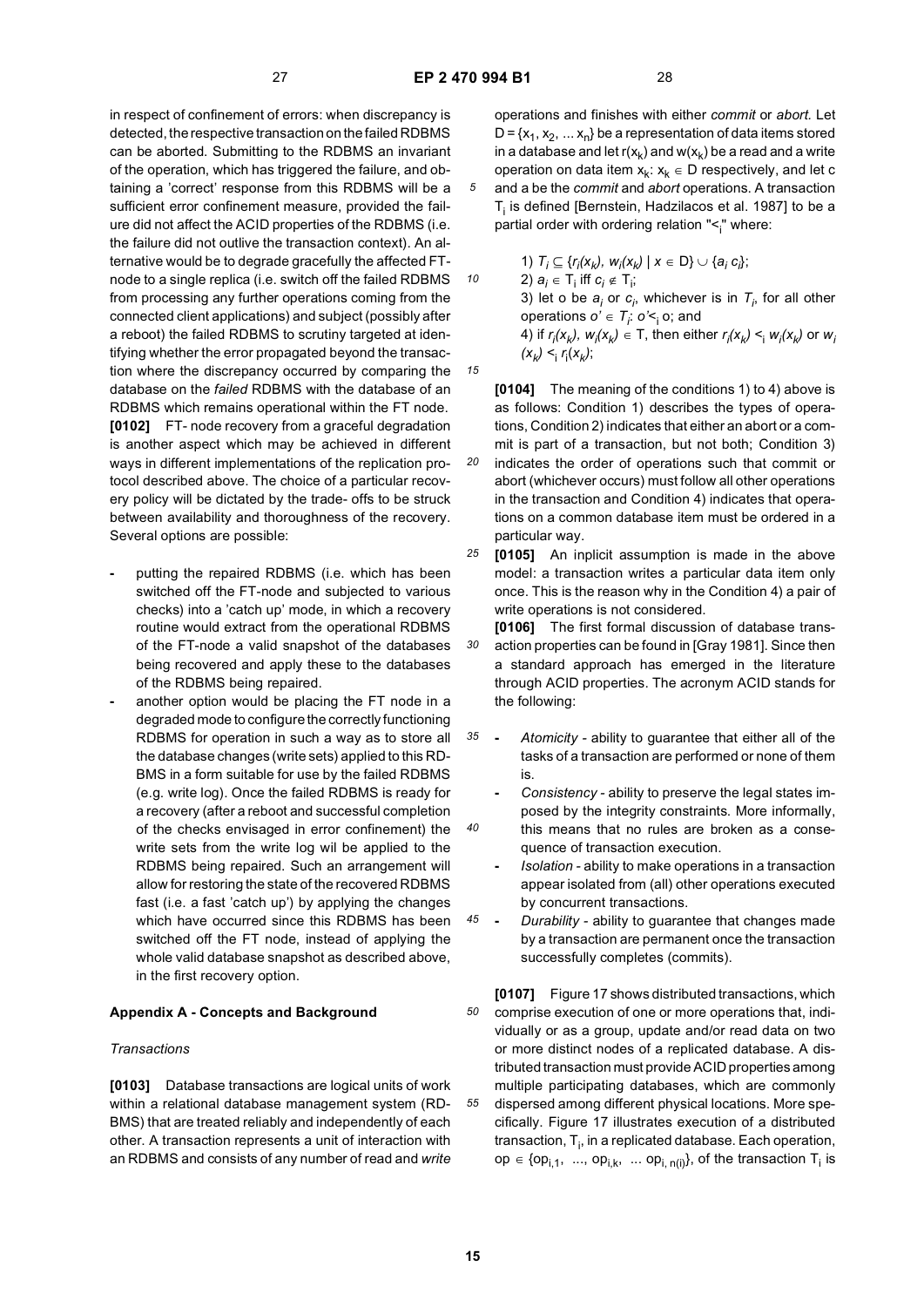in respect of confinement of errors: when discrepancy is detected, the respective transaction on the failed RDBMS can be aborted. Submitting to the RDBMS an invariant of the operation, which has triggered the failure, and obtaining a 'correct' response from this RDBMS will be a sufficient error confinement measure, provided the failure did not affect the ACID properties of the RDBMS (i.e. the failure did not outlive the transaction context). An alternative would be to degrade gracefully the affected FT-node to a single replica (i.e. switch off the failed RDBMS from processing any further operations coming from the connected client applications) and subject (possibly after a reboot) the failed RDBMS to scrutiny targeted at identifying whether the error propagated beyond the transaction where the discrepancy occurred by comparing the database on the *failed* RDBMS with the database of an RDBMS which remains operational within the FT node.

**[0102]** FT- node recovery from a graceful degradation is another aspect which may be achieved in different ways in different implementations of the replication protocol described above. The choice of a particular recovery policy will be dictated by the trade- offs to be struck between availability and thoroughness of the recovery. Several options are possible:

- putting the repaired RDBMS (i.e. which has been switched off the FT-node and subjected to various checks) into a 'catch up' mode, in which a recovery routine would extract from the operational RDBMS of the FT-node a valid snapshot of the databases being recovered and apply these to the databases of the RDBMS being repaired.
- another option would be placing the FT node in a degraded mode to configure the correctly functioning RDBMS for operation in such a way as to store all the database changes (write sets) applied to this RDBMS in a form suitable for use by the failed RDBMS (e.g. write log). Once the failed RDBMS is ready for a recovery (after a reboot and successful completion of the checks envisaged in error confinement) the write sets from the write log wil be applied to the RDBMS being repaired. Such an arrangement will allow for restoring the state of the recovered RDBMS fast (i.e. a fast 'catch up') by applying the changes which have occurred since this RDBMS has been switched off the FT node, instead of applying the whole valid database snapshot as described above, in the first recovery option.

## Appendix A - Concepts and Background

### *Transactions*

**[0103]** Database transactions are logical units of work within a relational database management system (RDBMS) that are treated reliably and independently of each other. A transaction represents a unit of interaction with an RDBMS and consists of any number of read and *write* operations and finishes with either *commit* or *abort.* Let $D = \{x_1, x_2, \ldots x_n\}$ be a representation of data items stored in a database and let $r(x_k)$ and $w(x_k)$ be a read and a write operation on data item $x_k$: $x_k \in D$ respectively, and let c and a be the *commit* and *abort* operations. A transaction $T_i$ is defined [Bernstein, Hadzilacos et al. 1987] to be a partial order with ordering relation "$<_i$" where:

1) $T_i \subseteq \{r_i(x_k), w_i(x_k) \mid x \in D\} \cup \{a_i\ c_i\}$;
2) $a_i \in T_i$ iff $c_i \notin T_i$;
3) let o be $a_i$ or $c_i$, whichever is in $T_i$, for all other operations $o' \in T_i$: $o' <_i o$; and
4) if $r_i(x_k), w_i(x_k) \in T$, then either $r_i(x_k) <_i w_i(x_k)$ or $w_i(x_k) <_i r_i(x_k)$;

**[0104]** The meaning of the conditions 1) to 4) above is as follows: Condition 1) describes the types of operations, Condition 2) indicates that either an abort or a commit is part of a transaction, but not both; Condition 3) indicates the order of operations such that commit or abort (whichever occurs) must follow all other operations in the transaction and Condition 4) indicates that operations on a common database item must be ordered in a particular way.

**[0105]** An inplicit assumption is made in the above model: a transaction writes a particular data item only once. This is the reason why in the Condition 4) a pair of write operations is not considered.

**[0106]** The first formal discussion of database transaction properties can be found in [Gray 1981]. Since then a standard approach has emerged in the literature through ACID properties. The acronym ACID stands for the following:

- *Atomicity* - ability to guarantee that either all of the tasks of a transaction are performed or none of them is.
- *Consistency* - ability to preserve the legal states imposed by the integrity constraints. More informally, this means that no rules are broken as a consequence of transaction execution.
- *Isolation* - ability to make operations in a transaction appear isolated from (all) other operations executed by concurrent transactions.
- *Durability* - ability to guarantee that changes made by a transaction are permanent once the transaction successfully completes (commits).

**[0107]** Figure 17 shows distributed transactions, which comprise execution of one or more operations that, individually or as a group, update and/or read data on two or more distinct nodes of a replicated database. A distributed transaction must provide ACID properties among multiple participating databases, which are commonly dispersed among different physical locations. More specifically. Figure 17 illustrates execution of a distributed transaction, $T_i$, in a replicated database. Each operation, $op \in \{op_{i,1}, \ldots, op_{i,k}, \ldots op_{i,n(i)}\}$, of the transaction $T_i$ is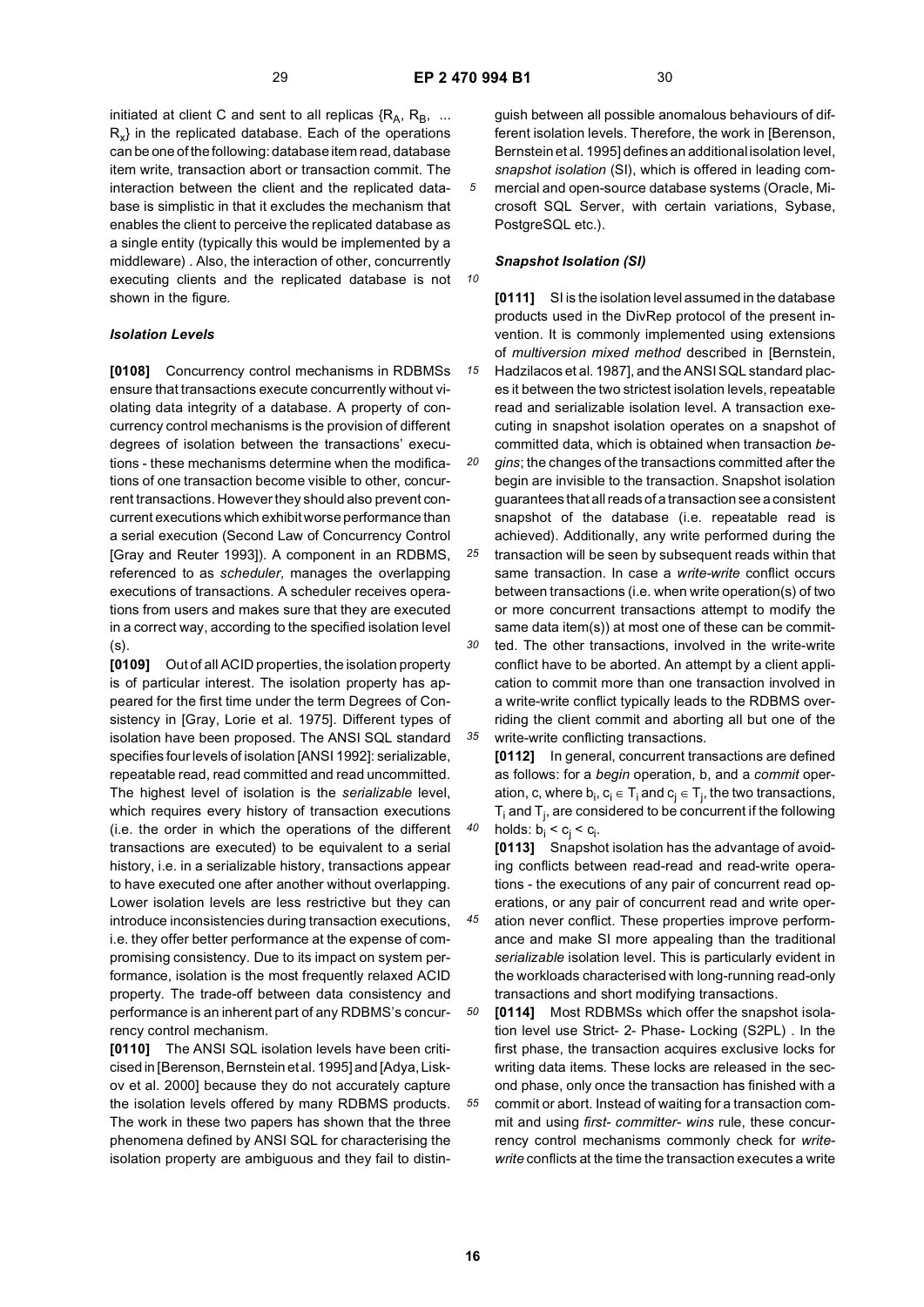initiated at client C and sent to all replicas $\{R_A, R_B, \ldots R_x\}$ in the replicated database. Each of the operations can be one of the following: database item read, database item write, transaction abort or transaction commit. The interaction between the client and the replicated database is simplistic in that it excludes the mechanism that enables the client to perceive the replicated database as a single entity (typically this would be implemented by a middleware). Also, the interaction of other, concurrently executing clients and the replicated database is not shown in the figure.

### *Isolation Levels*

**[0108]** Concurrency control mechanisms in RDBMSs ensure that transactions execute concurrently without violating data integrity of a database. A property of concurrency control mechanisms is the provision of different degrees of isolation between the transactions' executions - these mechanisms determine when the modifications of one transaction become visible to other, concurrent transactions. However they should also prevent concurrent executions which exhibit worse performance than a serial execution (Second Law of Concurrency Control [Gray and Reuter 1993]). A component in an RDBMS, referenced to as *scheduler,* manages the overlapping executions of transactions. A scheduler receives operations from users and makes sure that they are executed in a correct way, according to the specified isolation level (s).

**[0109]** Out of all ACID properties, the isolation property is of particular interest. The isolation property has appeared for the first time under the term Degrees of Consistency in [Gray, Lorie et al. 1975]. Different types of isolation have been proposed. The ANSI SQL standard specifies four levels of isolation [ANSI 1992]: serializable, repeatable read, read committed and read uncommitted. The highest level of isolation is the *serializable* level, which requires every history of transaction executions (i.e. the order in which the operations of the different transactions are executed) to be equivalent to a serial history, i.e. in a serializable history, transactions appear to have executed one after another without overlapping. Lower isolation levels are less restrictive but they can introduce inconsistencies during transaction executions, i.e. they offer better performance at the expense of compromising consistency. Due to its impact on system performance, isolation is the most frequently relaxed ACID property. The trade-off between data consistency and performance is an inherent part of any RDBMS's concurrency control mechanism.

**[0110]** The ANSI SQL isolation levels have been criticised in [Berenson, Bernstein et al. 1995] and [Adya, Liskov et al. 2000] because they do not accurately capture the isolation levels offered by many RDBMS products. The work in these two papers has shown that the three phenomena defined by ANSI SQL for characterising the isolation property are ambiguous and they fail to distinguish between all possible anomalous behaviours of different isolation levels. Therefore, the work in [Berenson, Bernstein et al. 1995] defines an additional isolation level, *snapshot isolation* (SI), which is offered in leading commercial and open-source database systems (Oracle, Microsoft SQL Server, with certain variations, Sybase, PostgreSQL etc.).

### *Snapshot Isolation (SI)*

**[0111]** SI is the isolation level assumed in the database products used in the DivRep protocol of the present invention. It is commonly implemented using extensions of *multiversion mixed method* described in [Bernstein, Hadzilacos et al. 1987], and the ANSI SQL standard places it between the two strictest isolation levels, repeatable read and serializable isolation level. A transaction executing in snapshot isolation operates on a snapshot of committed data, which is obtained when transaction *begins*; the changes of the transactions committed after the begin are invisible to the transaction. Snapshot isolation guarantees that all reads of a transaction see a consistent snapshot of the database (i.e. repeatable read is achieved). Additionally, any write performed during the transaction will be seen by subsequent reads within that same transaction. In case a *write-write* conflict occurs between transactions (i.e. when write operation(s) of two or more concurrent transactions attempt to modify the same data item(s)) at most one of these can be committed. The other transactions, involved in the write-write conflict have to be aborted. An attempt by a client application to commit more than one transaction involved in a write-write conflict typically leads to the RDBMS overriding the client commit and aborting all but one of the write-write conflicting transactions.

**[0112]** In general, concurrent transactions are defined as follows: for a *begin* operation, b, and a *commit* operation, c, where $b_i, c_i \in T_i$ and $c_j \in T_j$, the two transactions, $T_i$ and $T_j$, are considered to be concurrent if the following holds: $b_i < c_j < c_i$.

**[0113]** Snapshot isolation has the advantage of avoiding conflicts between read-read and read-write operations - the executions of any pair of concurrent read operations, or any pair of concurrent read and write operation never conflict. These properties improve performance and make SI more appealing than the traditional *serializable* isolation level. This is particularly evident in the workloads characterised with long-running read-only transactions and short modifying transactions.

**[0114]** Most RDBMSs which offer the snapshot isolation level use Strict- 2- Phase- Locking (S2PL). In the first phase, the transaction acquires exclusive locks for writing data items. These locks are released in the second phase, only once the transaction has finished with a commit or abort. Instead of waiting for a transaction commit and using *first- committer- wins* rule, these concurrency control mechanisms commonly check for *write-write* conflicts at the time the transaction executes a write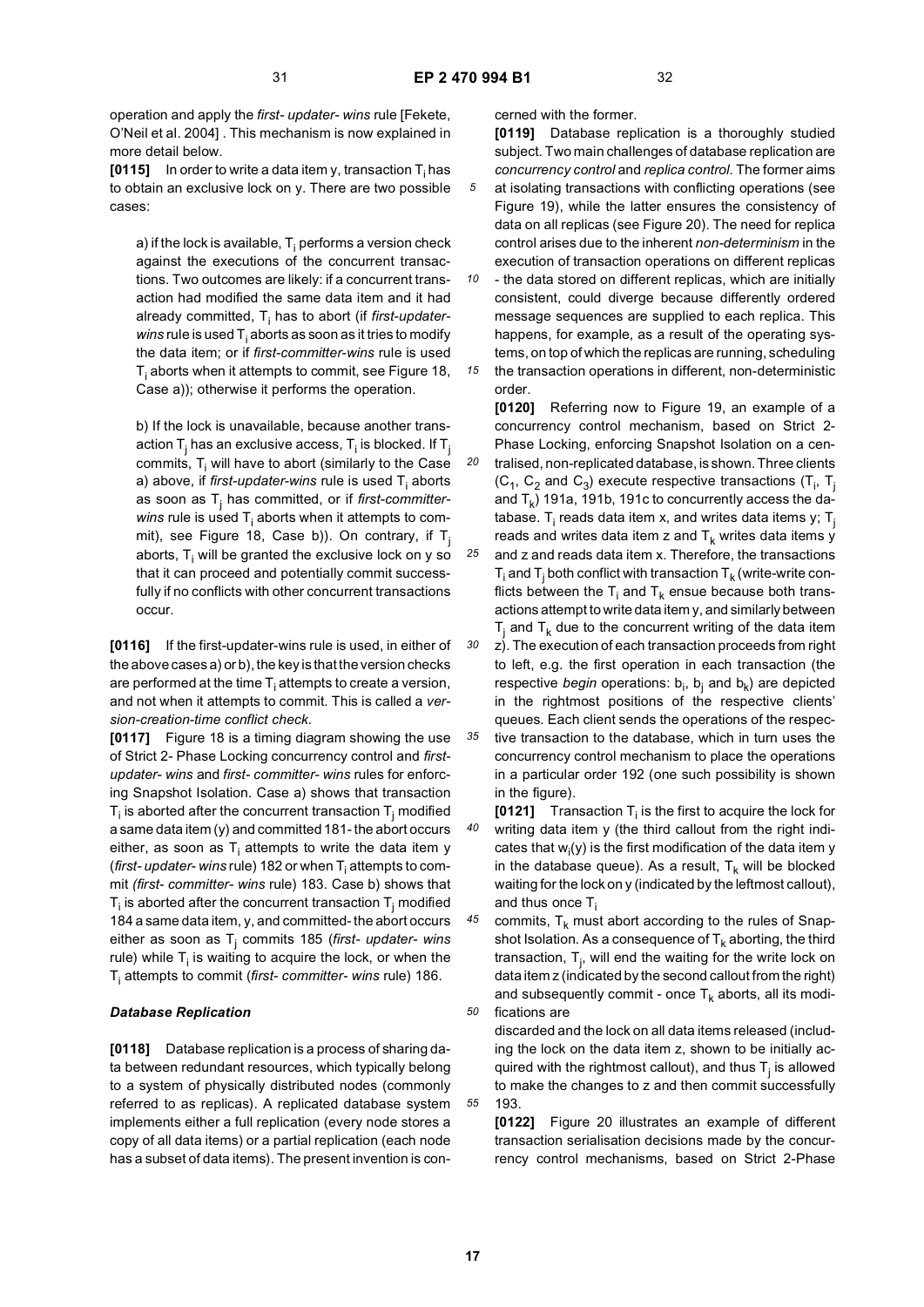operation and apply the *first- updater- wins* rule [Fekete, O'Neil et al. 2004] . This mechanism is now explained in more detail below.

**[0115]** In order to write a data item y, transaction $T_i$ has to obtain an exclusive lock on y. There are two possible cases:

a) if the lock is available, $T_i$ performs a version check against the executions of the concurrent transactions. Two outcomes are likely: if a concurrent transaction had modified the same data item and it had already committed, $T_i$ has to abort (if *first-updater-wins* rule is used $T_i$ aborts as soon as it tries to modify the data item; or if *first-committer-wins* rule is used $T_i$ aborts when it attempts to commit, see Figure 18, Case a)); otherwise it performs the operation.

b) If the lock is unavailable, because another transaction $T_j$ has an exclusive access, $T_i$ is blocked. If $T_j$ commits, $T_i$ will have to abort (similarly to the Case a) above, if *first-updater-wins* rule is used $T_i$ aborts as soon as $T_j$ has committed, or if *first-committer-wins* rule is used $T_i$ aborts when it attempts to commit), see Figure 18, Case b)). On contrary, if $T_j$ aborts, $T_i$ will be granted the exclusive lock on y so that it can proceed and potentially commit successfully if no conflicts with other concurrent transactions occur.

**[0116]** If the first-updater-wins rule is used, in either of the above cases a) or b), the key is that the version checks are performed at the time $T_i$ attempts to create a version, and not when it attempts to commit. This is called a *version-creation-time conflict check*.

**[0117]** Figure 18 is a timing diagram showing the use of Strict 2- Phase Locking concurrency control and *first-updater- wins* and *first- committer- wins* rules for enforcing Snapshot Isolation. Case a) shows that transaction $T_i$ is aborted after the concurrent transaction $T_j$ modified a same data item (y) and committed 181- the abort occurs either, as soon as $T_i$ attempts to write the data item y (*first- updater- wins* rule) 182 or when $T_i$ attempts to commit *(first- committer- wins* rule) 183. Case b) shows that $T_i$ is aborted after the concurrent transaction $T_j$ modified 184 a same data item, y, and committed- the abort occurs either as soon as $T_j$ commits 185 (*first- updater- wins* rule) while $T_i$ is waiting to acquire the lock, or when the $T_i$ attempts to commit (*first- committer- wins* rule) 186.

### *Database Replication*

**[0118]** Database replication is a process of sharing data between redundant resources, which typically belong to a system of physically distributed nodes (commonly referred to as replicas). A replicated database system implements either a full replication (every node stores a copy of all data items) or a partial replication (each node has a subset of data items). The present invention is concerned with the former.

**[0119]** Database replication is a thoroughly studied subject. Two main challenges of database replication are *concurrency control* and *replica control.* The former aims at isolating transactions with conflicting operations (see Figure 19), while the latter ensures the consistency of data on all replicas (see Figure 20). The need for replica control arises due to the inherent *non-determinism* in the execution of transaction operations on different replicas - the data stored on different replicas, which are initially consistent, could diverge because differently ordered message sequences are supplied to each replica. This happens, for example, as a result of the operating systems, on top of which the replicas are running, scheduling the transaction operations in different, non-deterministic order.

**[0120]** Referring now to Figure 19, an example of a concurrency control mechanism, based on Strict 2-Phase Locking, enforcing Snapshot Isolation on a centralised, non-replicated database, is shown. Three clients ($C_1$, $C_2$ and $C_3$) execute respective transactions ($T_i$, $T_j$ and $T_k$) 191a, 191b, 191c to concurrently access the database. $T_i$ reads data item x, and writes data items y; $T_j$ reads and writes data item z and $T_k$ writes data items y and z and reads data item x. Therefore, the transactions $T_i$ and $T_j$ both conflict with transaction $T_k$ (write-write conflicts between the $T_i$ and $T_k$ ensue because both transactions attempt to write data item y, and similarly between $T_j$ and $T_k$ due to the concurrent writing of the data item z). The execution of each transaction proceeds from right to left, e.g. the first operation in each transaction (the respective *begin* operations: $b_i$, $b_j$ and $b_k$) are depicted in the rightmost positions of the respective clients' queues. Each client sends the operations of the respective transaction to the database, which in turn uses the concurrency control mechanism to place the operations in a particular order 192 (one such possibility is shown in the figure).

**[0121]** Transaction $T_i$ is the first to acquire the lock for writing data item y (the third callout from the right indicates that $w_i(y)$ is the first modification of the data item y in the database queue). As a result, $T_k$ will be blocked waiting for the lock on y (indicated by the leftmost callout), and thus once $T_i$ commits, $T_k$ must abort according to the rules of Snapshot Isolation. As a consequence of $T_k$ aborting, the third transaction, $T_j$, will end the waiting for the write lock on data item z (indicated by the second callout from the right) and subsequently commit - once $T_k$ aborts, all its modifications are discarded and the lock on all data items released (including the lock on the data item z, shown to be initially acquired with the rightmost callout), and thus $T_j$ is allowed to make the changes to z and then commit successfully 193.

**[0122]** Figure 20 illustrates an example of different transaction serialisation decisions made by the concurrency control mechanisms, based on Strict 2-Phase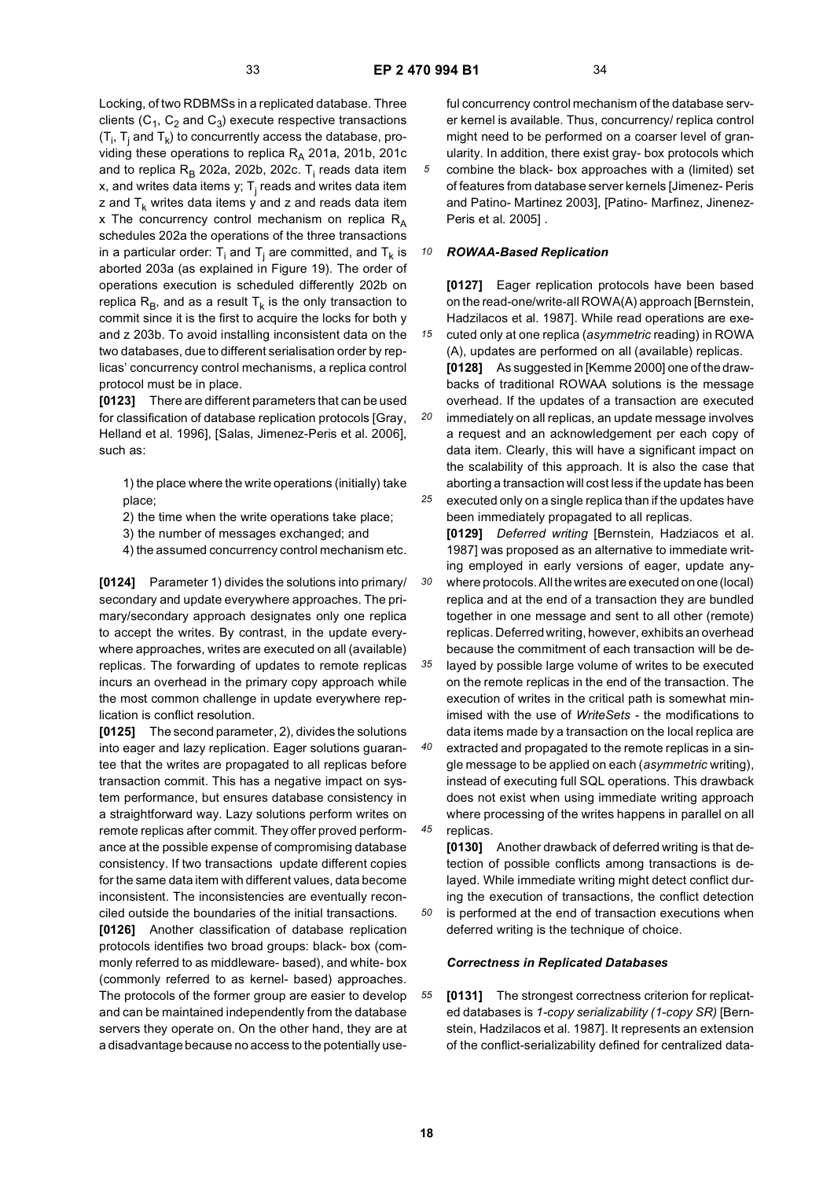Locking, of two RDBMSs in a replicated database. Three clients ($C_1$, $C_2$ and $C_3$) execute respective transactions ($T_i$, $T_j$ and $T_k$) to concurrently access the database, providing these operations to replica $R_A$ 201a, 201b, 201c and to replica $R_B$ 202a, 202b, 202c. $T_i$ reads data item x, and writes data items y; $T_j$ reads and writes data item z and $T_k$ writes data items y and z and reads data item x The concurrency control mechanism on replica $R_A$ schedules 202a the operations of the three transactions in a particular order: $T_i$ and $T_j$ are committed, and $T_k$ is aborted 203a (as explained in Figure 19). The order of operations execution is scheduled differently 202b on replica $R_B$, and as a result $T_k$ is the only transaction to commit since it is the first to acquire the locks for both y and z 203b. To avoid installing inconsistent data on the two databases, due to different serialisation order by replicas' concurrency control mechanisms, a replica control protocol must be in place.

**[0123]** There are different parameters that can be used for classification of database replication protocols [Gray, Helland et al. 1996], [Salas, Jimenez-Peris et al. 2006], such as:

1) the place where the write operations (initially) take place;
2) the time when the write operations take place;
3) the number of messages exchanged; and
4) the assumed concurrency control mechanism etc.

**[0124]** Parameter 1) divides the solutions into primary/secondary and update everywhere approaches. The primary/secondary approach designates only one replica to accept the writes. By contrast, in the update everywhere approaches, writes are executed on all (available) replicas. The forwarding of updates to remote replicas incurs an overhead in the primary copy approach while the most common challenge in update everywhere replication is conflict resolution.

**[0125]** The second parameter, 2), divides the solutions into eager and lazy replication. Eager solutions guarantee that the writes are propagated to all replicas before transaction commit. This has a negative impact on system performance, but ensures database consistency in a straightforward way. Lazy solutions perform writes on remote replicas after commit. They offer proved performance at the possible expense of compromising database consistency. If two transactions update different copies for the same data item with different values, data become inconsistent. The inconsistencies are eventually reconciled outside the boundaries of the initial transactions.

**[0126]** Another classification of database replication protocols identifies two broad groups: black- box (commonly referred to as middleware- based), and white- box (commonly referred to as kernel- based) approaches. The protocols of the former group are easier to develop and can be maintained independently from the database servers they operate on. On the other hand, they are at a disadvantage because no access to the potentially useful concurrency control mechanism of the database server kernel is available. Thus, concurrency/ replica control might need to be performed on a coarser level of granularity. In addition, there exist gray- box protocols which combine the black- box approaches with a (limited) set of features from database server kernels [Jimenez- Peris and Patino- Martinez 2003], [Patino- Marfinez, Jinenez-Peris et al. 2005] .

### *ROWAA-Based Replication*

**[0127]** Eager replication protocols have been based on the read-one/write-all ROWA(A) approach [Bernstein, Hadzilacos et al. 1987]. While read operations are executed only at one replica (*asymmetric* reading) in ROWA (A), updates are performed on all (available) replicas.

**[0128]** As suggested in [Kemme 2000] one of the drawbacks of traditional ROWAA solutions is the message overhead. If the updates of a transaction are executed immediately on all replicas, an update message involves a request and an acknowledgement per each copy of data item. Clearly, this will have a significant impact on the scalability of this approach. It is also the case that aborting a transaction will cost less if the update has been executed only on a single replica than if the updates have been immediately propagated to all replicas.

**[0129]** *Deferred writing* [Bernstein, Hadziacos et al. 1987] was proposed as an alternative to immediate writing employed in early versions of eager, update anywhere protocols. All the writes are executed on one (local) replica and at the end of a transaction they are bundled together in one message and sent to all other (remote) replicas. Deferred writing, however, exhibits an overhead because the commitment of each transaction will be delayed by possible large volume of writes to be executed on the remote replicas in the end of the transaction. The execution of writes in the critical path is somewhat minimised with the use of *WriteSets* - the modifications to data items made by a transaction on the local replica are extracted and propagated to the remote replicas in a single message to be applied on each (*asymmetric* writing), instead of executing full SQL operations. This drawback does not exist when using immediate writing approach where processing of the writes happens in parallel on all replicas.

**[0130]** Another drawback of deferred writing is that detection of possible conflicts among transactions is delayed. While immediate writing might detect conflict during the execution of transactions, the conflict detection is performed at the end of transaction executions when deferred writing is the technique of choice.

### *Correctness in Replicated Databases*

**[0131]** The strongest correctness criterion for replicated databases is *1-copy serializability (1-copy SR)* [Bernstein, Hadzilacos et al. 1987]. It represents an extension of the conflict-serializability defined for centralized data-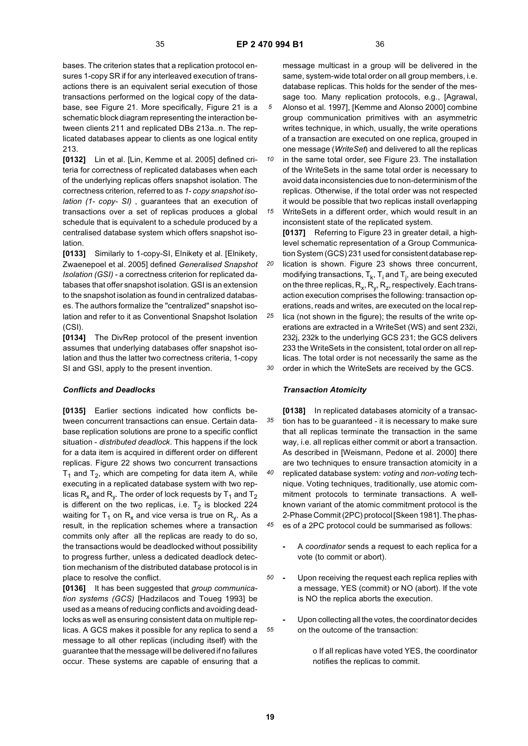bases. The criterion states that a replication protocol ensures 1-copy SR if for any interleaved execution of transactions there is an equivalent serial execution of those transactions performed on the logical copy of the database, see Figure 21. More specifically, Figure 21 is a schematic block diagram representing the interaction between clients 211 and replicated DBs 213a..n. The replicated databases appear to clients as one logical entity 213.

**[0132]** Lin et al. [Lin, Kemme et al. 2005] defined criteria for correctness of replicated databases when each of the underlying replicas offers snapshot isolation. The correctness criterion, referred to as *1- copy snapshot isolation (1- copy- SI)* , guarantees that an execution of transactions over a set of replicas produces a global schedule that is equivalent to a schedule produced by a centralised database system which offers snapshot isolation.

**[0133]** Similarly to 1-copy-SI, Elnikety et al. [Elnikety, Zwaenepoel et al. 2005] defined *Generalised Snapshot Isolation (GSI)* - a correctness criterion for replicated databases that offer snapshot isolation. GSI is an extension to the snapshot isolation as found in centralized databases. The authors formalize the "centralized" snapshot isolation and refer to it as Conventional Snapshot Isolation (CSI).

**[0134]** The DivRep protocol of the present invention assumes that underlying databases offer snapshot isolation and thus the latter two correctness criteria, 1-copy SI and GSI, apply to the present invention.

### *Conflicts and Deadlocks*

**[0135]** Earlier sections indicated how conflicts between concurrent transactions can ensue. Certain database replication solutions are prone to a specific conflict situation - *distributed deadlock*. This happens if the lock for a data item is acquired in different order on different replicas. Figure 22 shows two concurrent transactions $T_1$ and $T_2$, which are competing for data item A, while executing in a replicated database system with two replicas $R_x$ and $R_y$. The order of lock requests by $T_1$ and $T_2$ is different on the two replicas, i.e. $T_2$ is blocked 224 waiting for $T_1$ on $R_x$ and vice versa is true on $R_y$. As a result, in the replication schemes where a transaction commits only after all the replicas are ready to do so, the transactions would be deadlocked without possibility to progress further, unless a dedicated deadlock detection mechanism of the distributed database protocol is in place to resolve the conflict.

**[0136]** It has been suggested that *group communication systems (GCS)* [Hadzilacos and Toueg 1993] be used as a means of reducing conflicts and avoiding deadlocks as well as ensuring consistent data on multiple replicas. A GCS makes it possible for any replica to send a message to all other replicas (including itself) with the guarantee that the message will be delivered if no failures occur. These systems are capable of ensuring that a message multicast in a group will be delivered in the same, system-wide total order on all group members, i.e. database replicas. This holds for the sender of the message too. Many replication protocols, e.g., [Agrawal, Alonso et al. 1997], [Kemme and Alonso 2000] combine group communication primitives with an asymmetric writes technique, in which, usually, the write operations of a transaction are executed on one replica, grouped in one message (*WriteSet*) and delivered to all the replicas in the same total order, see Figure 23. The installation of the WriteSets in the same total order is necessary to avoid data inconsistencies due to non-determinism of the replicas. Otherwise, if the total order was not respected it would be possible that two replicas install overlapping WriteSets in a different order, which would result in an inconsistent state of the replicated system.

**[0137]** Referring to Figure 23 in greater detail, a high-level schematic representation of a Group Communication System (GCS) 231 used for consistent database replication is shown. Figure 23 shows three concurrent, modifying transactions, $T_k$, $T_i$ and $T_j$, are being executed on the three replicas, $R_x$, $R_y$, $R_z$, respectively. Each transaction execution comprises the following: transaction operations, reads and writes, are executed on the local replica (not shown in the figure); the results of the write operations are extracted in a WriteSet (WS) and sent 232i, 232j, 232k to the underlying GCS 231; the GCS delivers 233 the WriteSets in the consistent, total order on all replicas. The total order is not necessarily the same as the order in which the WriteSets are received by the GCS.

### *Transaction Atomicity*

**[0138]** In replicated databases atomicity of a transaction has to be guaranteed - it is necessary to make sure that all replicas terminate the transaction in the same way, i.e. all replicas either commit or abort a transaction. As described in [Weismann, Pedone et al. 2000] there are two techniques to ensure transaction atomicity in a replicated database system: *voting* and *non-voting* technique. Voting techniques, traditionally, use atomic commitment protocols to terminate transactions. A well-known variant of the atomic commitment protocol is the 2-Phase Commit (2PC) protocol [Skeen 1981]. The phases of a 2PC protocol could be summarised as follows:

- A *coordinator* sends a request to each replica for a vote (to commit or abort).
- Upon receiving the request each replica replies with a message, YES (commit) or NO (abort). If the vote is NO the replica aborts the execution.
- Upon collecting all the votes, the coordinator decides on the outcome of the transaction:
    - o If all replicas have voted YES, the coordinator notifies the replicas to commit.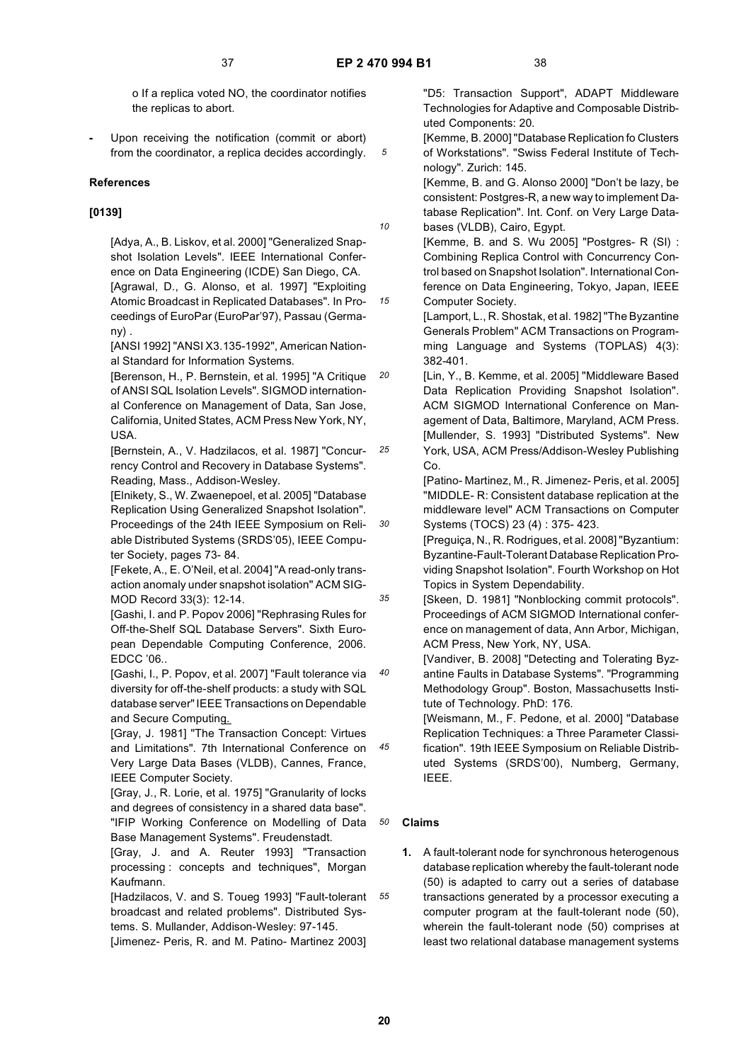o If a replica voted NO, the coordinator notifies the replicas to abort.

- Upon receiving the notification (commit or abort) from the coordinator, a replica decides accordingly.

**References**

**[0139]**

[Adya, A., B. Liskov, et al. 2000] "Generalized Snapshot Isolation Levels". IEEE International Conference on Data Engineering (ICDE) San Diego, CA.

[Agrawal, D., G. Alonso, et al. 1997] "Exploiting Atomic Broadcast in Replicated Databases". In Proceedings of EuroPar (EuroPar'97), Passau (Germany).

[ANSI 1992] "ANSI X3.135-1992", American National Standard for Information Systems.

[Berenson, H., P. Bernstein, et al. 1995] "A Critique of ANSI SQL Isolation Levels". SIGMOD international Conference on Management of Data, San Jose, California, United States, ACM Press New York, NY, USA.

[Bernstein, A., V. Hadzilacos, et al. 1987] "Concurrency Control and Recovery in Database Systems". Reading, Mass., Addison-Wesley.

[Elnikety, S., W. Zwaenepoel, et al. 2005] "Database Replication Using Generalized Snapshot Isolation". Proceedings of the 24th IEEE Symposium on Reliable Distributed Systems (SRDS'05), IEEE Computer Society, pages 73- 84.

[Fekete, A., E. O'Neil, et al. 2004] "A read-only transaction anomaly under snapshot isolation" ACM SIGMOD Record 33(3): 12-14.

[Gashi, I. and P. Popov 2006] "Rephrasing Rules for Off-the-Shelf SQL Database Servers". Sixth European Dependable Computing Conference, 2006. EDCC '06..

[Gashi, I., P. Popov, et al. 2007] "Fault tolerance via diversity for off-the-shelf products: a study with SQL database server" IEEE Transactions on Dependable and Secure Computing.

[Gray, J. 1981] "The Transaction Concept: Virtues and Limitations". 7th International Conference on Very Large Data Bases (VLDB), Cannes, France, IEEE Computer Society.

[Gray, J., R. Lorie, et al. 1975] "Granularity of locks and degrees of consistency in a shared data base". "IFIP Working Conference on Modelling of Data Base Management Systems". Freudenstadt.

[Gray, J. and A. Reuter 1993] "Transaction processing : concepts and techniques", Morgan Kaufmann.

[Hadzilacos, V. and S. Toueg 1993] "Fault-tolerant broadcast and related problems". Distributed Systems. S. Mullander, Addison-Wesley: 97-145.

[Jimenez- Peris, R. and M. Patino- Martinez 2003] "D5: Transaction Support", ADAPT Middleware Technologies for Adaptive and Composable Distributed Components: 20.

[Kemme, B. 2000] "Database Replication fo Clusters of Workstations". "Swiss Federal Institute of Technology". Zurich: 145.

[Kemme, B. and G. Alonso 2000] "Don't be lazy, be consistent: Postgres-R, a new way to implement Database Replication". Int. Conf. on Very Large Databases (VLDB), Cairo, Egypt.

[Kemme, B. and S. Wu 2005] "Postgres- R (SI) : Combining Replica Control with Concurrency Control based on Snapshot Isolation". International Conference on Data Engineering, Tokyo, Japan, IEEE Computer Society.

[Lamport, L., R. Shostak, et al. 1982] "The Byzantine Generals Problem" ACM Transactions on Programming Language and Systems (TOPLAS) 4(3): 382-401.

[Lin, Y., B. Kemme, et al. 2005] "Middleware Based Data Replication Providing Snapshot Isolation". ACM SIGMOD International Conference on Management of Data, Baltimore, Maryland, ACM Press.

[Mullender, S. 1993] "Distributed Systems". New York, USA, ACM Press/Addison-Wesley Publishing Co.

[Patino- Martinez, M., R. Jimenez- Peris, et al. 2005] "MIDDLE- R: Consistent database replication at the middleware level" ACM Transactions on Computer Systems (TOCS) 23 (4) : 375- 423.

[Preguiça, N., R. Rodrigues, et al. 2008] "Byzantium: Byzantine-Fault-Tolerant Database Replication Providing Snapshot Isolation". Fourth Workshop on Hot Topics in System Dependability.

[Skeen, D. 1981] "Nonblocking commit protocols". Proceedings of ACM SIGMOD International conference on management of data, Ann Arbor, Michigan, ACM Press, New York, NY, USA.

[Vandiver, B. 2008] "Detecting and Tolerating Byzantine Faults in Database Systems". "Programming Methodology Group". Boston, Massachusetts Institute of Technology. PhD: 176.

[Weismann, M., F. Pedone, et al. 2000] "Database Replication Techniques: a Three Parameter Classification". 19th IEEE Symposium on Reliable Distributed Systems (SRDS'00), Numberg, Germany, IEEE.

## Claims

1. A fault-tolerant node for synchronous heterogenous database replication whereby the fault-tolerant node (50) is adapted to carry out a series of database transactions generated by a processor executing a computer program at the fault-tolerant node (50), wherein the fault-tolerant node (50) comprises at least two relational database management systems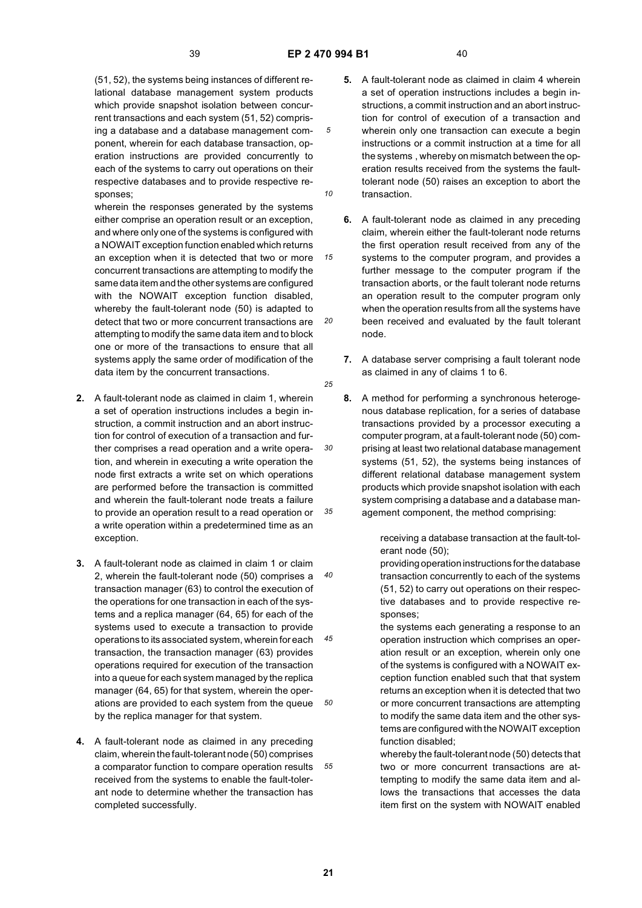(51, 52), the systems being instances of different relational database management system products which provide snapshot isolation between concurrent transactions and each system (51, 52) comprising a database and a database management component, wherein for each database transaction, operation instructions are provided concurrently to each of the systems to carry out operations on their respective databases and to provide respective responses;

wherein the responses generated by the systems either comprise an operation result or an exception, and where only one of the systems is configured with a NOWAIT exception function enabled which returns an exception when it is detected that two or more concurrent transactions are attempting to modify the same data item and the other systems are configured with the NOWAIT exception function disabled, whereby the fault-tolerant node (50) is adapted to detect that two or more concurrent transactions are attempting to modify the same data item and to block one or more of the transactions to ensure that all systems apply the same order of modification of the data item by the concurrent transactions.

**2.** A fault-tolerant node as claimed in claim 1, wherein a set of operation instructions includes a begin instruction, a commit instruction and an abort instruction for control of execution of a transaction and further comprises a read operation and a write operation, and wherein in executing a write operation the node first extracts a write set on which operations are performed before the transaction is committed and wherein the fault-tolerant node treats a failure to provide an operation result to a read operation or a write operation within a predetermined time as an exception.

**3.** A fault-tolerant node as claimed in claim 1 or claim 2, wherein the fault-tolerant node (50) comprises a transaction manager (63) to control the execution of the operations for one transaction in each of the systems and a replica manager (64, 65) for each of the systems used to execute a transaction to provide operations to its associated system, wherein for each transaction, the transaction manager (63) provides operations required for execution of the transaction into a queue for each system managed by the replica manager (64, 65) for that system, wherein the operations are provided to each system from the queue by the replica manager for that system.

**4.** A fault-tolerant node as claimed in any preceding claim, wherein the fault-tolerant node (50) comprises a comparator function to compare operation results received from the systems to enable the fault-tolerant node to determine whether the transaction has completed successfully.

**5.** A fault-tolerant node as claimed in claim 4 wherein a set of operation instructions includes a begin instructions, a commit instruction and an abort instruction for control of execution of a transaction and wherein only one transaction can execute a begin instructions or a commit instruction at a time for all the systems , whereby on mismatch between the operation results received from the systems the fault-tolerant node (50) raises an exception to abort the transaction.

**6.** A fault-tolerant node as claimed in any preceding claim, wherein either the fault-tolerant node returns the first operation result received from any of the systems to the computer program, and provides a further message to the computer program if the transaction aborts, or the fault tolerant node returns an operation result to the computer program only when the operation results from all the systems have been received and evaluated by the fault tolerant node.

**7.** A database server comprising a fault tolerant node as claimed in any of claims 1 to 6.

**8.** A method for performing a synchronous heterogenous database replication, for a series of database transactions provided by a processor executing a computer program, at a fault-tolerant node (50) comprising at least two relational database management systems (51, 52), the systems being instances of different relational database management system products which provide snapshot isolation with each system comprising a database and a database management component, the method comprising:

receiving a database transaction at the fault-tolerant node (50);

providing operation instructions for the database transaction concurrently to each of the systems (51, 52) to carry out operations on their respective databases and to provide respective responses;

the systems each generating a response to an operation instruction which comprises an operation result or an exception, wherein only one of the systems is configured with a NOWAIT exception function enabled such that that system returns an exception when it is detected that two or more concurrent transactions are attempting to modify the same data item and the other systems are configured with the NOWAIT exception function disabled;

whereby the fault-tolerant node (50) detects that two or more concurrent transactions are attempting to modify the same data item and allows the transactions that accesses the data item first on the system with NOWAIT enabled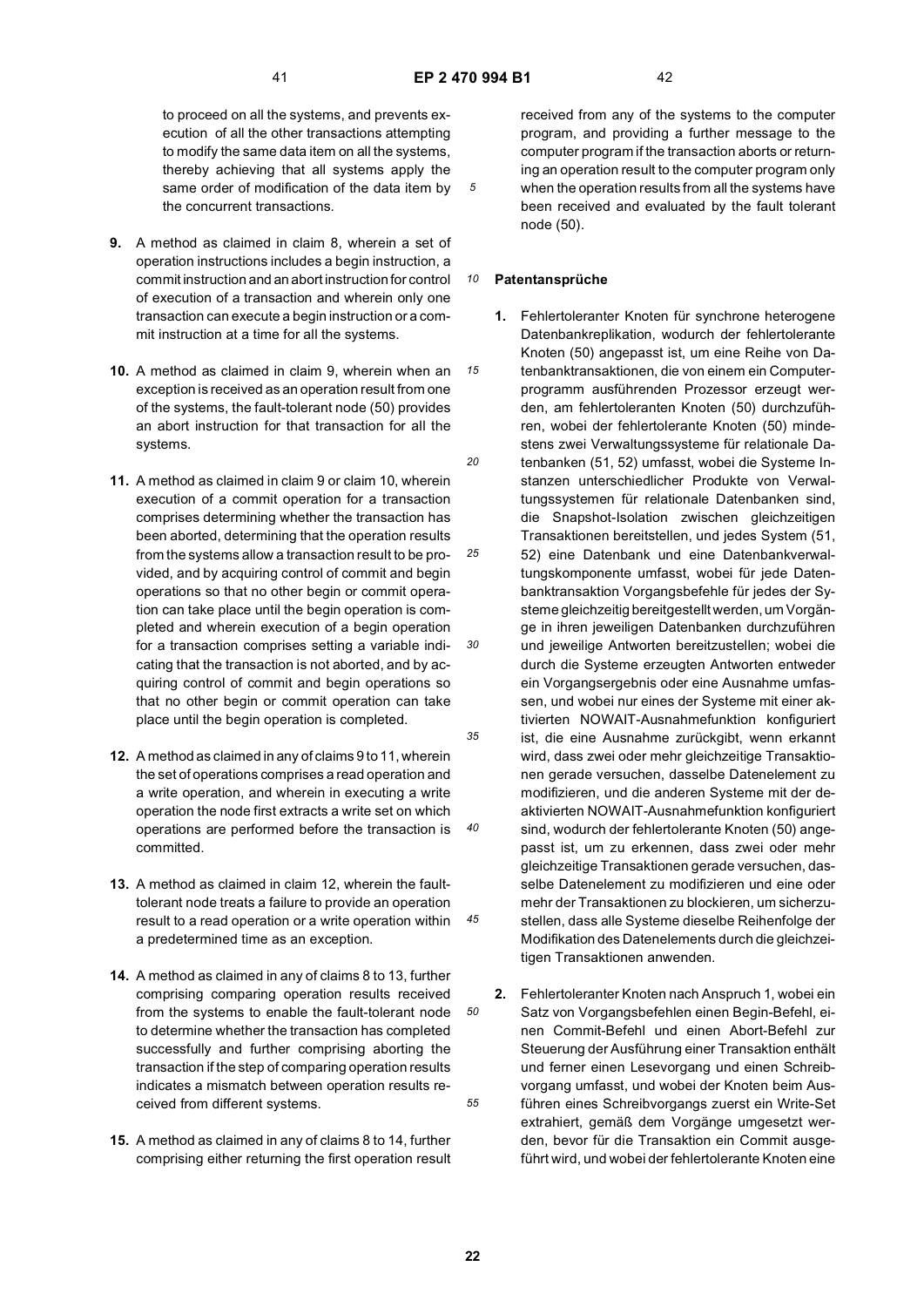to proceed on all the systems, and prevents execution of all the other transactions attempting to modify the same data item on all the systems, thereby achieving that all systems apply the same order of modification of the data item by the concurrent transactions.

**9.** A method as claimed in claim 8, wherein a set of operation instructions includes a begin instruction, a commit instruction and an abort instruction for control of execution of a transaction and wherein only one transaction can execute a begin instruction or a commit instruction at a time for all the systems.

**10.** A method as claimed in claim 9, wherein when an exception is received as an operation result from one of the systems, the fault-tolerant node (50) provides an abort instruction for that transaction for all the systems.

**11.** A method as claimed in claim 9 or claim 10, wherein execution of a commit operation for a transaction comprises determining whether the transaction has been aborted, determining that the operation results from the systems allow a transaction result to be provided, and by acquiring control of commit and begin operations so that no other begin or commit operation can take place until the begin operation is completed and wherein execution of a begin operation for a transaction comprises setting a variable indicating that the transaction is not aborted, and by acquiring control of commit and begin operations so that no other begin or commit operation can take place until the begin operation is completed.

**12.** A method as claimed in any of claims 9 to 11, wherein the set of operations comprises a read operation and a write operation, and wherein in executing a write operation the node first extracts a write set on which operations are performed before the transaction is committed.

**13.** A method as claimed in claim 12, wherein the fault-tolerant node treats a failure to provide an operation result to a read operation or a write operation within a predetermined time as an exception.

**14.** A method as claimed in any of claims 8 to 13, further comprising comparing operation results received from the systems to enable the fault-tolerant node to determine whether the transaction has completed successfully and further comprising aborting the transaction if the step of comparing operation results indicates a mismatch between operation results received from different systems.

**15.** A method as claimed in any of claims 8 to 14, further comprising either returning the first operation result received from any of the systems to the computer program, and providing a further message to the computer program if the transaction aborts or returning an operation result to the computer program only when the operation results from all the systems have been received and evaluated by the fault tolerant node (50).

## Patentansprüche

**1.** Fehlertoleranter Knoten für synchrone heterogene Datenbankreplikation, wodurch der fehlertolerante Knoten (50) angepasst ist, um eine Reihe von Datenbanktransaktionen, die von einem ein Computerprogramm ausführenden Prozessor erzeugt werden, am fehlertoleranten Knoten (50) durchzuführen, wobei der fehlertolerante Knoten (50) mindestens zwei Verwaltungssysteme für relationale Datenbanken (51, 52) umfasst, wobei die Systeme Instanzen unterschiedlicher Produkte von Verwaltungssystemen für relationale Datenbanken sind, die Snapshot-Isolation zwischen gleichzeitigen Transaktionen bereitstellen, und jedes System (51, 52) eine Datenbank und eine Datenbankverwaltungskomponente umfasst, wobei für jede Datenbanktransaktion Vorgangsbefehle für jedes der Systeme gleichzeitig bereitgestellt werden, um Vorgänge in ihren jeweiligen Datenbanken durchzuführen und jeweilige Antworten bereitzustellen; wobei die durch die Systeme erzeugten Antworten entweder ein Vorgangsergebnis oder eine Ausnahme umfassen, und wobei nur eines der Systeme mit einer aktivierten NOWAIT-Ausnahmefunktion konfiguriert ist, die eine Ausnahme zurückgibt, wenn erkannt wird, dass zwei oder mehr gleichzeitige Transaktionen gerade versuchen, dasselbe Datenelement zu modifizieren, und die anderen Systeme mit der deaktivierten NOWAIT-Ausnahmefunktion konfiguriert sind, wodurch der fehlertolerante Knoten (50) angepasst ist, um zu erkennen, dass zwei oder mehr gleichzeitige Transaktionen gerade versuchen, dasselbe Datenelement zu modifizieren und eine oder mehr der Transaktionen zu blockieren, um sicherzustellen, dass alle Systeme dieselbe Reihenfolge der Modifikation des Datenelements durch die gleichzeitigen Transaktionen anwenden.

**2.** Fehlertoleranter Knoten nach Anspruch 1, wobei ein Satz von Vorgangsbefehlen einen Begin-Befehl, einen Commit-Befehl und einen Abort-Befehl zur Steuerung der Ausführung einer Transaktion enthält und ferner einen Lesevorgang und einen Schreibvorgang umfasst, und wobei der Knoten beim Ausführen eines Schreibvorgangs zuerst ein Write-Set extrahiert, gemäß dem Vorgänge umgesetzt werden, bevor für die Transaktion ein Commit ausgeführt wird, und wobei der fehlertolerante Knoten eine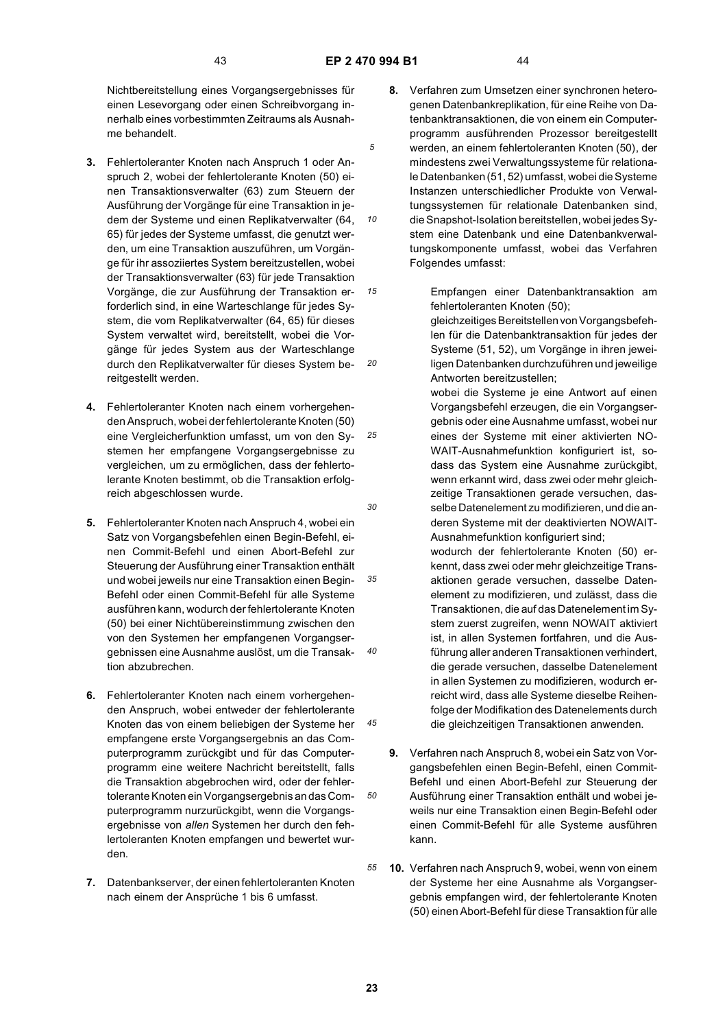Nichtbereitstellung eines Vorgangsergebnisses für einen Lesevorgang oder einen Schreibvorgang innerhalb eines vorbestimmten Zeitraums als Ausnahme behandelt.

**3.** Fehlertoleranter Knoten nach Anspruch 1 oder Anspruch 2, wobei der fehlertolerante Knoten (50) einen Transaktionsverwalter (63) zum Steuern der Ausführung der Vorgänge für eine Transaktion in jedem der Systeme und einen Replikatverwalter (64, 65) für jedes der Systeme umfasst, die genutzt werden, um eine Transaktion auszuführen, um Vorgänge für ihr assoziiertes System bereitzustellen, wobei der Transaktionsverwalter (63) für jede Transaktion Vorgänge, die zur Ausführung der Transaktion erforderlich sind, in eine Warteschlange für jedes System, die vom Replikatverwalter (64, 65) für dieses System verwaltet wird, bereitstellt, wobei die Vorgänge für jedes System aus der Warteschlange durch den Replikatverwalter für dieses System bereitgestellt werden.

**4.** Fehlertoleranter Knoten nach einem vorhergehenden Anspruch, wobei der fehlertolerante Knoten (50) eine Vergleicherfunktion umfasst, um von den Systemen her empfangene Vorgangsergebnisse zu vergleichen, um zu ermöglichen, dass der fehlertolerante Knoten bestimmt, ob die Transaktion erfolgreich abgeschlossen wurde.

**5.** Fehlertoleranter Knoten nach Anspruch 4, wobei ein Satz von Vorgangsbefehlen einen Begin-Befehl, einen Commit-Befehl und einen Abort-Befehl zur Steuerung der Ausführung einer Transaktion enthält und wobei jeweils nur eine Transaktion einen Begin-Befehl oder einen Commit-Befehl für alle Systeme ausführen kann, wodurch der fehlertolerante Knoten (50) bei einer Nichtübereinstimmung zwischen den von den Systemen her empfangenen Vorgangsergebnissen eine Ausnahme auslöst, um die Transaktion abzubrechen.

**6.** Fehlertoleranter Knoten nach einem vorhergehenden Anspruch, wobei entweder der fehlertolerante Knoten das von einem beliebigen der Systeme her empfangene erste Vorgangsergebnis an das Computerprogramm zurückgibt und für das Computerprogramm eine weitere Nachricht bereitstellt, falls die Transaktion abgebrochen wird, oder der fehlertolerante Knoten ein Vorgangsergebnis an das Computerprogramm nurzurückgibt, wenn die Vorgangsergebnisse von *allen* Systemen her durch den fehlertoleranten Knoten empfangen und bewertet wurden.

**7.** Datenbankserver, der einen fehlertoleranten Knoten nach einem der Ansprüche 1 bis 6 umfasst.

**8.** Verfahren zum Umsetzen einer synchronen heterogenen Datenbankreplikation, für eine Reihe von Datenbanktransaktionen, die von einem ein Computerprogramm ausführenden Prozessor bereitgestellt werden, an einem fehlertoleranten Knoten (50), der mindestens zwei Verwaltungssysteme für relationale Datenbanken (51, 52) umfasst, wobei die Systeme Instanzen unterschiedlicher Produkte von Verwaltungssystemen für relationale Datenbanken sind, die Snapshot-Isolation bereitstellen, wobei jedes System eine Datenbank und eine Datenbankverwaltungskomponente umfasst, wobei das Verfahren Folgendes umfasst:

Empfangen einer Datenbanktransaktion am fehlertoleranten Knoten (50);
gleichzeitiges Bereitstellen von Vorgangsbefehlen für die Datenbanktransaktion für jedes der Systeme (51, 52), um Vorgänge in ihren jeweiligen Datenbanken durchzuführen und jeweilige Antworten bereitzustellen;
wobei die Systeme je eine Antwort auf einen Vorgangsbefehl erzeugen, die ein Vorgangsergebnis oder eine Ausnahme umfasst, wobei nur eines der Systeme mit einer aktivierten NOWAIT-Ausnahmefunktion konfiguriert ist, sodass das System eine Ausnahme zurückgibt, wenn erkannt wird, dass zwei oder mehr gleichzeitige Transaktionen gerade versuchen, dasselbe Datenelement zu modifizieren, und die anderen Systeme mit der deaktivierten NOWAIT-Ausnahmefunktion konfiguriert sind;
wodurch der fehlertolerante Knoten (50) erkennt, dass zwei oder mehr gleichzeitige Transaktionen gerade versuchen, dasselbe Datenelement zu modifizieren, und zulässt, dass die Transaktionen, die auf das Datenelement im System zuerst zugreifen, wenn NOWAIT aktiviert ist, in allen Systemen fortfahren, und die Ausführung aller anderen Transaktionen verhindert, die gerade versuchen, dasselbe Datenelement in allen Systemen zu modifizieren, wodurch erreicht wird, dass alle Systeme dieselbe Reihenfolge der Modifikation des Datenelements durch die gleichzeitigen Transaktionen anwenden.

**9.** Verfahren nach Anspruch 8, wobei ein Satz von Vorgangsbefehlen einen Begin-Befehl, einen Commit-Befehl und einen Abort-Befehl zur Steuerung der Ausführung einer Transaktion enthält und wobei jeweils nur eine Transaktion einen Begin-Befehl oder einen Commit-Befehl für alle Systeme ausführen kann.

**10.** Verfahren nach Anspruch 9, wobei, wenn von einem der Systeme her eine Ausnahme als Vorgangsergebnis empfangen wird, der fehlertolerante Knoten (50) einen Abort-Befehl für diese Transaktion für alle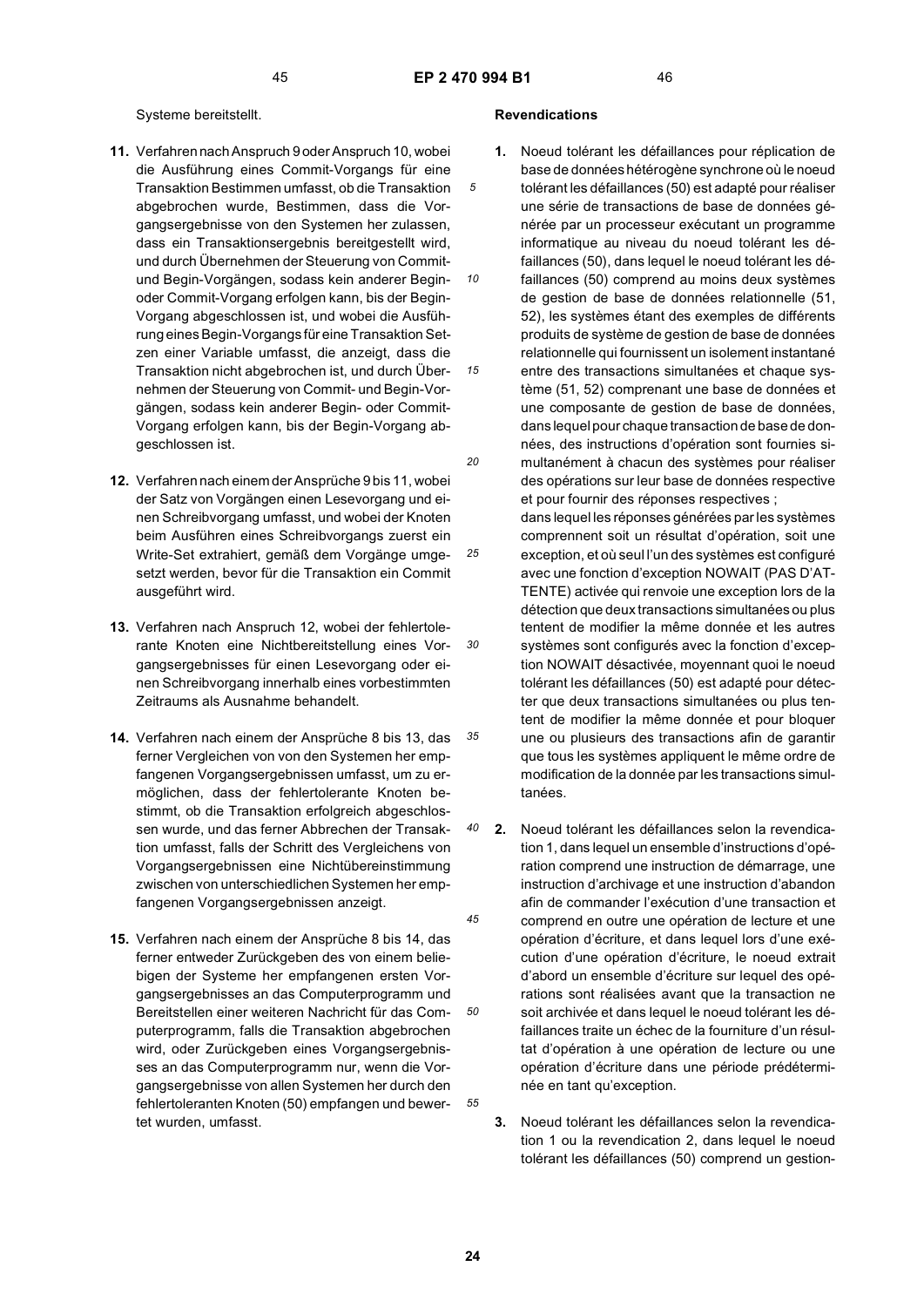Systeme bereitstellt.

**11.** Verfahren nach Anspruch 9 oder Anspruch 10, wobei die Ausführung eines Commit-Vorgangs für eine Transaktion Bestimmen umfasst, ob die Transaktion abgebrochen wurde, Bestimmen, dass die Vorgangsergebnisse von den Systemen her zulassen, dass ein Transaktionsergebnis bereitgestellt wird, und durch Übernehmen der Steuerung von Commit- und Begin-Vorgängen, sodass kein anderer Begin- oder Commit-Vorgang erfolgen kann, bis der Begin-Vorgang abgeschlossen ist, und wobei die Ausführung eines Begin-Vorgangs für eine Transaktion Setzen einer Variable umfasst, die anzeigt, dass die Transaktion nicht abgebrochen ist, und durch Übernehmen der Steuerung von Commit- und Begin-Vorgängen, sodass kein anderer Begin- oder Commit-Vorgang erfolgen kann, bis der Begin-Vorgang abgeschlossen ist.

**12.** Verfahren nach einem der Ansprüche 9 bis 11, wobei der Satz von Vorgängen einen Lesevorgang und einen Schreibvorgang umfasst, und wobei der Knoten beim Ausführen eines Schreibvorgangs zuerst ein Write-Set extrahiert, gemäß dem Vorgänge umgesetzt werden, bevor für die Transaktion ein Commit ausgeführt wird.

**13.** Verfahren nach Anspruch 12, wobei der fehlertolerante Knoten eine Nichtbereitstellung eines Vorgangsergebnisses für einen Lesevorgang oder einen Schreibvorgang innerhalb eines vorbestimmten Zeitraums als Ausnahme behandelt.

**14.** Verfahren nach einem der Ansprüche 8 bis 13, das ferner Vergleichen von von den Systemen her empfangenen Vorgangsergebnissen umfasst, um zu ermöglichen, dass der fehlertolerante Knoten bestimmt, ob die Transaktion erfolgreich abgeschlossen wurde, und das ferner Abbrechen der Transaktion umfasst, falls der Schritt des Vergleichens von Vorgangsergebnissen eine Nichtübereinstimmung zwischen von unterschiedlichen Systemen her empfangenen Vorgangsergebnissen anzeigt.

**15.** Verfahren nach einem der Ansprüche 8 bis 14, das ferner entweder Zurückgeben des von einem beliebigen der Systeme her empfangenen ersten Vorgangsergebnisses an das Computerprogramm und Bereitstellen einer weiteren Nachricht für das Computerprogramm, falls die Transaktion abgebrochen wird, oder Zurückgeben eines Vorgangsergebnisses an das Computerprogramm nur, wenn die Vorgangsergebnisse von allen Systemen her durch den fehlertoleranten Knoten (50) empfangen und bewertet wurden, umfasst.

## Revendications

**1.** Noeud tolérant les défaillances pour réplication de base de données hétérogène synchrone où le noeud tolérant les défaillances (50) est adapté pour réaliser une série de transactions de base de données générée par un processeur exécutant un programme informatique au niveau du noeud tolérant les défaillances (50), dans lequel le noeud tolérant les défaillances (50) comprend au moins deux systèmes de gestion de base de données relationnelle (51, 52), les systèmes étant des exemples de différents produits de système de gestion de base de données relationnelle qui fournissent un isolement instantané entre des transactions simultanées et chaque système (51, 52) comprenant une base de données et une composante de gestion de base de données, dans lequel pour chaque transaction de base de données, des instructions d'opération sont fournies simultanément à chacun des systèmes pour réaliser des opérations sur leur base de données respective et pour fournir des réponses respectives ;
dans lequel les réponses générées par les systèmes comprennent soit un résultat d'opération, soit une exception, et où seul l'un des systèmes est configuré avec une fonction d'exception NOWAIT (PAS D'ATTENTE) activée qui renvoie une exception lors de la détection que deux transactions simultanées ou plus tentent de modifier la même donnée et les autres systèmes sont configurés avec la fonction d'exception NOWAIT désactivée, moyennant quoi le noeud tolérant les défaillances (50) est adapté pour détecter que deux transactions simultanées ou plus tentent de modifier la même donnée et pour bloquer une ou plusieurs des transactions afin de garantir que tous les systèmes appliquent le même ordre de modification de la donnée par les transactions simultanées.

**2.** Noeud tolérant les défaillances selon la revendication 1, dans lequel un ensemble d'instructions d'opération comprend une instruction de démarrage, une instruction d'archivage et une instruction d'abandon afin de commander l'exécution d'une transaction et comprend en outre une opération de lecture et une opération d'écriture, et dans lequel lors d'une exécution d'une opération d'écriture, le noeud extrait d'abord un ensemble d'écriture sur lequel des opérations sont réalisées avant que la transaction ne soit archivée et dans lequel le noeud tolérant les défaillances traite un échec de la fourniture d'un résultat d'opération à une opération de lecture ou une opération d'écriture dans une période prédéterminée en tant qu'exception.

**3.** Noeud tolérant les défaillances selon la revendication 1 ou la revendication 2, dans lequel le noeud tolérant les défaillances (50) comprend un gestion-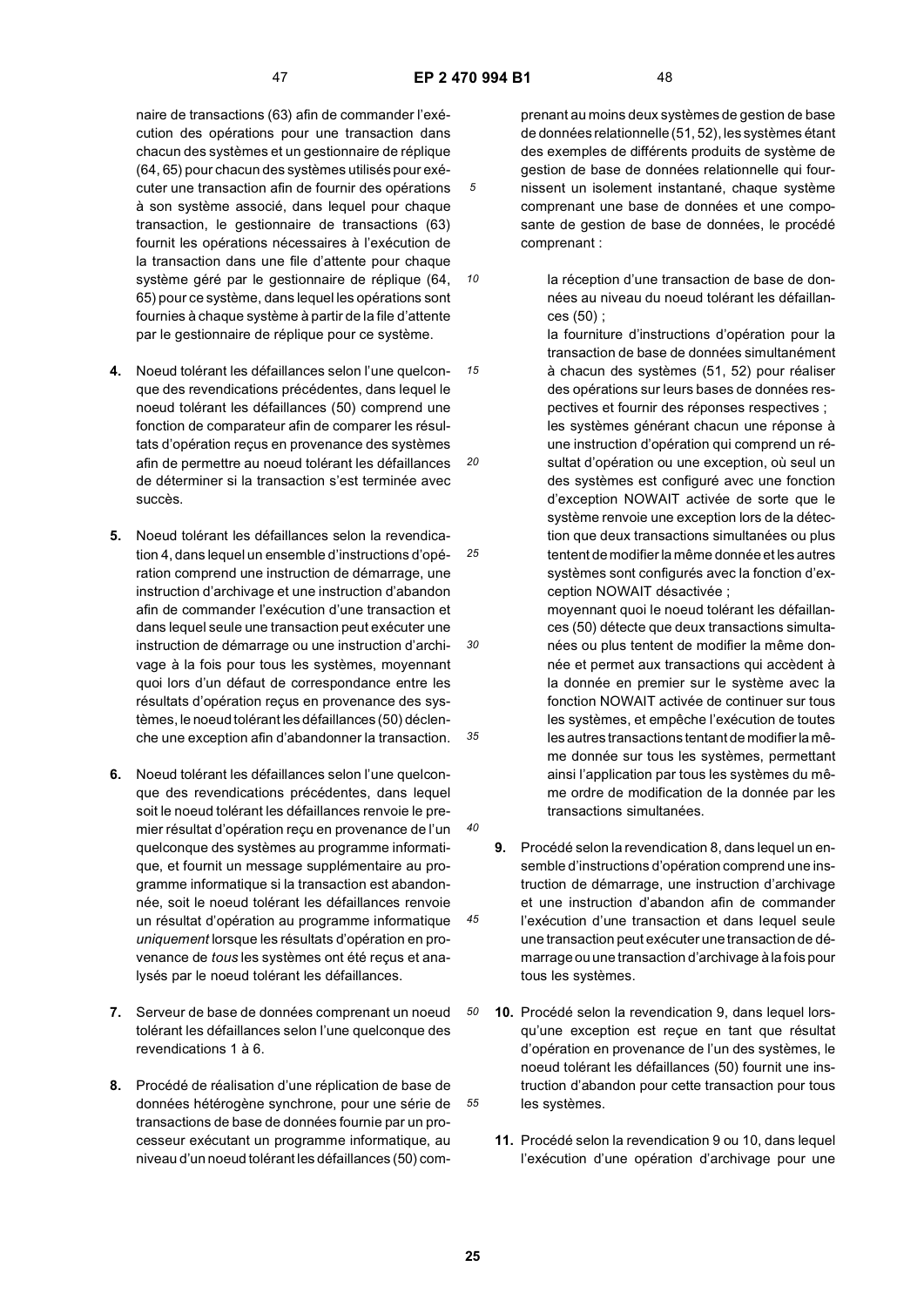naire de transactions (63) afin de commander l'exécution des opérations pour une transaction dans chacun des systèmes et un gestionnaire de réplique (64, 65) pour chacun des systèmes utilisés pour exécuter une transaction afin de fournir des opérations à son système associé, dans lequel pour chaque transaction, le gestionnaire de transactions (63) fournit les opérations nécessaires à l'exécution de la transaction dans une file d'attente pour chaque système géré par le gestionnaire de réplique (64, 65) pour ce système, dans lequel les opérations sont fournies à chaque système à partir de la file d'attente par le gestionnaire de réplique pour ce système.

**4.** Noeud tolérant les défaillances selon l'une quelconque des revendications précédentes, dans lequel le noeud tolérant les défaillances (50) comprend une fonction de comparateur afin de comparer les résultats d'opération reçus en provenance des systèmes afin de permettre au noeud tolérant les défaillances de déterminer si la transaction s'est terminée avec succès.

**5.** Noeud tolérant les défaillances selon la revendication 4, dans lequel un ensemble d'instructions d'opération comprend une instruction de démarrage, une instruction d'archivage et une instruction d'abandon afin de commander l'exécution d'une transaction et dans lequel seule une transaction peut exécuter une instruction de démarrage ou une instruction d'archivage à la fois pour tous les systèmes, moyennant quoi lors d'un défaut de correspondance entre les résultats d'opération reçus en provenance des systèmes, le noeud tolérant les défaillances (50) déclenche une exception afin d'abandonner la transaction.

**6.** Noeud tolérant les défaillances selon l'une quelconque des revendications précédentes, dans lequel soit le noeud tolérant les défaillances renvoie le premier résultat d'opération reçu en provenance de l'un quelconque des systèmes au programme informatique, et fournit un message supplémentaire au programme informatique si la transaction est abandonnée, soit le noeud tolérant les défaillances renvoie un résultat d'opération au programme informatique *uniquement* lorsque les résultats d'opération en provenance de *tous* les systèmes ont été reçus et analysés par le noeud tolérant les défaillances.

**7.** Serveur de base de données comprenant un noeud tolérant les défaillances selon l'une quelconque des revendications 1 à 6.

**8.** Procédé de réalisation d'une réplication de base de données hétérogène synchrone, pour une série de transactions de base de données fournie par un processeur exécutant un programme informatique, au niveau d'un noeud tolérant les défaillances (50) comprenant au moins deux systèmes de gestion de base de données relationnelle (51, 52), les systèmes étant des exemples de différents produits de système de gestion de base de données relationnelle qui fournissent un isolement instantané, chaque système comprenant une base de données et une composante de gestion de base de données, le procédé comprenant :

la réception d'une transaction de base de données au niveau du noeud tolérant les défaillances (50) ;

la fourniture d'instructions d'opération pour la transaction de base de données simultanément à chacun des systèmes (51, 52) pour réaliser des opérations sur leurs bases de données respectives et fournir des réponses respectives ;

les systèmes générant chacun une réponse à une instruction d'opération qui comprend un résultat d'opération ou une exception, où seul un des systèmes est configuré avec une fonction d'exception NOWAIT activée de sorte que le système renvoie une exception lors de la détection que deux transactions simultanées ou plus tentent de modifier la même donnée et les autres systèmes sont configurés avec la fonction d'exception NOWAIT désactivée ;

moyennant quoi le noeud tolérant les défaillances (50) détecte que deux transactions simultanées ou plus tentent de modifier la même donnée et permet aux transactions qui accèdent à la donnée en premier sur le système avec la fonction NOWAIT activée de continuer sur tous les systèmes, et empêche l'exécution de toutes les autres transactions tentant de modifier la même donnée sur tous les systèmes, permettant ainsi l'application par tous les systèmes du même ordre de modification de la donnée par les transactions simultanées.

**9.** Procédé selon la revendication 8, dans lequel un ensemble d'instructions d'opération comprend une instruction de démarrage, une instruction d'archivage et une instruction d'abandon afin de commander l'exécution d'une transaction et dans lequel seule une transaction peut exécuter une transaction de démarrage ou une transaction d'archivage à la fois pour tous les systèmes.

**10.** Procédé selon la revendication 9, dans lequel lorsqu'une exception est reçue en tant que résultat d'opération en provenance de l'un des systèmes, le noeud tolérant les défaillances (50) fournit une instruction d'abandon pour cette transaction pour tous les systèmes.

**11.** Procédé selon la revendication 9 ou 10, dans lequel l'exécution d'une opération d'archivage pour une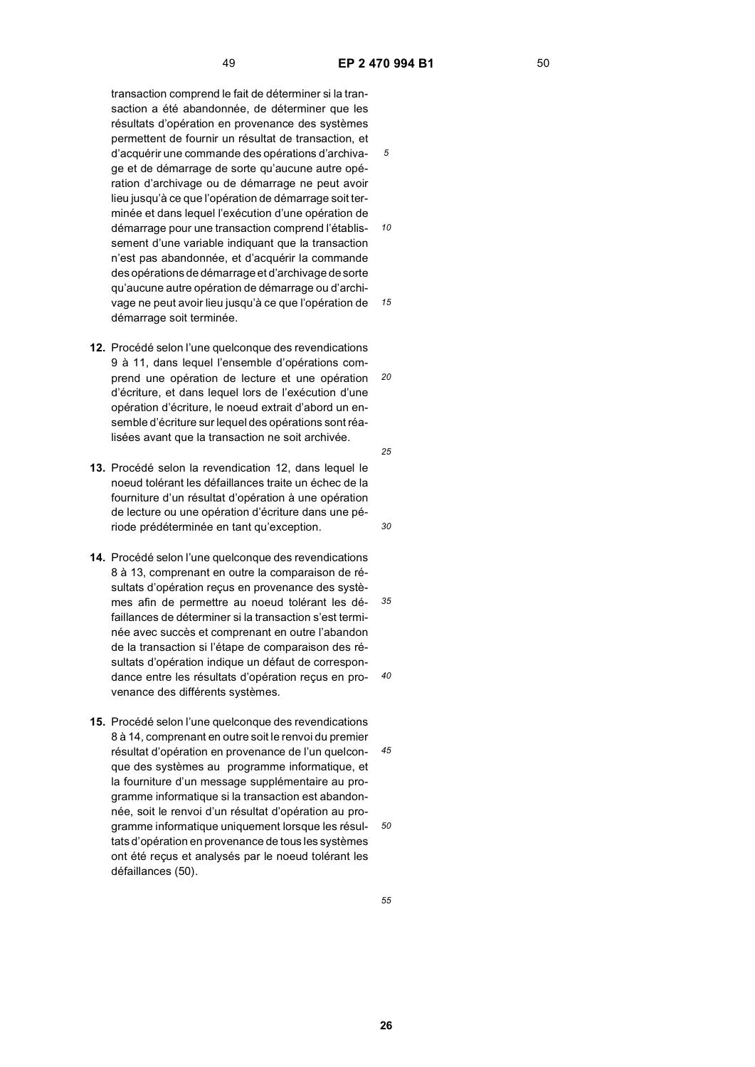transaction comprend le fait de déterminer si la transaction a été abandonnée, de déterminer que les résultats d'opération en provenance des systèmes permettent de fournir un résultat de transaction, et d'acquérir une commande des opérations d'archivage et de démarrage de sorte qu'aucune autre opération d'archivage ou de démarrage ne peut avoir lieu jusqu'à ce que l'opération de démarrage soit terminée et dans lequel l'exécution d'une opération de démarrage pour une transaction comprend l'établissement d'une variable indiquant que la transaction n'est pas abandonnée, et d'acquérir la commande des opérations de démarrage et d'archivage de sorte qu'aucune autre opération de démarrage ou d'archivage ne peut avoir lieu jusqu'à ce que l'opération de démarrage soit terminée.

**12.** Procédé selon l'une quelconque des revendications 9 à 11, dans lequel l'ensemble d'opérations comprend une opération de lecture et une opération d'écriture, et dans lequel lors de l'exécution d'une opération d'écriture, le noeud extrait d'abord un ensemble d'écriture sur lequel des opérations sont réalisées avant que la transaction ne soit archivée.

**13.** Procédé selon la revendication 12, dans lequel le noeud tolérant les défaillances traite un échec de la fourniture d'un résultat d'opération à une opération de lecture ou une opération d'écriture dans une période prédéterminée en tant qu'exception.

**14.** Procédé selon l'une quelconque des revendications 8 à 13, comprenant en outre la comparaison de résultats d'opération reçus en provenance des systèmes afin de permettre au noeud tolérant les défaillances de déterminer si la transaction s'est terminée avec succès et comprenant en outre l'abandon de la transaction si l'étape de comparaison des résultats d'opération indique un défaut de correspondance entre les résultats d'opération reçus en provenance des différents systèmes.

**15.** Procédé selon l'une quelconque des revendications 8 à 14, comprenant en outre soit le renvoi du premier résultat d'opération en provenance de l'un quelconque des systèmes au programme informatique, et la fourniture d'un message supplémentaire au programme informatique si la transaction est abandonnée, soit le renvoi d'un résultat d'opération au programme informatique uniquement lorsque les résultats d'opération en provenance de tous les systèmes ont été reçus et analysés par le noeud tolérant les défaillances (50).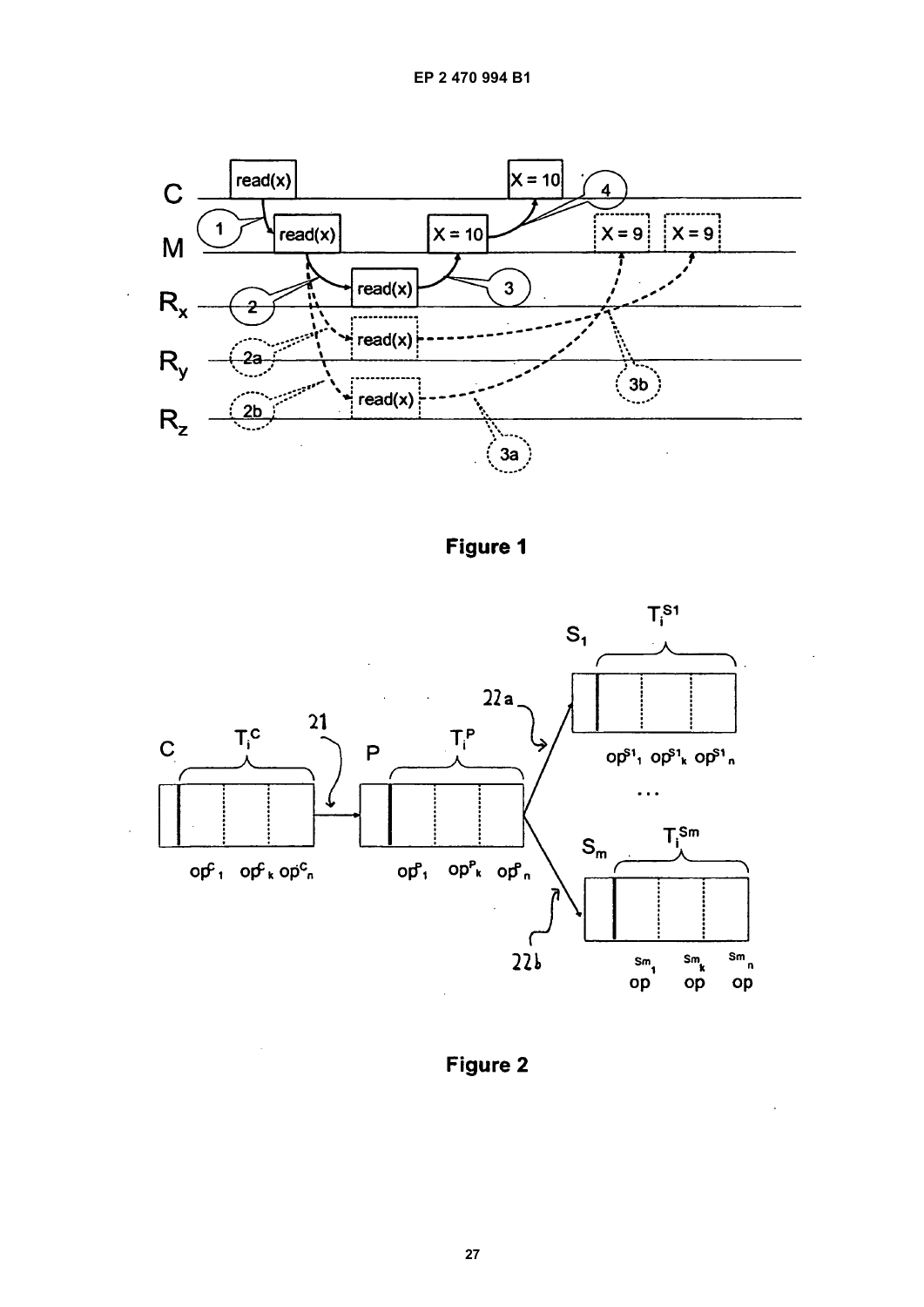Figure 1

Figure 2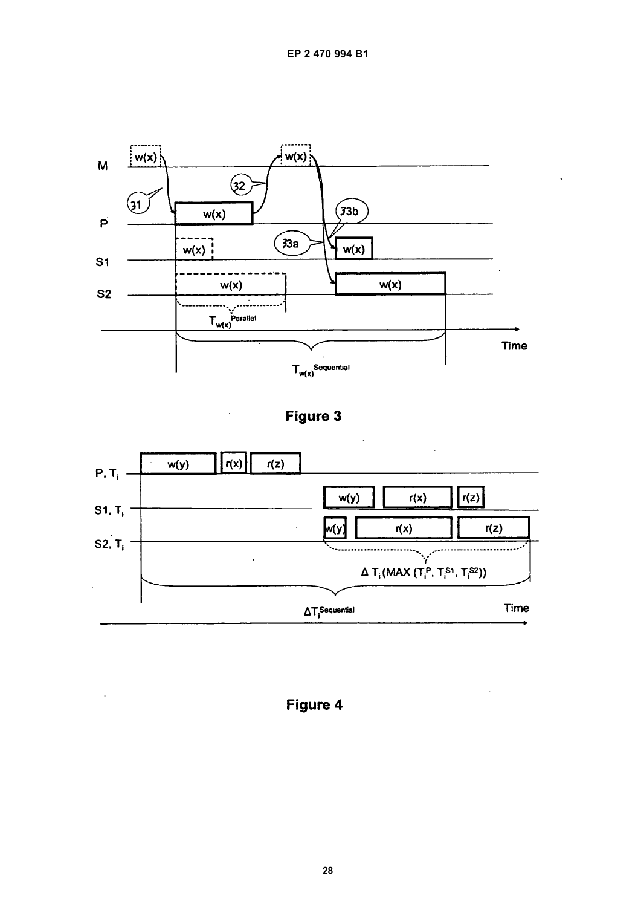Figure 3

Figure 4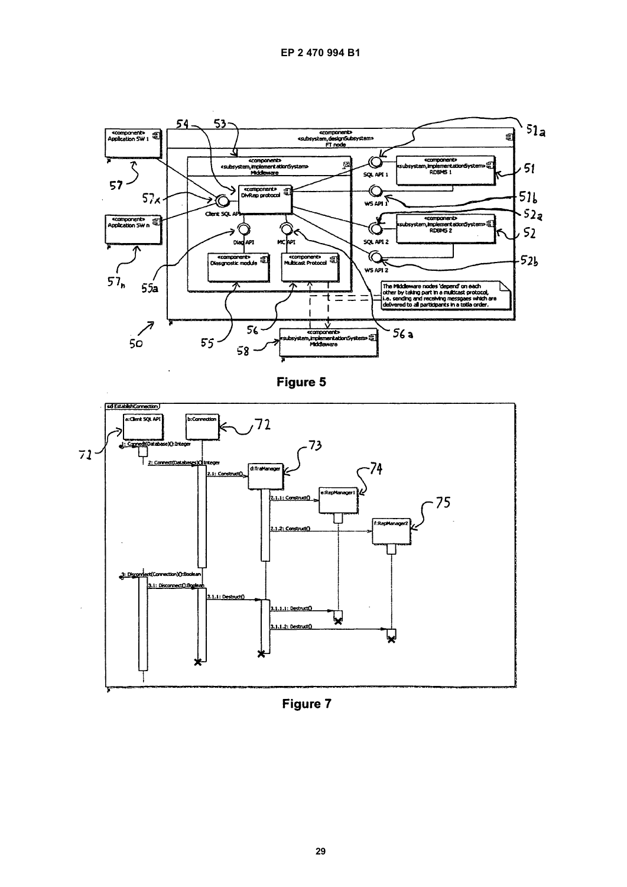Figure 5

Figure 7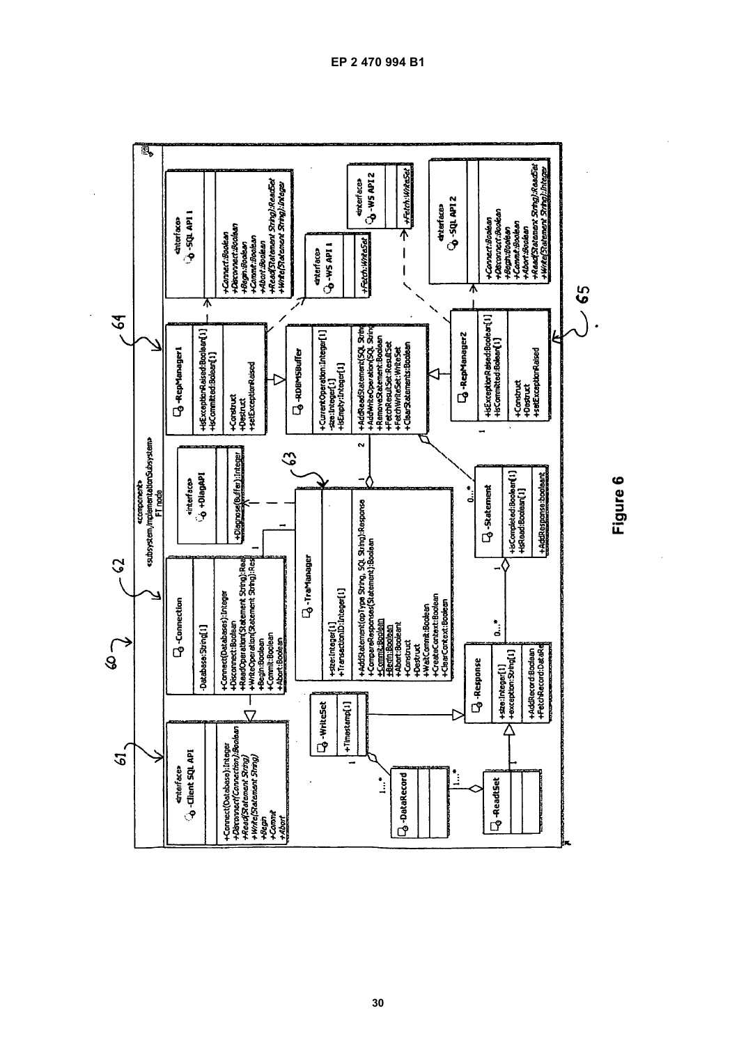Figure 6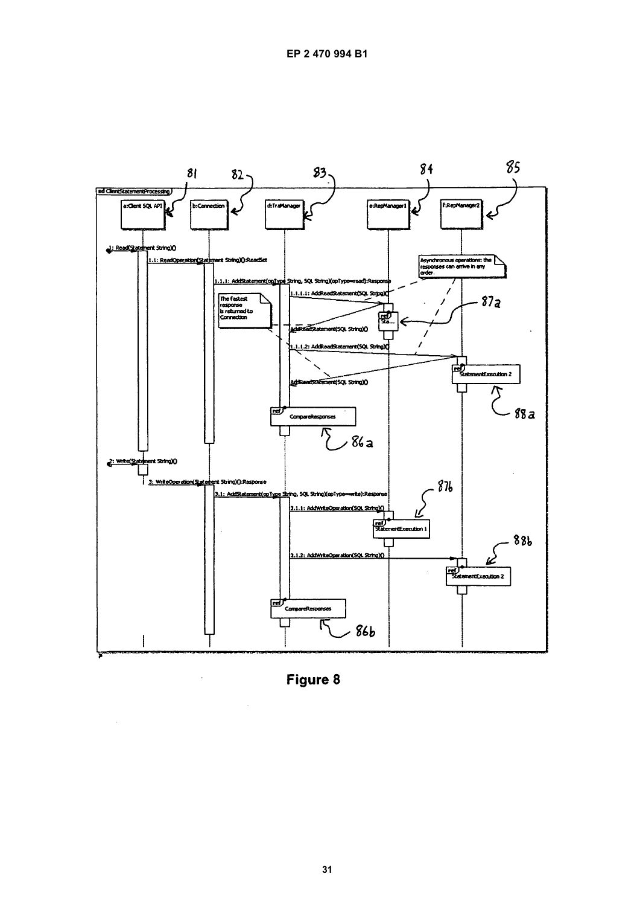Figure 8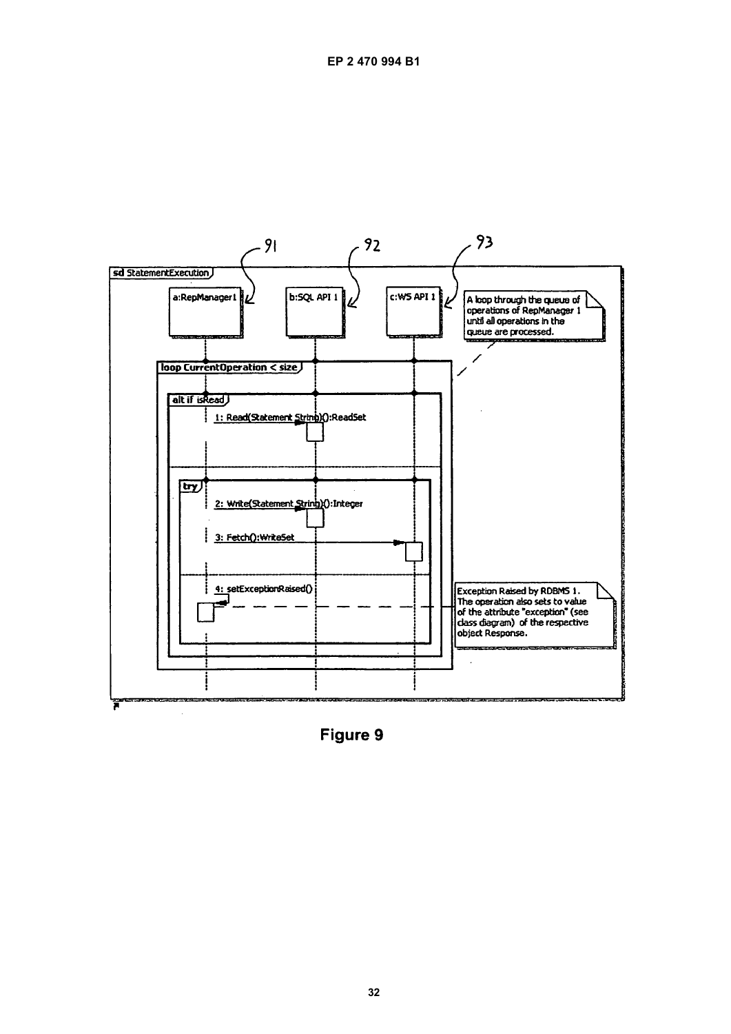sd StatementExecution

91 a:RepManager1

92 b:SQL API 1

93 c:WS API 1

A loop through the queue of operations of RepManager 1 until all operations in the queue are processed.

loop CurrentOperation < size

alt if isRead

1: Read(Statement String)():ReadSet

try

2: Write(Statement String)():Integer

3: Fetch():WriteSet

4: setExceptionRaised()

Exception Raised by RDBMS 1. The operation also sets to value of the attribute "exception" (see class diagram) of the respective object Response.

**Figure 9**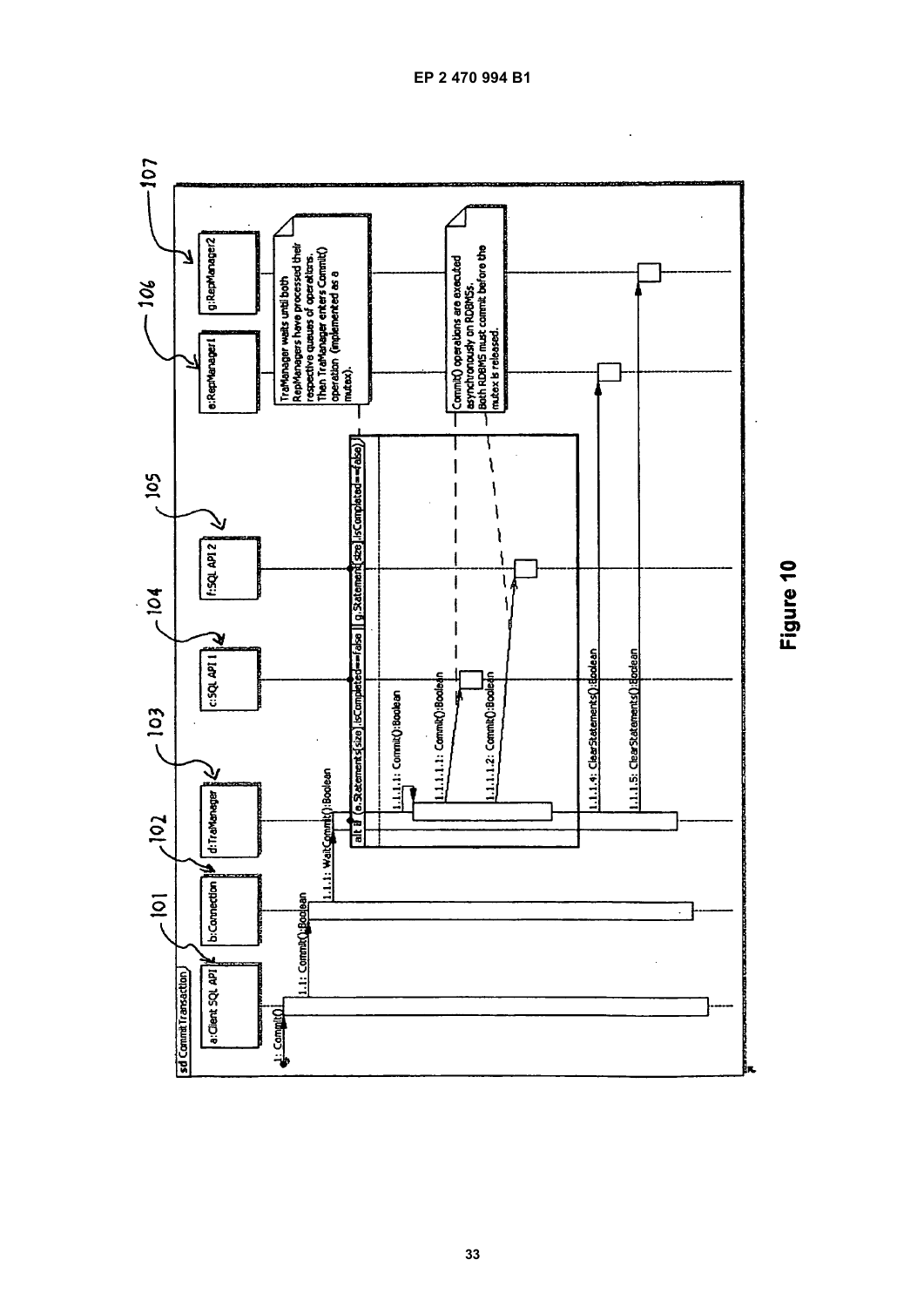sd CommitTransaction

a:Client SQL API | b:Connection | d:TraManager | c:SQL API 1 | f:SQL API 2 | e:RepManager1 | g:RepManager2

101 102 103 104 105 106 107

1: Commit()

1.1: Commit():Boolean

1.1.1: WaitCommit():Boolean

alt [e.Statements[size].isCompleted==false || g.Statements[size].isCompleted==false]

1.1.1.1: Commit():Boolean

1.1.1.1.1: Commit():Boolean

1.1.1.1.2: Commit():Boolean

1.1.1.4: ClearStatements():Boolean

1.1.1.5: ClearStatements():Boolean

TraManager waits until both RepManagers have processed their respective queues of operations. Then TraManager enters Commit() operation (implemented as a mutex).

Commit() operations are executed asynchronously on RDBMSs. Both RDBMS must commit before the mutex is released.

**Figure 10**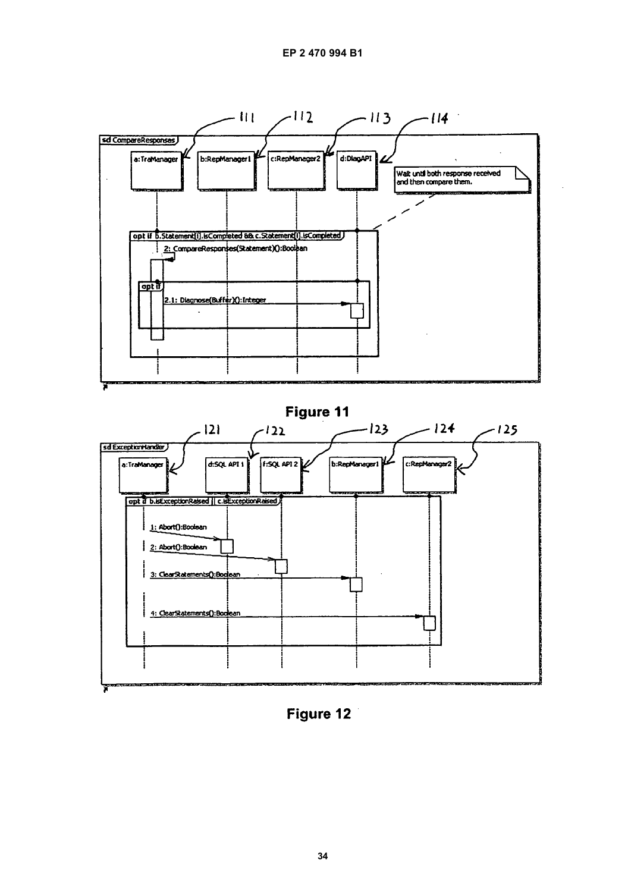Figure 11

Figure 12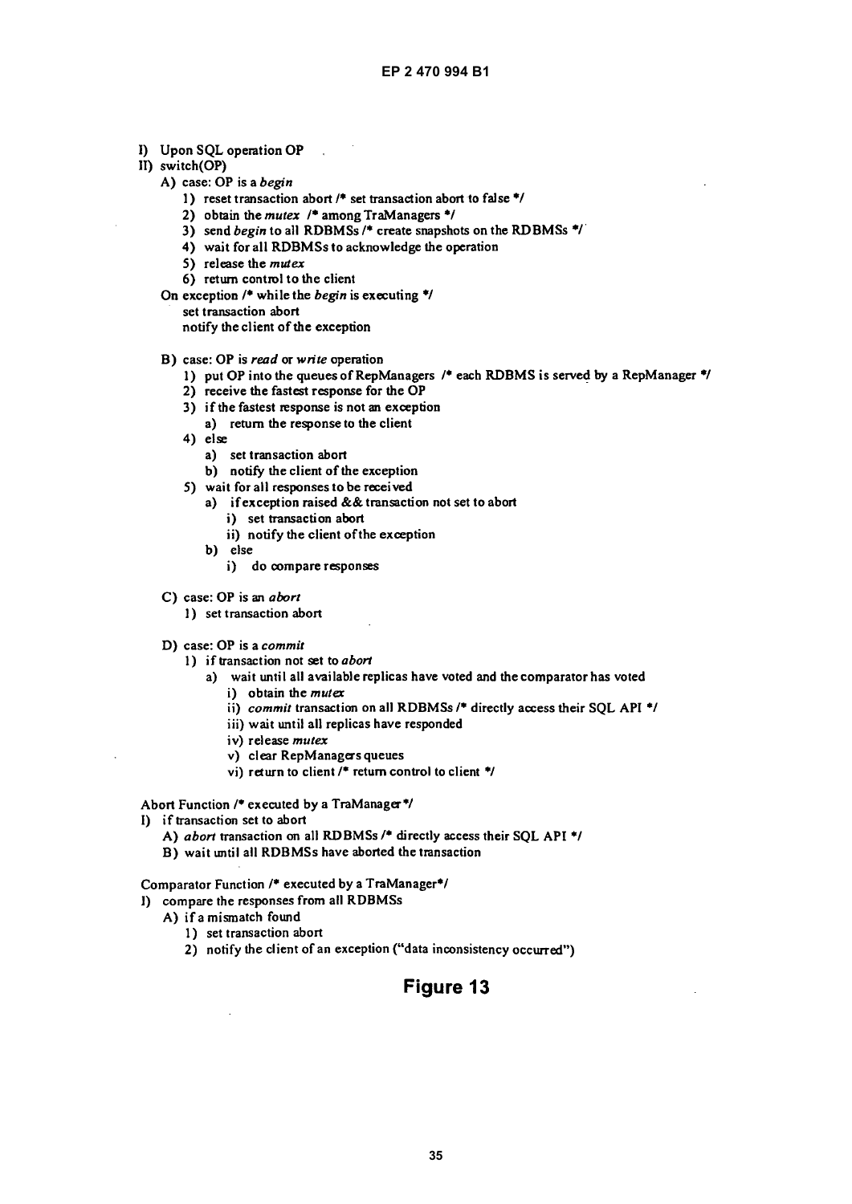```
I) Upon SQL operation OP
II) switch(OP)
   A) case: OP is a begin
      1) reset transaction abort /* set transaction abort to false */
      2) obtain the mutex /* among TraManagers */
      3) send begin to all RDBMSs /* create snapshots on the RDBMSs */
      4) wait for all RDBMSs to acknowledge the operation
      5) release the mutex
      6) return control to the client
   On exception /* while the begin is executing */
      set transaction abort
      notify the client of the exception

   B) case: OP is read or write operation
      1) put OP into the queues of RepManagers /* each RDBMS is served by a RepManager */
      2) receive the fastest response for the OP
      3) if the fastest response is not an exception
         a) return the response to the client
      4) else
         a) set transaction abort
         b) notify the client of the exception
      5) wait for all responses to be received
         a) if exception raised && transaction not set to abort
            i) set transaction abort
            ii) notify the client of the exception
         b) else
            i) do compare responses

   C) case: OP is an abort
      1) set transaction abort

   D) case: OP is a commit
      1) if transaction not set to abort
         a) wait until all available replicas have voted and the comparator has voted
            i) obtain the mutex
            ii) commit transaction on all RDBMSs /* directly access their SQL API */
            iii) wait until all replicas have responded
            iv) release mutex
            v) clear RepManagers queues
            vi) return to client /* return control to client */

Abort Function /* executed by a TraManager */
I) if transaction set to abort
   A) abort transaction on all RDBMSs /* directly access their SQL API */
   B) wait until all RDBMSs have aborted the transaction

Comparator Function /* executed by a TraManager */
I) compare the responses from all RDBMSs
   A) if a mismatch found
      1) set transaction abort
      2) notify the client of an exception ("data inconsistency occurred")
```

**Figure 13**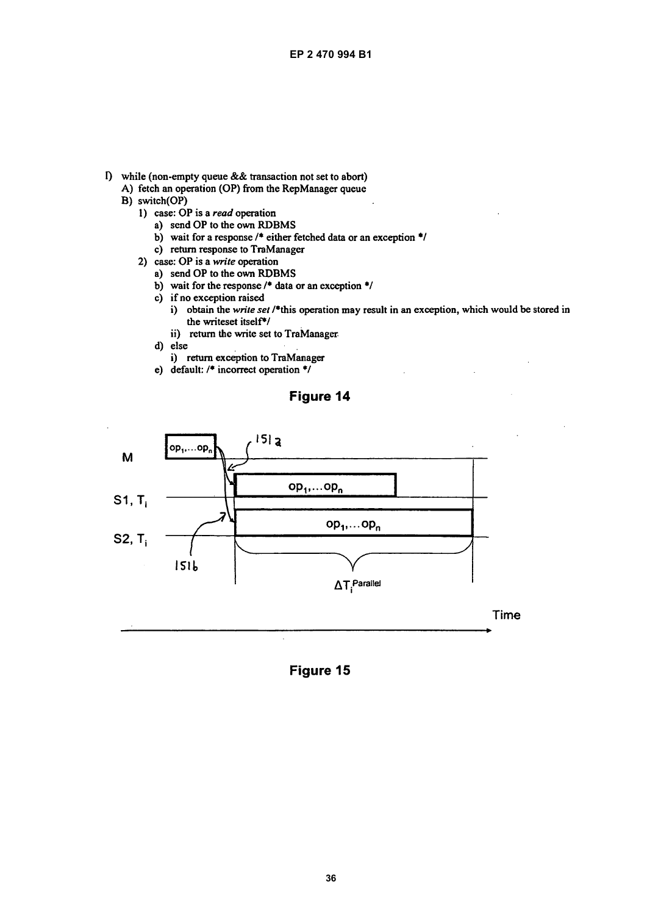I) while (non-empty queue && transaction not set to abort)
   A) fetch an operation (OP) from the RepManager queue
   B) switch(OP)
      1) case: OP is a *read* operation
         a) send OP to the own RDBMS
         b) wait for a response /* either fetched data or an exception */
         c) return response to TraManager
      2) case: OP is a *write* operation
         a) send OP to the own RDBMS
         b) wait for the response /* data or an exception */
         c) if no exception raised
            i) obtain the *write set* /*this operation may result in an exception, which would be stored in the writeset itself*/
            ii) return the write set to TraManager
         d) else
            i) return exception to TraManager
         e) default: /* incorrect operation */

**Figure 14**

M $op_1,\ldots op_n$ 151a

S1, $T_i$ $op_1,\ldots op_n$

S2, $T_i$ $op_1,\ldots op_n$

151b

$\Delta T_i^{Parallel}$

Time

**Figure 15**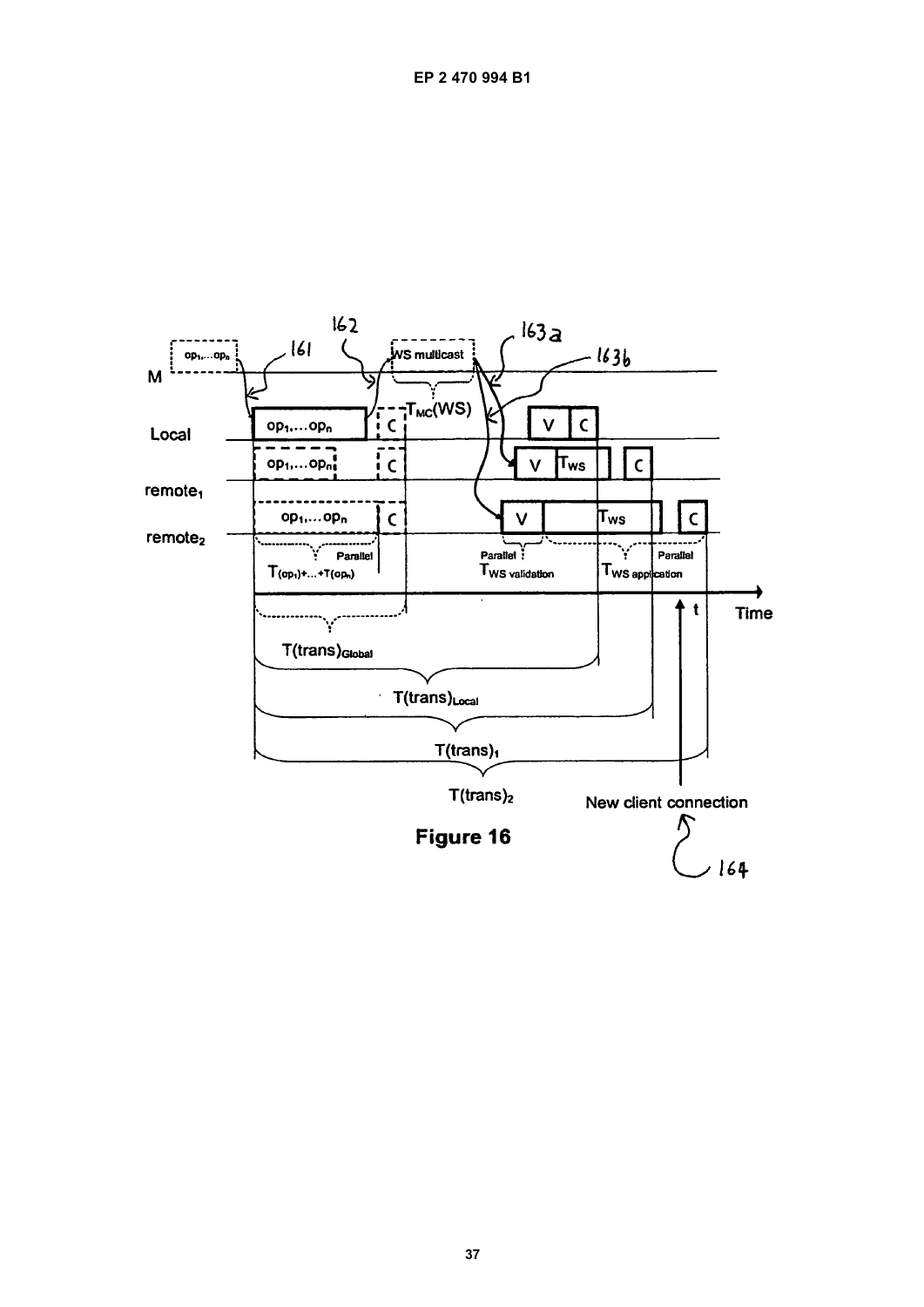**Figure 16**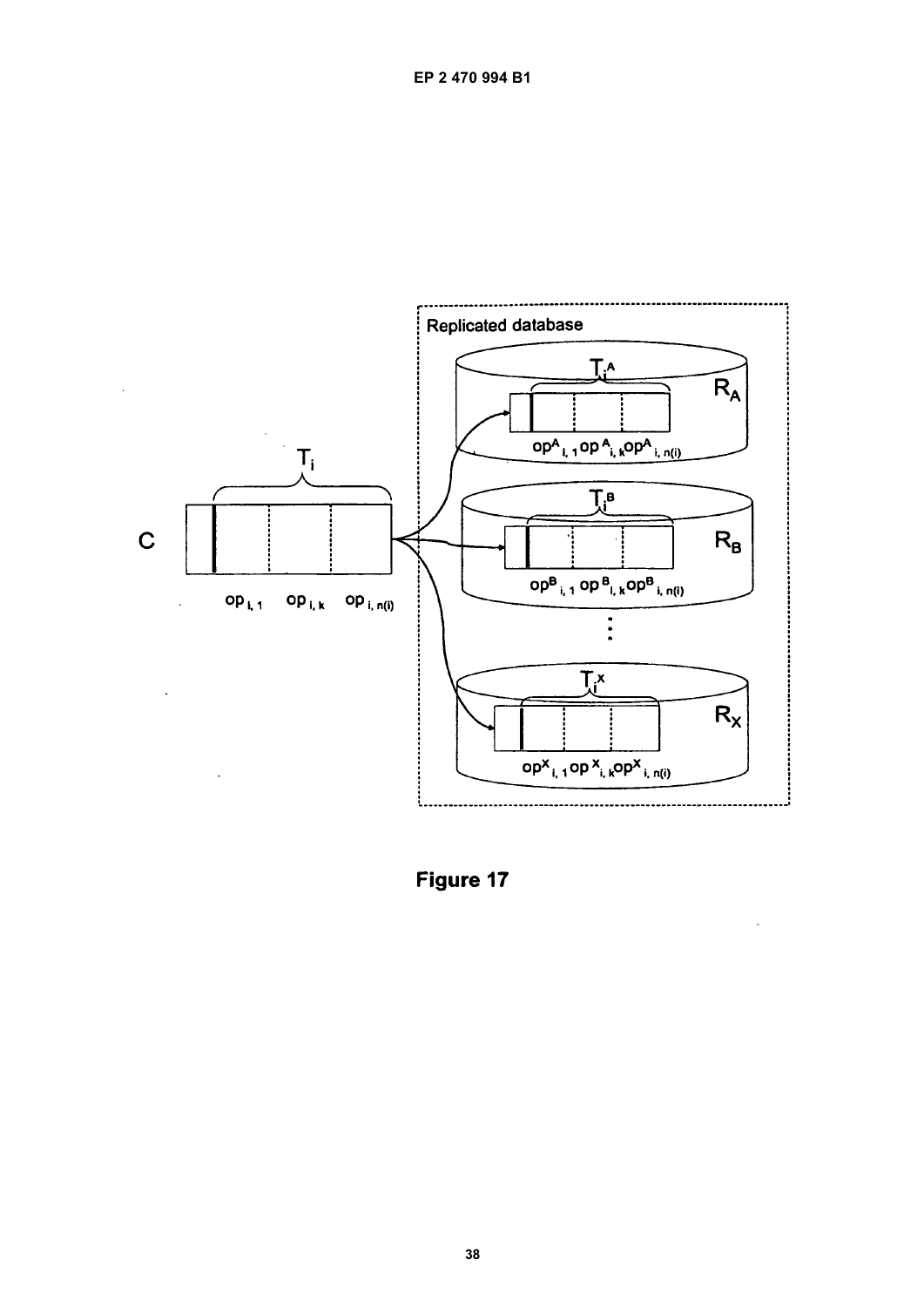Figure 17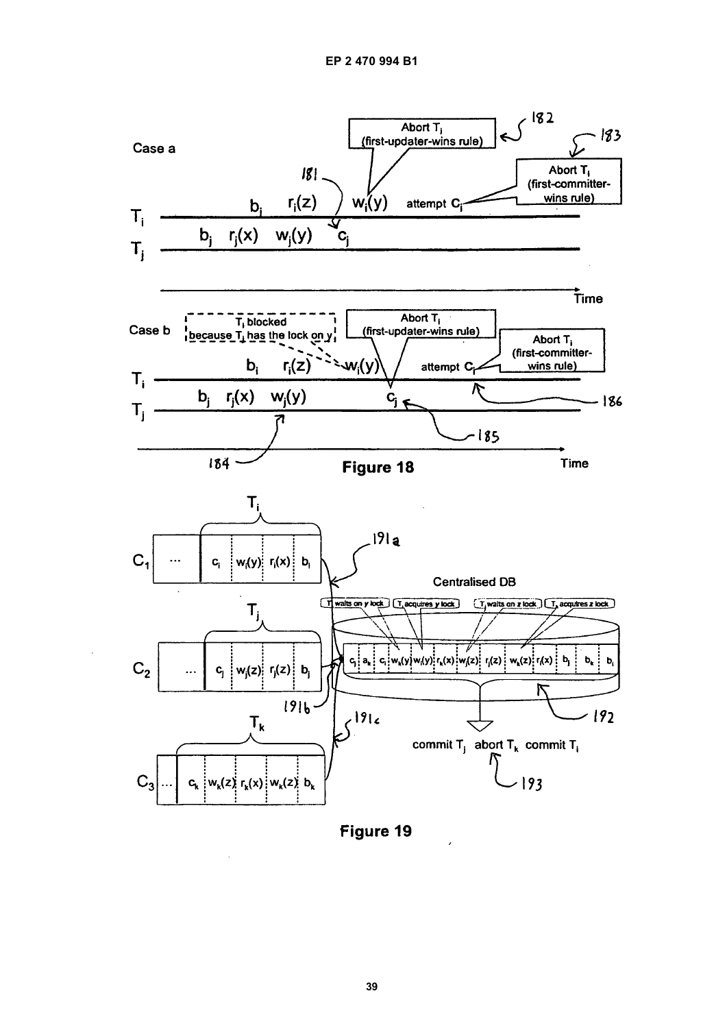Case a

182 Abort $T_i$ (first-updater-wins rule)

183 Abort $T_i$ (first-committer-wins rule)

181

$T_i$: $b_i$ $r_i(z)$ $w_i(y)$ attempt $c_i$

$T_j$: $b_j$ $r_j(x)$ $w_j(y)$ $c_j$

Time

Case b

$T_i$ blocked because $T_j$ has the lock on $y$

Abort $T_i$ (first-updater-wins rule)

Abort $T_i$ (first-committer-wins rule)

$T_i$: $b_i$ $r_i(z)$ $w_i(y)$ attempt $c_i$

$T_j$: $b_j$ $r_j(x)$ $w_j(y)$ $c_j$

184 185 186

Time

**Figure 18**

$C_1$ ... $T_i$: $c_i$ $w_i(y)$ $r_i(x)$ $b_i$

$C_2$ ... $T_j$: $c_j$ $w_j(z)$ $r_j(z)$ $b_j$

$C_3$ ... $T_k$: $c_k$ $w_k(z)$ $r_k(x)$ $w_k(z)$ $b_k$

191a 191b 191c

Centralised DB

$T_i$ waits on $y$ lock | $T_i$ acquires $y$ lock | $T_j$ waits on $z$ lock | $T_k$ acquires $z$ lock

$c_j$ $a_k$ $c_i$ $w_k(y)$ $w_i(y)$ $r_k(x)$ $w_j(z)$ $r_j(z)$ $w_k(z)$ $r_i(x)$ $b_j$ $b_k$ $b_i$

192

commit $T_j$ abort $T_k$ commit $T_i$

193

**Figure 19**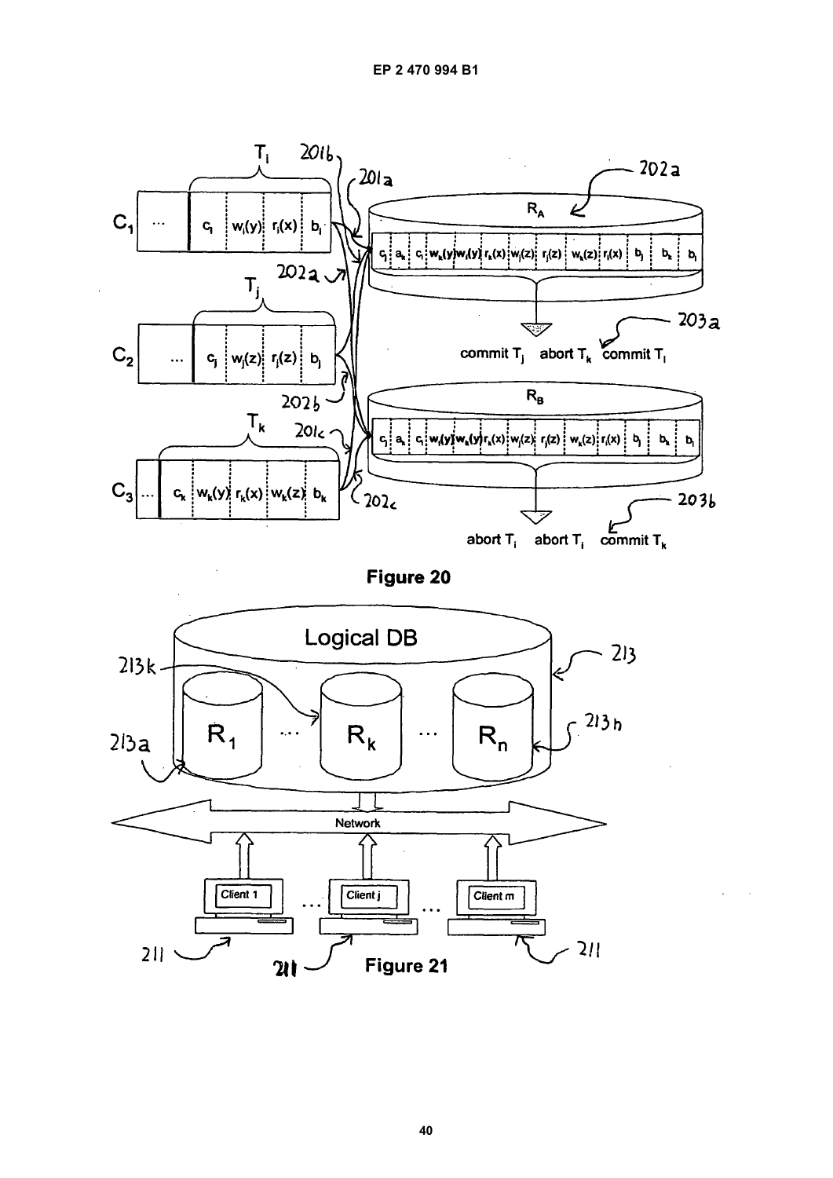Figure 20

Figure 21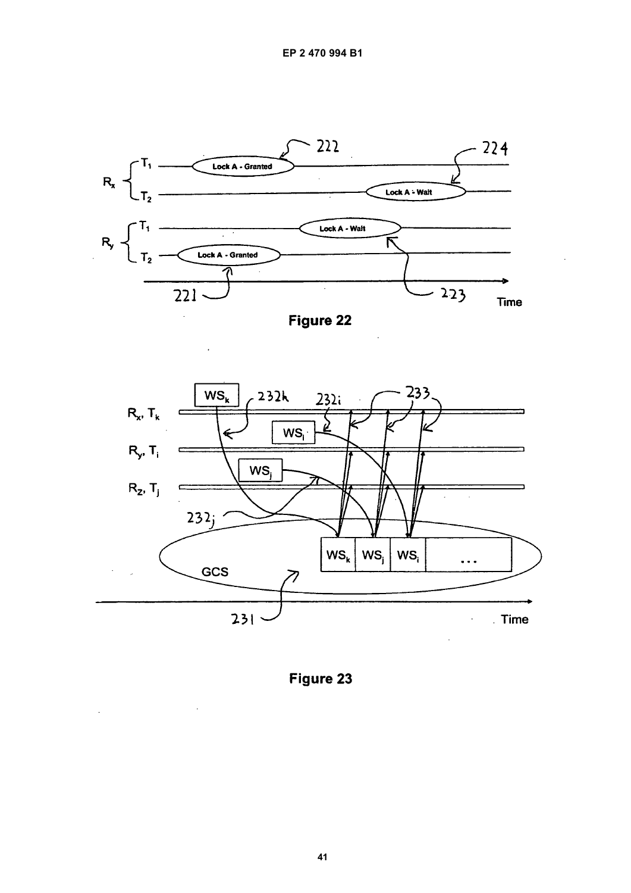**Figure 22**

**Figure 23**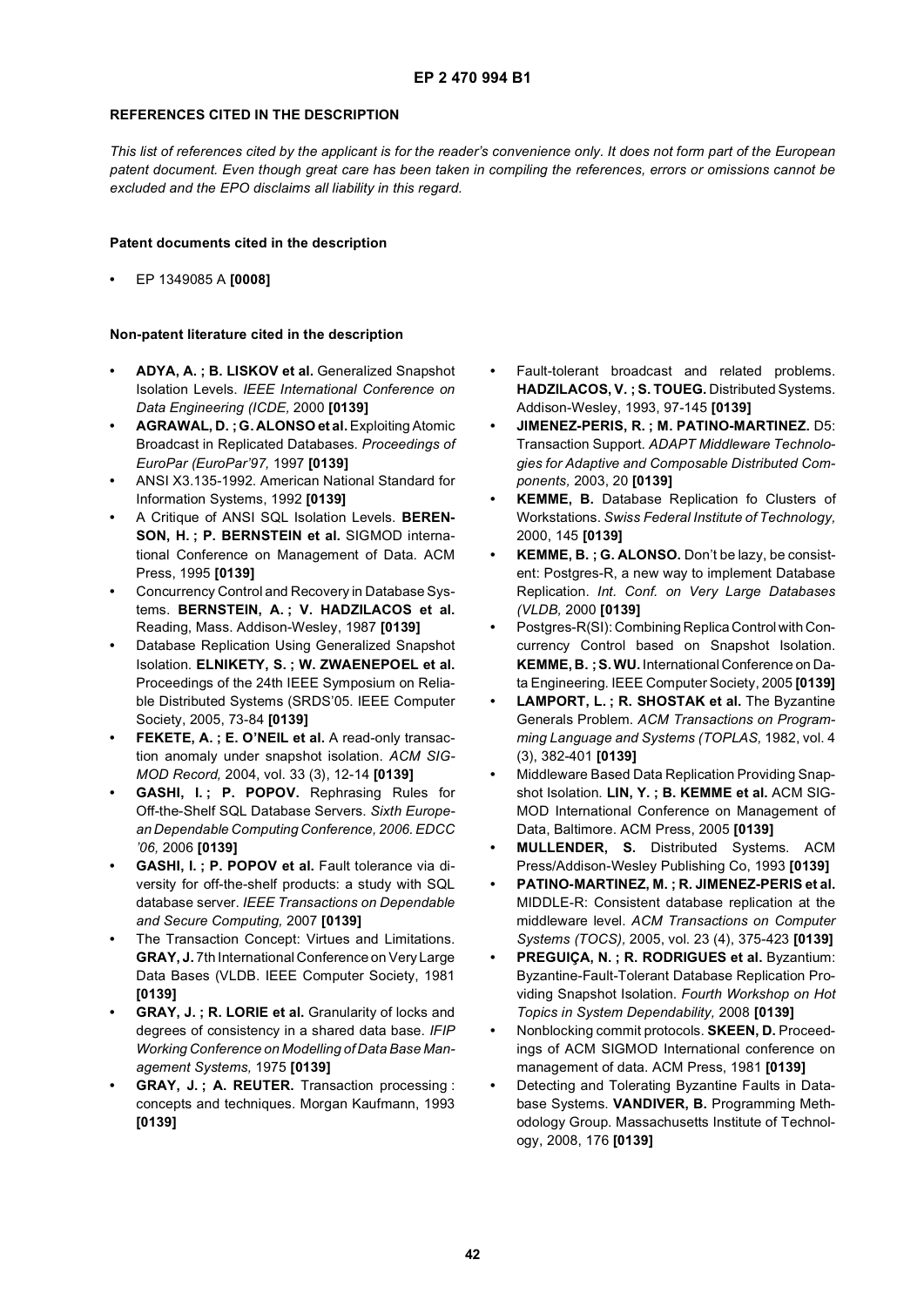## REFERENCES CITED IN THE DESCRIPTION

*This list of references cited by the applicant is for the reader's convenience only. It does not form part of the European patent document. Even though great care has been taken in compiling the references, errors or omissions cannot be excluded and the EPO disclaims all liability in this regard.*

### Patent documents cited in the description

- EP 1349085 A **[0008]**

### Non-patent literature cited in the description

- **ADYA, A. ; B. LISKOV et al.** Generalized Snapshot Isolation Levels. *IEEE International Conference on Data Engineering (ICDE,* 2000 **[0139]**
- **AGRAWAL, D. ; G. ALONSO et al.** Exploiting Atomic Broadcast in Replicated Databases. *Proceedings of EuroPar (EuroPar'97,* 1997 **[0139]**
- ANSI X3.135-1992. American National Standard for Information Systems, 1992 **[0139]**
- A Critique of ANSI SQL Isolation Levels. **BERENSON, H. ; P. BERNSTEIN et al.** SIGMOD international Conference on Management of Data. ACM Press, 1995 **[0139]**
- Concurrency Control and Recovery in Database Systems. **BERNSTEIN, A. ; V. HADZILACOS et al.** Reading, Mass. Addison-Wesley, 1987 **[0139]**
- Database Replication Using Generalized Snapshot Isolation. **ELNIKETY, S. ; W. ZWAENEPOEL et al.** Proceedings of the 24th IEEE Symposium on Reliable Distributed Systems (SRDS'05. IEEE Computer Society, 2005, 73-84 **[0139]**
- **FEKETE, A. ; E. O'NEIL et al.** A read-only transaction anomaly under snapshot isolation. *ACM SIGMOD Record,* 2004, vol. 33 (3), 12-14 **[0139]**
- **GASHI, I. ; P. POPOV.** Rephrasing Rules for Off-the-Shelf SQL Database Servers. *Sixth European Dependable Computing Conference, 2006. EDCC '06,* 2006 **[0139]**
- **GASHI, I. ; P. POPOV et al.** Fault tolerance via diversity for off-the-shelf products: a study with SQL database server. *IEEE Transactions on Dependable and Secure Computing,* 2007 **[0139]**
- The Transaction Concept: Virtues and Limitations. **GRAY, J.** 7th International Conference on Very Large Data Bases (VLDB. IEEE Computer Society, 1981 **[0139]**
- **GRAY, J. ; R. LORIE et al.** Granularity of locks and degrees of consistency in a shared data base. *IFIP Working Conference on Modelling of Data Base Management Systems,* 1975 **[0139]**
- **GRAY, J. ; A. REUTER.** Transaction processing : concepts and techniques. Morgan Kaufmann, 1993 **[0139]**
- Fault-tolerant broadcast and related problems. **HADZILACOS, V. ; S. TOUEG.** Distributed Systems. Addison-Wesley, 1993, 97-145 **[0139]**
- **JIMENEZ-PERIS, R. ; M. PATINO-MARTINEZ.** D5: Transaction Support. *ADAPT Middleware Technologies for Adaptive and Composable Distributed Components,* 2003, 20 **[0139]**
- **KEMME, B.** Database Replication fo Clusters of Workstations. *Swiss Federal Institute of Technology,* 2000, 145 **[0139]**
- **KEMME, B. ; G. ALONSO.** Don't be lazy, be consistent: Postgres-R, a new way to implement Database Replication. *Int. Conf. on Very Large Databases (VLDB,* 2000 **[0139]**
- Postgres-R(SI): Combining Replica Control with Concurrency Control based on Snapshot Isolation. **KEMME, B. ; S. WU.** International Conference on Data Engineering. IEEE Computer Society, 2005 **[0139]**
- **LAMPORT, L. ; R. SHOSTAK et al.** The Byzantine Generals Problem. *ACM Transactions on Programming Language and Systems (TOPLAS,* 1982, vol. 4 (3), 382-401 **[0139]**
- Middleware Based Data Replication Providing Snapshot Isolation. **LIN, Y. ; B. KEMME et al.** ACM SIGMOD International Conference on Management of Data, Baltimore. ACM Press, 2005 **[0139]**
- **MULLENDER, S.** Distributed Systems. ACM Press/Addison-Wesley Publishing Co, 1993 **[0139]**
- **PATINO-MARTINEZ, M. ; R. JIMENEZ-PERIS et al.** MIDDLE-R: Consistent database replication at the middleware level. *ACM Transactions on Computer Systems (TOCS),* 2005, vol. 23 (4), 375-423 **[0139]**
- **PREGUIÇA, N. ; R. RODRIGUES et al.** Byzantium: Byzantine-Fault-Tolerant Database Replication Providing Snapshot Isolation. *Fourth Workshop on Hot Topics in System Dependability,* 2008 **[0139]**
- Nonblocking commit protocols. **SKEEN, D.** Proceedings of ACM SIGMOD International conference on management of data. ACM Press, 1981 **[0139]**
- Detecting and Tolerating Byzantine Faults in Database Systems. **VANDIVER, B.** Programming Methodology Group. Massachusetts Institute of Technology, 2008, 176 **[0139]**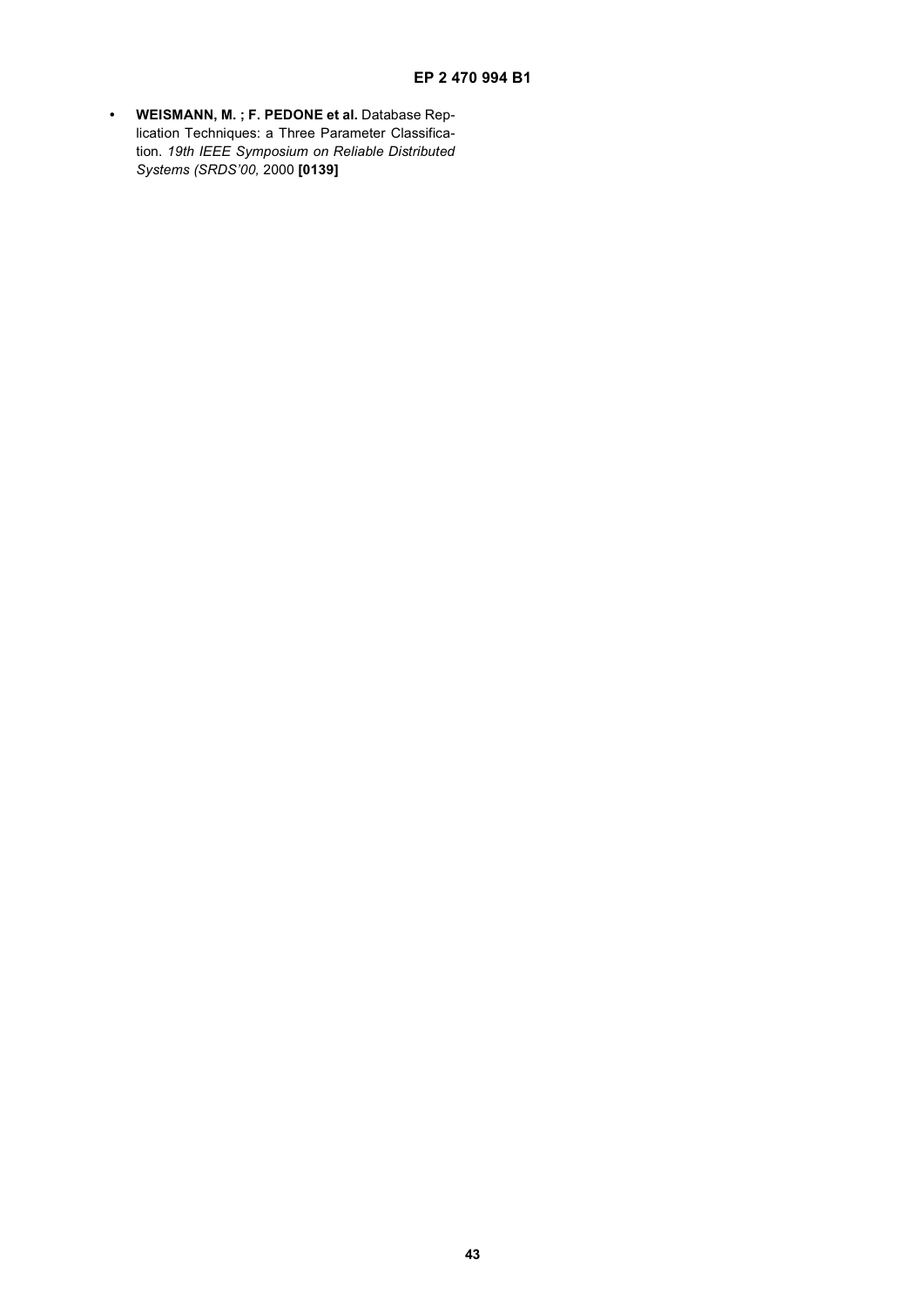- **WEISMANN, M. ; F. PEDONE et al.** Database Replication Techniques: a Three Parameter Classification. *19th IEEE Symposium on Reliable Distributed Systems (SRDS'00,* 2000 **[0139]**